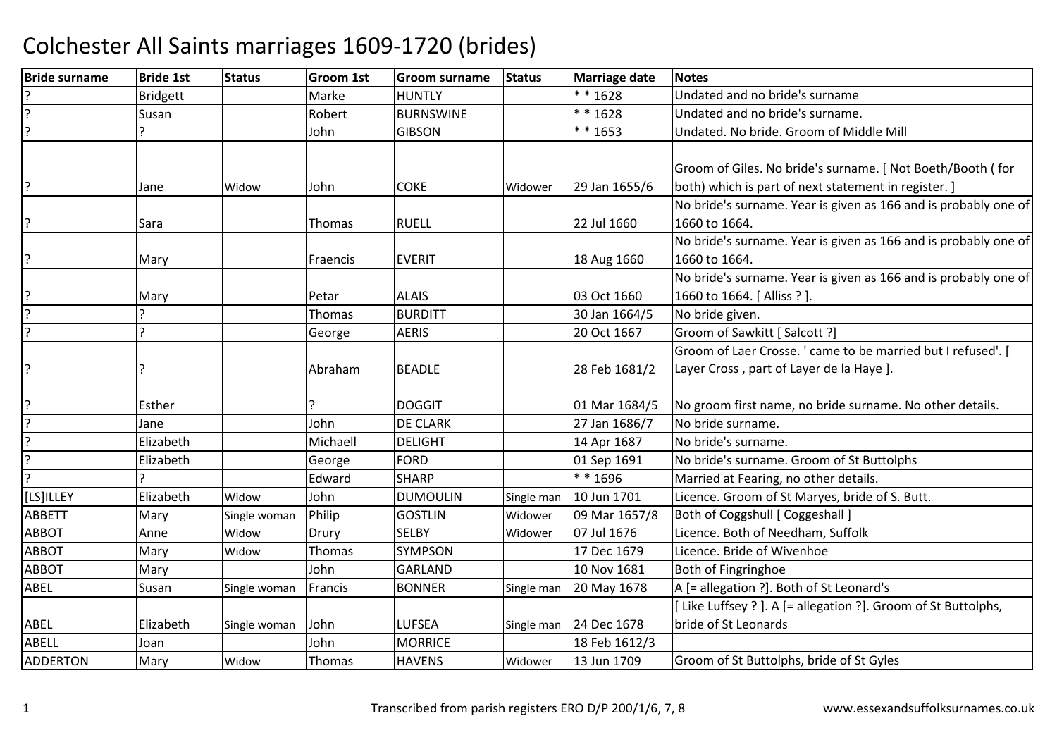# Colchester All Saints marriages 1609-1720 (brides)

| Bride surname | Bride 1st | Status | Groom 1st | Groom surname | Status | Marriage date | Notes |
|---|---|---|---|---|---|---|---|
| ? | Bridgett | | Marke | HUNTLY | | * * 1628 | Undated and no bride's surname |
| ? | Susan | | Robert | BURNSWINE | | * * 1628 | Undated and no bride's surname. |
| ? | ? | | John | GIBSON | | * * 1653 | Undated. No bride. Groom of Middle Mill |
| ? | Jane | Widow | John | COKE | Widower | 29 Jan 1655/6 | Groom of Giles. No bride's surname. [ Not Boeth/Booth ( for both) which is part of next statement in register. ] |
| ? | Sara | | Thomas | RUELL | | 22 Jul 1660 | No bride's surname. Year is given as 166 and is probably one of 1660 to 1664. |
| ? | Mary | | Fraencis | EVERIT | | 18 Aug 1660 | No bride's surname. Year is given as 166 and is probably one of 1660 to 1664. |
| ? | Mary | | Petar | ALAIS | | 03 Oct 1660 | No bride's surname. Year is given as 166 and is probably one of 1660 to 1664. [ Alliss ? ]. |
| ? | ? | | Thomas | BURDITT | | 30 Jan 1664/5 | No bride given. |
| ? | ? | | George | AERIS | | 20 Oct 1667 | Groom of Sawkitt [ Salcott ?] |
| ? | ? | | Abraham | BEADLE | | 28 Feb 1681/2 | Groom of Laer Crosse. ' came to be married but I refused'. [ Layer Cross , part of Layer de la Haye ]. |
| ? | Esther | | ? | DOGGIT | | 01 Mar 1684/5 | No groom first name, no bride surname. No other details. |
| ? | Jane | | John | DE CLARK | | 27 Jan 1686/7 | No bride surname. |
| ? | Elizabeth | | Michaell | DELIGHT | | 14 Apr 1687 | No bride's surname. |
| ? | Elizabeth | | George | FORD | | 01 Sep 1691 | No bride's surname. Groom of St Buttolphs |
| ? | ? | | Edward | SHARP | | * * 1696 | Married at Fearing, no other details. |
| [LS]ILLEY | Elizabeth | Widow | John | DUMOULIN | Single man | 10 Jun 1701 | Licence. Groom of St Maryes, bride of S. Butt. |
| ABBETT | Mary | Single woman | Philip | GOSTLIN | Widower | 09 Mar 1657/8 | Both of Coggshull [ Coggeshall ] |
| ABBOT | Anne | Widow | Drury | SELBY | Widower | 07 Jul 1676 | Licence. Both of Needham, Suffolk |
| ABBOT | Mary | Widow | Thomas | SYMPSON | | 17 Dec 1679 | Licence. Bride of Wivenhoe |
| ABBOT | Mary | | John | GARLAND | | 10 Nov 1681 | Both of Fingringhoe |
| ABEL | Susan | Single woman | Francis | BONNER | Single man | 20 May 1678 | A [= allegation ?]. Both of St Leonard's |
| ABEL | Elizabeth | Single woman | John | LUFSEA | Single man | 24 Dec 1678 | [ Like Luffsey ? ]. A [= allegation ?]. Groom of St Buttolphs, bride of St Leonards |
| ABELL | Joan | | John | MORRICE | | 18 Feb 1612/3 | |
| ADDERTON | Mary | Widow | Thomas | HAVENS | Widower | 13 Jun 1709 | Groom of St Buttolphs, bride of St Gyles |

Transcribed from parish registers ERO D/P 200/1/6, 7, 8 www.essexandsuffolksurnames.co.uk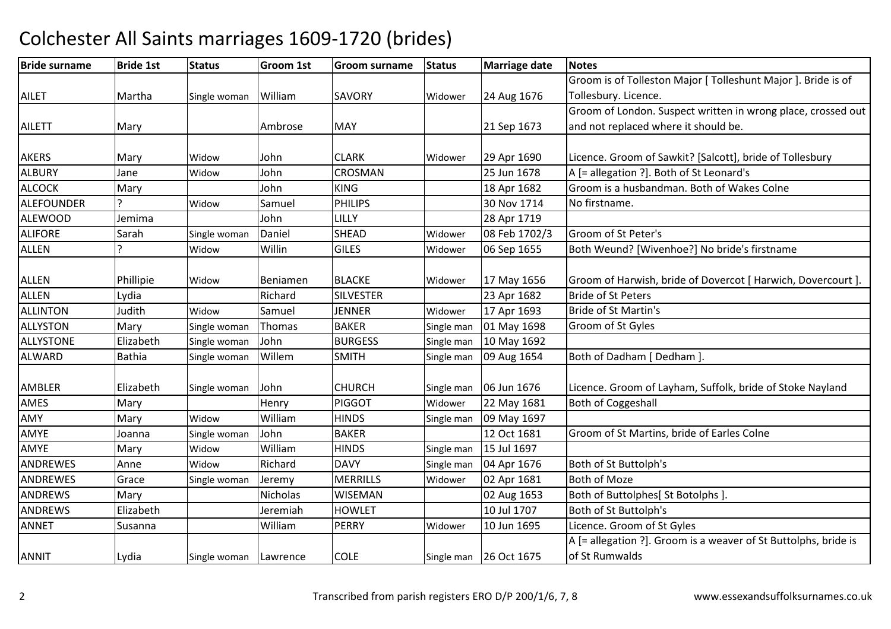# Colchester All Saints marriages 1609-1720 (brides)

| Bride surname | Bride 1st | Status | Groom 1st | Groom surname | Status | Marriage date | Notes |
|---|---|---|---|---|---|---|---|
| AILET | Martha | Single woman | William | SAVORY | Widower | 24 Aug 1676 | Groom is of Tolleston Major [ Tolleshunt Major ]. Bride is of Tollesbury. Licence. |
| AILETT | Mary | | Ambrose | MAY | | 21 Sep 1673 | Groom of London. Suspect written in wrong place, crossed out and not replaced where it should be. |
| AKERS | Mary | Widow | John | CLARK | Widower | 29 Apr 1690 | Licence. Groom of Sawkit? [Salcott], bride of Tollesbury |
| ALBURY | Jane | Widow | John | CROSMAN | | 25 Jun 1678 | A [= allegation ?]. Both of St Leonard's |
| ALCOCK | Mary | | John | KING | | 18 Apr 1682 | Groom is a husbandman. Both of Wakes Colne |
| ALEFOUNDER | ? | Widow | Samuel | PHILIPS | | 30 Nov 1714 | No firstname. |
| ALEWOOD | Jemima | | John | LILLY | | 28 Apr 1719 | |
| ALIFORE | Sarah | Single woman | Daniel | SHEAD | Widower | 08 Feb 1702/3 | Groom of St Peter's |
| ALLEN | ? | Widow | Willin | GILES | Widower | 06 Sep 1655 | Both Weund? [Wivenhoe?] No bride's firstname |
| ALLEN | Phillipie | Widow | Beniamen | BLACKE | Widower | 17 May 1656 | Groom of Harwish, bride of Dovercot [ Harwich, Dovercourt ]. |
| ALLEN | Lydia | | Richard | SILVESTER | | 23 Apr 1682 | Bride of St Peters |
| ALLINTON | Judith | Widow | Samuel | JENNER | Widower | 17 Apr 1693 | Bride of St Martin's |
| ALLYSTON | Mary | Single woman | Thomas | BAKER | Single man | 01 May 1698 | Groom of St Gyles |
| ALLYSTONE | Elizabeth | Single woman | John | BURGESS | Single man | 10 May 1692 | |
| ALWARD | Bathia | Single woman | Willem | SMITH | Single man | 09 Aug 1654 | Both of Dadham [ Dedham ]. |
| AMBLER | Elizabeth | Single woman | John | CHURCH | Single man | 06 Jun 1676 | Licence. Groom of Layham, Suffolk, bride of Stoke Nayland |
| AMES | Mary | | Henry | PIGGOT | Widower | 22 May 1681 | Both of Coggeshall |
| AMY | Mary | Widow | William | HINDS | Single man | 09 May 1697 | |
| AMYE | Joanna | Single woman | John | BAKER | | 12 Oct 1681 | Groom of St Martins, bride of Earles Colne |
| AMYE | Mary | Widow | William | HINDS | Single man | 15 Jul 1697 | |
| ANDREWES | Anne | Widow | Richard | DAVY | Single man | 04 Apr 1676 | Both of St Buttolph's |
| ANDREWES | Grace | Single woman | Jeremy | MERRILLS | Widower | 02 Apr 1681 | Both of Moze |
| ANDREWS | Mary | | Nicholas | WISEMAN | | 02 Aug 1653 | Both of Buttolphes[ St Botolphs ]. |
| ANDREWS | Elizabeth | | Jeremiah | HOWLET | | 10 Jul 1707 | Both of St Buttolph's |
| ANNET | Susanna | | William | PERRY | Widower | 10 Jun 1695 | Licence. Groom of St Gyles |
| ANNIT | Lydia | Single woman | Lawrence | COLE | Single man | 26 Oct 1675 | A [= allegation ?]. Groom is a weaver of St Buttolphs, bride is of St Rumwalds |

Transcribed from parish registers ERO D/P 200/1/6, 7, 8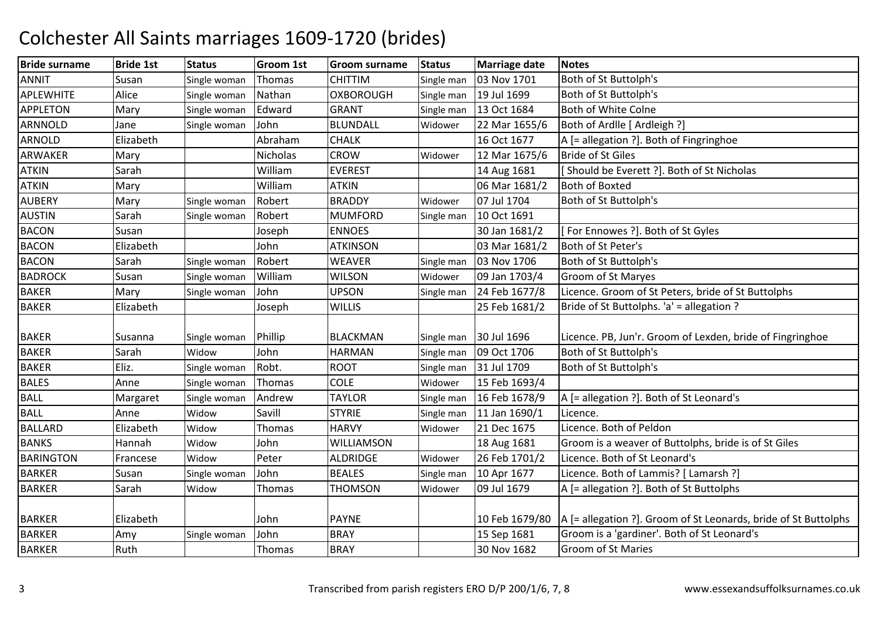# Colchester All Saints marriages 1609-1720 (brides)

| Bride surname | Bride 1st | Status | Groom 1st | Groom surname | Status | Marriage date | Notes |
|---|---|---|---|---|---|---|---|
| ANNIT | Susan | Single woman | Thomas | CHITTIM | Single man | 03 Nov 1701 | Both of St Buttolph's |
| APLEWHITE | Alice | Single woman | Nathan | OXBOROUGH | Single man | 19 Jul 1699 | Both of St Buttolph's |
| APPLETON | Mary | Single woman | Edward | GRANT | Single man | 13 Oct 1684 | Both of White Colne |
| ARNNOLD | Jane | Single woman | John | BLUNDALL | Widower | 22 Mar 1655/6 | Both of Ardlle [ Ardleigh ?] |
| ARNOLD | Elizabeth | | Abraham | CHALK | | 16 Oct 1677 | A [= allegation ?]. Both of Fingringhoe |
| ARWAKER | Mary | | Nicholas | CROW | Widower | 12 Mar 1675/6 | Bride of St Giles |
| ATKIN | Sarah | | William | EVEREST | | 14 Aug 1681 | [ Should be Everett ?]. Both of St Nicholas |
| ATKIN | Mary | | William | ATKIN | | 06 Mar 1681/2 | Both of Boxted |
| AUBERY | Mary | Single woman | Robert | BRADDY | Widower | 07 Jul 1704 | Both of St Buttolph's |
| AUSTIN | Sarah | Single woman | Robert | MUMFORD | Single man | 10 Oct 1691 | |
| BACON | Susan | | Joseph | ENNOES | | 30 Jan 1681/2 | [ For Ennowes ?]. Both of St Gyles |
| BACON | Elizabeth | | John | ATKINSON | | 03 Mar 1681/2 | Both of St Peter's |
| BACON | Sarah | Single woman | Robert | WEAVER | Single man | 03 Nov 1706 | Both of St Buttolph's |
| BADROCK | Susan | Single woman | William | WILSON | Widower | 09 Jan 1703/4 | Groom of St Maryes |
| BAKER | Mary | Single woman | John | UPSON | Single man | 24 Feb 1677/8 | Licence. Groom of St Peters, bride of St Buttolphs |
| BAKER | Elizabeth | | Joseph | WILLIS | | 25 Feb 1681/2 | Bride of St Buttolphs. 'a' = allegation ? |
| BAKER | Susanna | Single woman | Phillip | BLACKMAN | Single man | 30 Jul 1696 | Licence. PB, Jun'r. Groom of Lexden, bride of Fingringhoe |
| BAKER | Sarah | Widow | John | HARMAN | Single man | 09 Oct 1706 | Both of St Buttolph's |
| BAKER | Eliz. | Single woman | Robt. | ROOT | Single man | 31 Jul 1709 | Both of St Buttolph's |
| BALES | Anne | Single woman | Thomas | COLE | Widower | 15 Feb 1693/4 | |
| BALL | Margaret | Single woman | Andrew | TAYLOR | Single man | 16 Feb 1678/9 | A [= allegation ?]. Both of St Leonard's |
| BALL | Anne | Widow | Savill | STYRIE | Single man | 11 Jan 1690/1 | Licence. |
| BALLARD | Elizabeth | Widow | Thomas | HARVY | Widower | 21 Dec 1675 | Licence. Both of Peldon |
| BANKS | Hannah | Widow | John | WILLIAMSON | | 18 Aug 1681 | Groom is a weaver of Buttolphs, bride is of St Giles |
| BARINGTON | Francese | Widow | Peter | ALDRIDGE | Widower | 26 Feb 1701/2 | Licence. Both of St Leonard's |
| BARKER | Susan | Single woman | John | BEALES | Single man | 10 Apr 1677 | Licence. Both of Lammis? [ Lamarsh ?] |
| BARKER | Sarah | Widow | Thomas | THOMSON | Widower | 09 Jul 1679 | A [= allegation ?]. Both of St Buttolphs |
| BARKER | Elizabeth | | John | PAYNE | | 10 Feb 1679/80 | A [= allegation ?]. Groom of St Leonards, bride of St Buttolphs |
| BARKER | Amy | Single woman | John | BRAY | | 15 Sep 1681 | Groom is a 'gardiner'. Both of St Leonard's |
| BARKER | Ruth | | Thomas | BRAY | | 30 Nov 1682 | Groom of St Maries |

Transcribed from parish registers ERO D/P 200/1/6, 7, 8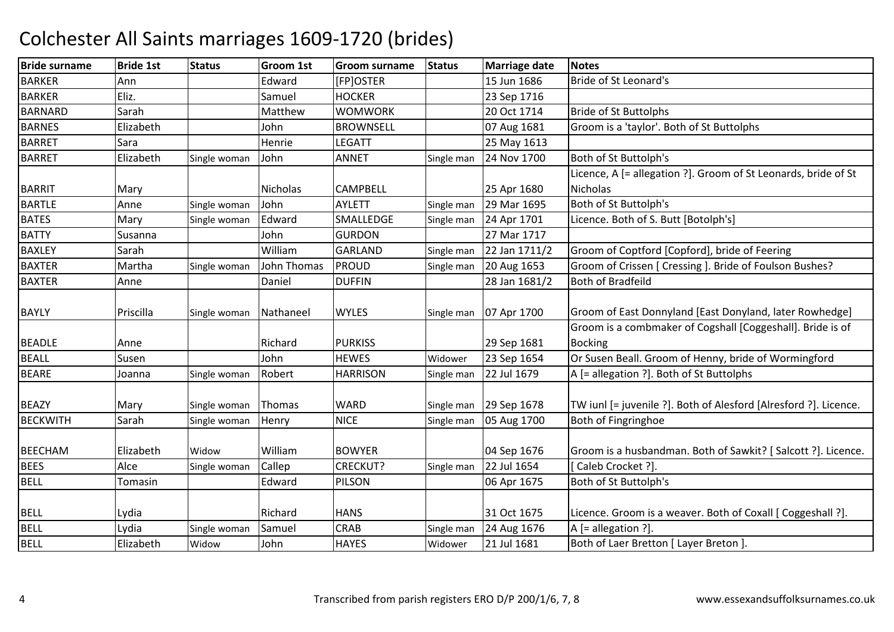# Colchester All Saints marriages 1609-1720 (brides)

| Bride surname | Bride 1st | Status | Groom 1st | Groom surname | Status | Marriage date | Notes |
|---|---|---|---|---|---|---|---|
| BARKER | Ann | | Edward | [FP]OSTER | | 15 Jun 1686 | Bride of St Leonard's |
| BARKER | Eliz. | | Samuel | HOCKER | | 23 Sep 1716 | |
| BARNARD | Sarah | | Matthew | WOMWORK | | 20 Oct 1714 | Bride of St Buttolphs |
| BARNES | Elizabeth | | John | BROWNSELL | | 07 Aug 1681 | Groom is a 'taylor'. Both of St Buttolphs |
| BARRET | Sara | | Henrie | LEGATT | | 25 May 1613 | |
| BARRET | Elizabeth | Single woman | John | ANNET | Single man | 24 Nov 1700 | Both of St Buttolph's |
| BARRIT | Mary | | Nicholas | CAMPBELL | | 25 Apr 1680 | Licence, A [= allegation ?]. Groom of St Leonards, bride of St Nicholas |
| BARTLE | Anne | Single woman | John | AYLETT | Single man | 29 Mar 1695 | Both of St Buttolph's |
| BATES | Mary | Single woman | Edward | SMALLEDGE | Single man | 24 Apr 1701 | Licence. Both of S. Butt [Botolph's] |
| BATTY | Susanna | | John | GURDON | | 27 Mar 1717 | |
| BAXLEY | Sarah | | William | GARLAND | Single man | 22 Jan 1711/2 | Groom of Coptford [Copford], bride of Feering |
| BAXTER | Martha | Single woman | John Thomas | PROUD | Single man | 20 Aug 1653 | Groom of Crissen [ Cressing ]. Bride of Foulson Bushes? |
| BAXTER | Anne | | Daniel | DUFFIN | | 28 Jan 1681/2 | Both of Bradfeild |
| BAYLY | Priscilla | Single woman | Nathaneel | WYLES | Single man | 07 Apr 1700 | Groom of East Donnyland [East Donyland, later Rowhedge] |
| BEADLE | Anne | | Richard | PURKISS | | 29 Sep 1681 | Groom is a combmaker of Cogshall [Coggeshall]. Bride is of Bocking |
| BEALL | Susen | | John | HEWES | Widower | 23 Sep 1654 | Or Susen Beall. Groom of Henny, bride of Wormingford |
| BEARE | Joanna | Single woman | Robert | HARRISON | Single man | 22 Jul 1679 | A [= allegation ?]. Both of St Buttolphs |
| BEAZY | Mary | Single woman | Thomas | WARD | Single man | 29 Sep 1678 | TW iunl [= juvenile ?]. Both of Alesford [Alresford ?]. Licence. |
| BECKWITH | Sarah | Single woman | Henry | NICE | Single man | 05 Aug 1700 | Both of Fingringhoe |
| BEECHAM | Elizabeth | Widow | William | BOWYER | | 04 Sep 1676 | Groom is a husbandman. Both of Sawkit? [ Salcott ?]. Licence. |
| BEES | Alce | Single woman | Callep | CRECKUT? | Single man | 22 Jul 1654 | [ Caleb Crocket ?]. |
| BELL | Tomasin | | Edward | PILSON | | 06 Apr 1675 | Both of St Buttolph's |
| BELL | Lydia | | Richard | HANS | | 31 Oct 1675 | Licence. Groom is a weaver. Both of Coxall [ Coggeshall ?]. |
| BELL | Lydia | Single woman | Samuel | CRAB | Single man | 24 Aug 1676 | A [= allegation ?]. |
| BELL | Elizabeth | Widow | John | HAYES | Widower | 21 Jul 1681 | Both of Laer Bretton [ Layer Breton ]. |

Transcribed from parish registers ERO D/P 200/1/6, 7, 8 www.essexandsuffolksurnames.co.uk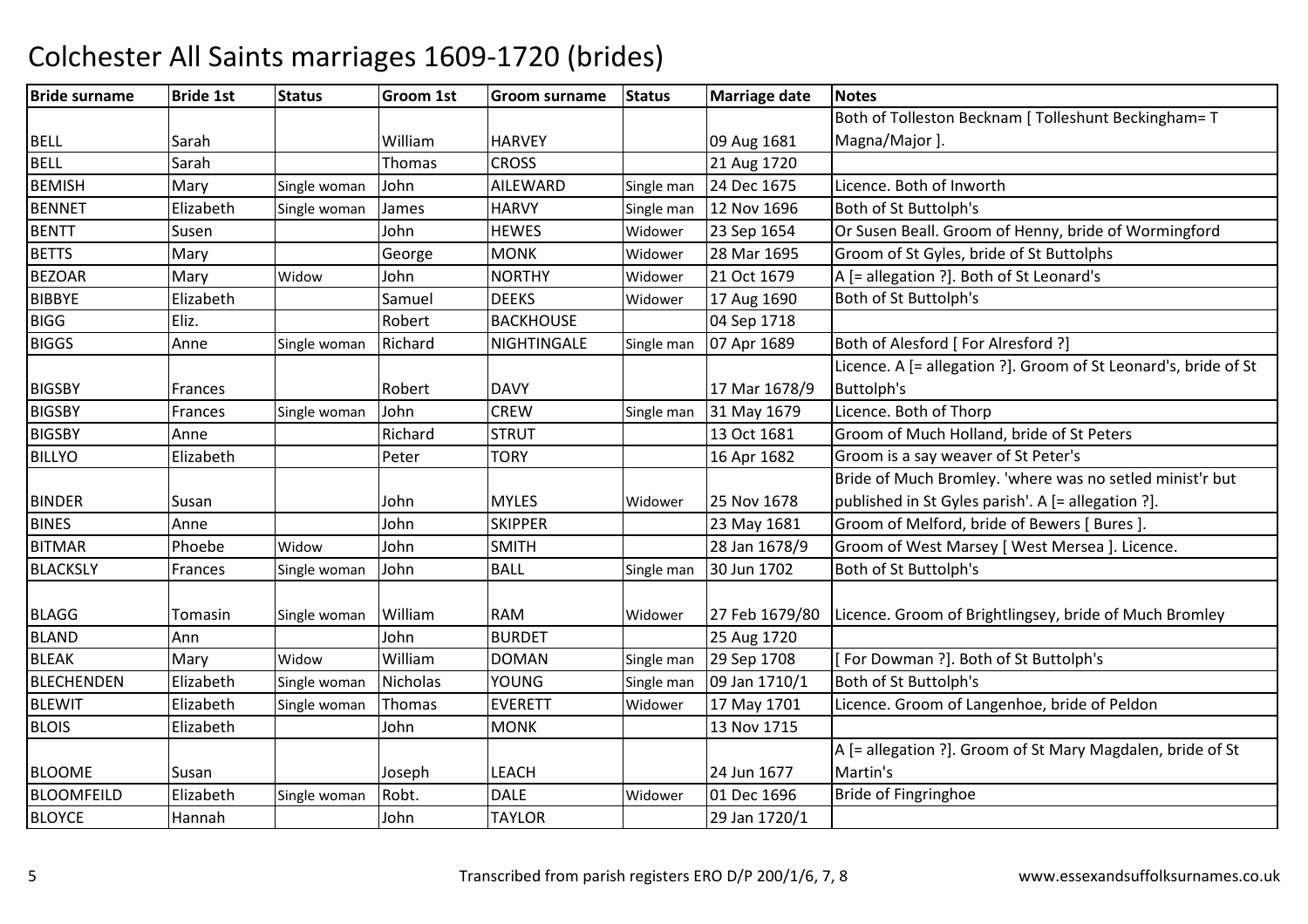# Colchester All Saints marriages 1609-1720 (brides)

| Bride surname | Bride 1st | Status | Groom 1st | Groom surname | Status | Marriage date | Notes |
|---|---|---|---|---|---|---|---|
| BELL | Sarah | | William | HARVEY | | 09 Aug 1681 | Both of Tolleston Becknam [ Tolleshunt Beckingham= T Magna/Major ]. |
| BELL | Sarah | | Thomas | CROSS | | 21 Aug 1720 | |
| BEMISH | Mary | Single woman | John | AILEWARD | Single man | 24 Dec 1675 | Licence. Both of Inworth |
| BENNET | Elizabeth | Single woman | James | HARVY | Single man | 12 Nov 1696 | Both of St Buttolph's |
| BENTT | Susen | | John | HEWES | Widower | 23 Sep 1654 | Or Susen Beall. Groom of Henny, bride of Wormingford |
| BETTS | Mary | | George | MONK | Widower | 28 Mar 1695 | Groom of St Gyles, bride of St Buttolphs |
| BEZOAR | Mary | Widow | John | NORTHY | Widower | 21 Oct 1679 | A [= allegation ?]. Both of St Leonard's |
| BIBBYE | Elizabeth | | Samuel | DEEKS | Widower | 17 Aug 1690 | Both of St Buttolph's |
| BIGG | Eliz. | | Robert | BACKHOUSE | | 04 Sep 1718 | |
| BIGGS | Anne | Single woman | Richard | NIGHTINGALE | Single man | 07 Apr 1689 | Both of Alesford [ For Alresford ?] |
| BIGSBY | Frances | | Robert | DAVY | | 17 Mar 1678/9 | Licence. A [= allegation ?]. Groom of St Leonard's, bride of St Buttolph's |
| BIGSBY | Frances | Single woman | John | CREW | Single man | 31 May 1679 | Licence. Both of Thorp |
| BIGSBY | Anne | | Richard | STRUT | | 13 Oct 1681 | Groom of Much Holland, bride of St Peters |
| BILLYO | Elizabeth | | Peter | TORY | | 16 Apr 1682 | Groom is a say weaver of St Peter's |
| BINDER | Susan | | John | MYLES | Widower | 25 Nov 1678 | Bride of Much Bromley. 'where was no setled minist'r but published in St Gyles parish'. A [= allegation ?]. |
| BINES | Anne | | John | SKIPPER | | 23 May 1681 | Groom of Melford, bride of Bewers [ Bures ]. |
| BITMAR | Phoebe | Widow | John | SMITH | | 28 Jan 1678/9 | Groom of West Marsey [ West Mersea ]. Licence. |
| BLACKSLY | Frances | Single woman | John | BALL | Single man | 30 Jun 1702 | Both of St Buttolph's |
| BLAGG | Tomasin | Single woman | William | RAM | Widower | 27 Feb 1679/80 | Licence. Groom of Brightlingsey, bride of Much Bromley |
| BLAND | Ann | | John | BURDET | | 25 Aug 1720 | |
| BLEAK | Mary | Widow | William | DOMAN | Single man | 29 Sep 1708 | [ For Dowman ?]. Both of St Buttolph's |
| BLECHENDEN | Elizabeth | Single woman | Nicholas | YOUNG | Single man | 09 Jan 1710/1 | Both of St Buttolph's |
| BLEWIT | Elizabeth | Single woman | Thomas | EVERETT | Widower | 17 May 1701 | Licence. Groom of Langenhoe, bride of Peldon |
| BLOIS | Elizabeth | | John | MONK | | 13 Nov 1715 | |
| BLOOME | Susan | | Joseph | LEACH | | 24 Jun 1677 | A [= allegation ?]. Groom of St Mary Magdalen, bride of St Martin's |
| BLOOMFEILD | Elizabeth | Single woman | Robt. | DALE | Widower | 01 Dec 1696 | Bride of Fingringhoe |
| BLOYCE | Hannah | | John | TAYLOR | | 29 Jan 1720/1 | |

Transcribed from parish registers ERO D/P 200/1/6, 7, 8 — www.essexandsuffolksurnames.co.uk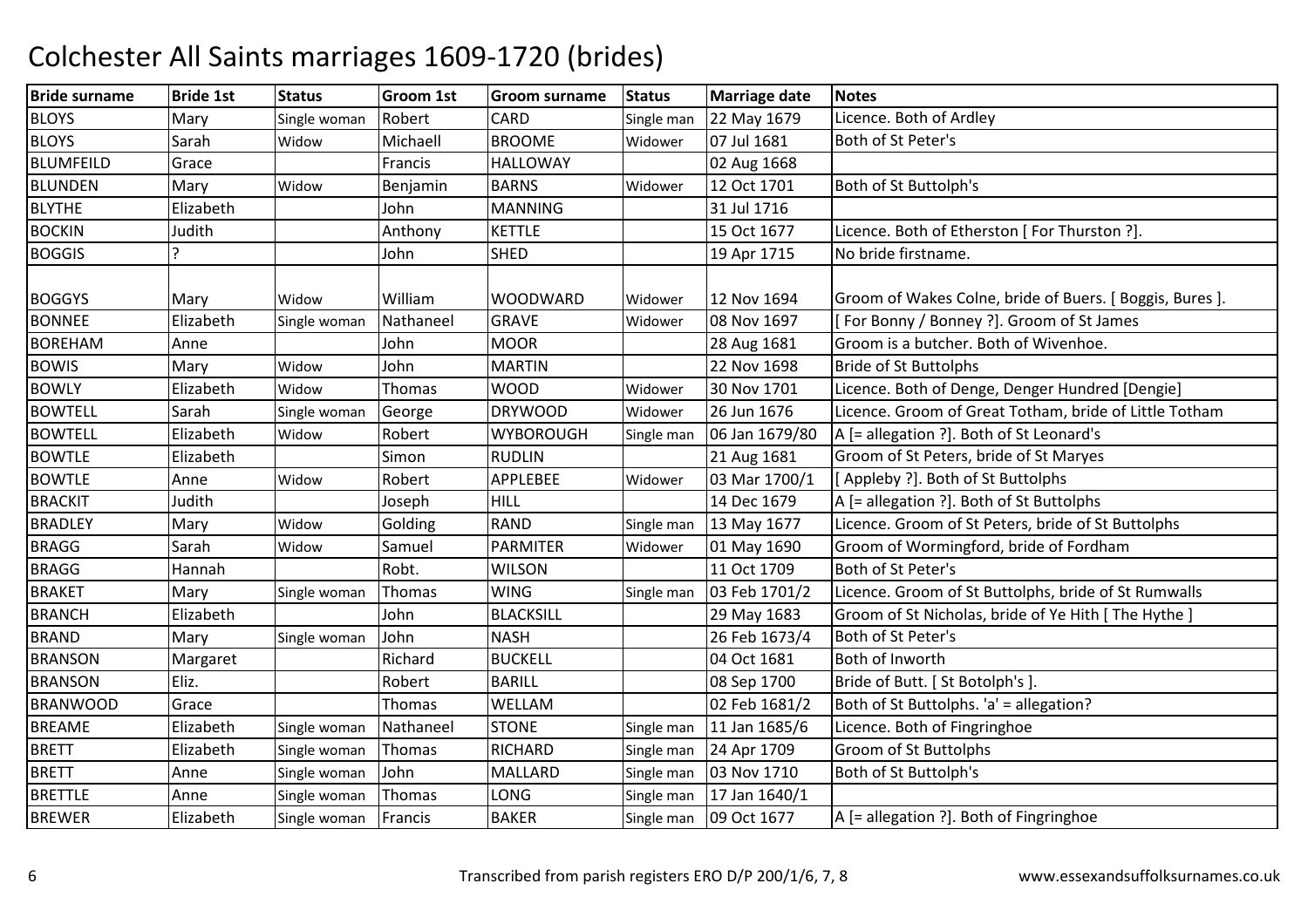# Colchester All Saints marriages 1609-1720 (brides)

| Bride surname | Bride 1st | Status | Groom 1st | Groom surname | Status | Marriage date | Notes |
|---|---|---|---|---|---|---|---|
| BLOYS | Mary | Single woman | Robert | CARD | Single man | 22 May 1679 | Licence. Both of Ardley |
| BLOYS | Sarah | Widow | Michaell | BROOME | Widower | 07 Jul 1681 | Both of St Peter's |
| BLUMFEILD | Grace | | Francis | HALLOWAY | | 02 Aug 1668 | |
| BLUNDEN | Mary | Widow | Benjamin | BARNS | Widower | 12 Oct 1701 | Both of St Buttolph's |
| BLYTHE | Elizabeth | | John | MANNING | | 31 Jul 1716 | |
| BOCKIN | Judith | | Anthony | KETTLE | | 15 Oct 1677 | Licence. Both of Etherston [ For Thurston ?]. |
| BOGGIS | ? | | John | SHED | | 19 Apr 1715 | No bride firstname. |
| BOGGYS | Mary | Widow | William | WOODWARD | Widower | 12 Nov 1694 | Groom of Wakes Colne, bride of Buers. [ Boggis, Bures ]. |
| BONNEE | Elizabeth | Single woman | Nathaneel | GRAVE | Widower | 08 Nov 1697 | [ For Bonny / Bonney ?]. Groom of St James |
| BOREHAM | Anne | | John | MOOR | | 28 Aug 1681 | Groom is a butcher. Both of Wivenhoe. |
| BOWIS | Mary | Widow | John | MARTIN | | 22 Nov 1698 | Bride of St Buttolphs |
| BOWLY | Elizabeth | Widow | Thomas | WOOD | Widower | 30 Nov 1701 | Licence. Both of Denge, Denger Hundred [Dengie] |
| BOWTELL | Sarah | Single woman | George | DRYWOOD | Widower | 26 Jun 1676 | Licence. Groom of Great Totham, bride of Little Totham |
| BOWTELL | Elizabeth | Widow | Robert | WYBOROUGH | Single man | 06 Jan 1679/80 | A [= allegation ?]. Both of St Leonard's |
| BOWTLE | Elizabeth | | Simon | RUDLIN | | 21 Aug 1681 | Groom of St Peters, bride of St Maryes |
| BOWTLE | Anne | Widow | Robert | APPLEBEE | Widower | 03 Mar 1700/1 | [ Appleby ?]. Both of St Buttolphs |
| BRACKIT | Judith | | Joseph | HILL | | 14 Dec 1679 | A [= allegation ?]. Both of St Buttolphs |
| BRADLEY | Mary | Widow | Golding | RAND | Single man | 13 May 1677 | Licence. Groom of St Peters, bride of St Buttolphs |
| BRAGG | Sarah | Widow | Samuel | PARMITER | Widower | 01 May 1690 | Groom of Wormingford, bride of Fordham |
| BRAGG | Hannah | | Robt. | WILSON | | 11 Oct 1709 | Both of St Peter's |
| BRAKET | Mary | Single woman | Thomas | WING | Single man | 03 Feb 1701/2 | Licence. Groom of St Buttolphs, bride of St Rumwalls |
| BRANCH | Elizabeth | | John | BLACKSILL | | 29 May 1683 | Groom of St Nicholas, bride of Ye Hith [ The Hythe ] |
| BRAND | Mary | Single woman | John | NASH | | 26 Feb 1673/4 | Both of St Peter's |
| BRANSON | Margaret | | Richard | BUCKELL | | 04 Oct 1681 | Both of Inworth |
| BRANSON | Eliz. | | Robert | BARILL | | 08 Sep 1700 | Bride of Butt. [ St Botolph's ]. |
| BRANWOOD | Grace | | Thomas | WELLAM | | 02 Feb 1681/2 | Both of St Buttolphs. 'a' = allegation? |
| BREAME | Elizabeth | Single woman | Nathaneel | STONE | Single man | 11 Jan 1685/6 | Licence. Both of Fingringhoe |
| BRETT | Elizabeth | Single woman | Thomas | RICHARD | Single man | 24 Apr 1709 | Groom of St Buttolphs |
| BRETT | Anne | Single woman | John | MALLARD | Single man | 03 Nov 1710 | Both of St Buttolph's |
| BRETTLE | Anne | Single woman | Thomas | LONG | Single man | 17 Jan 1640/1 | |
| BREWER | Elizabeth | Single woman | Francis | BAKER | Single man | 09 Oct 1677 | A [= allegation ?]. Both of Fingringhoe |

Transcribed from parish registers ERO D/P 200/1/6, 7, 8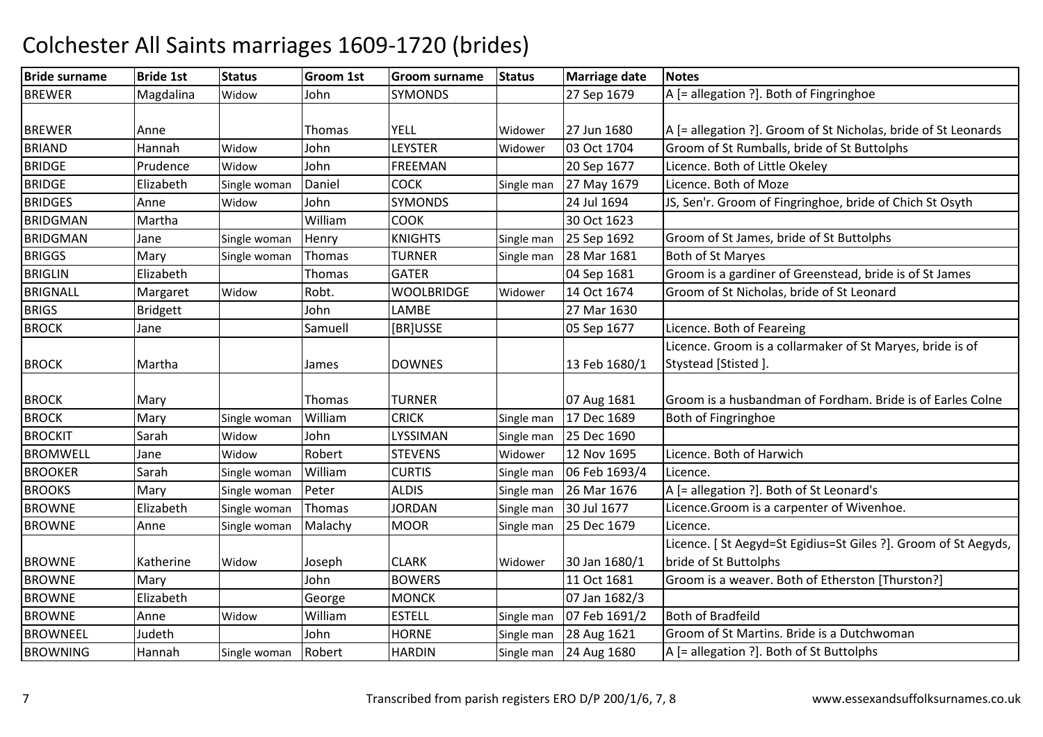# Colchester All Saints marriages 1609-1720 (brides)

| Bride surname | Bride 1st | Status | Groom 1st | Groom surname | Status | Marriage date | Notes |
|---|---|---|---|---|---|---|---|
| BREWER | Magdalina | Widow | John | SYMONDS | | 27 Sep 1679 | A [= allegation ?]. Both of Fingringhoe |
| BREWER | Anne | | Thomas | YELL | Widower | 27 Jun 1680 | A [= allegation ?]. Groom of St Nicholas, bride of St Leonards |
| BRIAND | Hannah | Widow | John | LEYSTER | Widower | 03 Oct 1704 | Groom of St Rumballs, bride of St Buttolphs |
| BRIDGE | Prudence | Widow | John | FREEMAN | | 20 Sep 1677 | Licence. Both of Little Okeley |
| BRIDGE | Elizabeth | Single woman | Daniel | COCK | Single man | 27 May 1679 | Licence. Both of Moze |
| BRIDGES | Anne | Widow | John | SYMONDS | | 24 Jul 1694 | JS, Sen'r. Groom of Fingringhoe, bride of Chich St Osyth |
| BRIDGMAN | Martha | | William | COOK | | 30 Oct 1623 | |
| BRIDGMAN | Jane | Single woman | Henry | KNIGHTS | Single man | 25 Sep 1692 | Groom of St James, bride of St Buttolphs |
| BRIGGS | Mary | Single woman | Thomas | TURNER | Single man | 28 Mar 1681 | Both of St Maryes |
| BRIGLIN | Elizabeth | | Thomas | GATER | | 04 Sep 1681 | Groom is a gardiner of Greenstead, bride is of St James |
| BRIGNALL | Margaret | Widow | Robt. | WOOLBRIDGE | Widower | 14 Oct 1674 | Groom of St Nicholas, bride of St Leonard |
| BRIGS | Bridgett | | John | LAMBE | | 27 Mar 1630 | |
| BROCK | Jane | | Samuell | [BR]USSE | | 05 Sep 1677 | Licence. Both of Feareing |
| BROCK | Martha | | James | DOWNES | | 13 Feb 1680/1 | Licence. Groom is a collarmaker of St Maryes, bride is of Stystead [Stisted ]. |
| BROCK | Mary | | Thomas | TURNER | | 07 Aug 1681 | Groom is a husbandman of Fordham. Bride is of Earles Colne |
| BROCK | Mary | Single woman | William | CRICK | Single man | 17 Dec 1689 | Both of Fingringhoe |
| BROCKIT | Sarah | Widow | John | LYSSIMAN | Single man | 25 Dec 1690 | |
| BROMWELL | Jane | Widow | Robert | STEVENS | Widower | 12 Nov 1695 | Licence. Both of Harwich |
| BROOKER | Sarah | Single woman | William | CURTIS | Single man | 06 Feb 1693/4 | Licence. |
| BROOKS | Mary | Single woman | Peter | ALDIS | Single man | 26 Mar 1676 | A [= allegation ?]. Both of St Leonard's |
| BROWNE | Elizabeth | Single woman | Thomas | JORDAN | Single man | 30 Jul 1677 | Licence.Groom is a carpenter of Wivenhoe. |
| BROWNE | Anne | Single woman | Malachy | MOOR | Single man | 25 Dec 1679 | Licence. |
| BROWNE | Katherine | Widow | Joseph | CLARK | Widower | 30 Jan 1680/1 | Licence. [ St Aegyd=St Egidius=St Giles ?]. Groom of St Aegyds, bride of St Buttolphs |
| BROWNE | Mary | | John | BOWERS | | 11 Oct 1681 | Groom is a weaver. Both of Etherston [Thurston?] |
| BROWNE | Elizabeth | | George | MONCK | | 07 Jan 1682/3 | |
| BROWNE | Anne | Widow | William | ESTELL | Single man | 07 Feb 1691/2 | Both of Bradfeild |
| BROWNEEL | Judeth | | John | HORNE | Single man | 28 Aug 1621 | Groom of St Martins. Bride is a Dutchwoman |
| BROWNING | Hannah | Single woman | Robert | HARDIN | Single man | 24 Aug 1680 | A [= allegation ?]. Both of St Buttolphs |

Transcribed from parish registers ERO D/P 200/1/6, 7, 8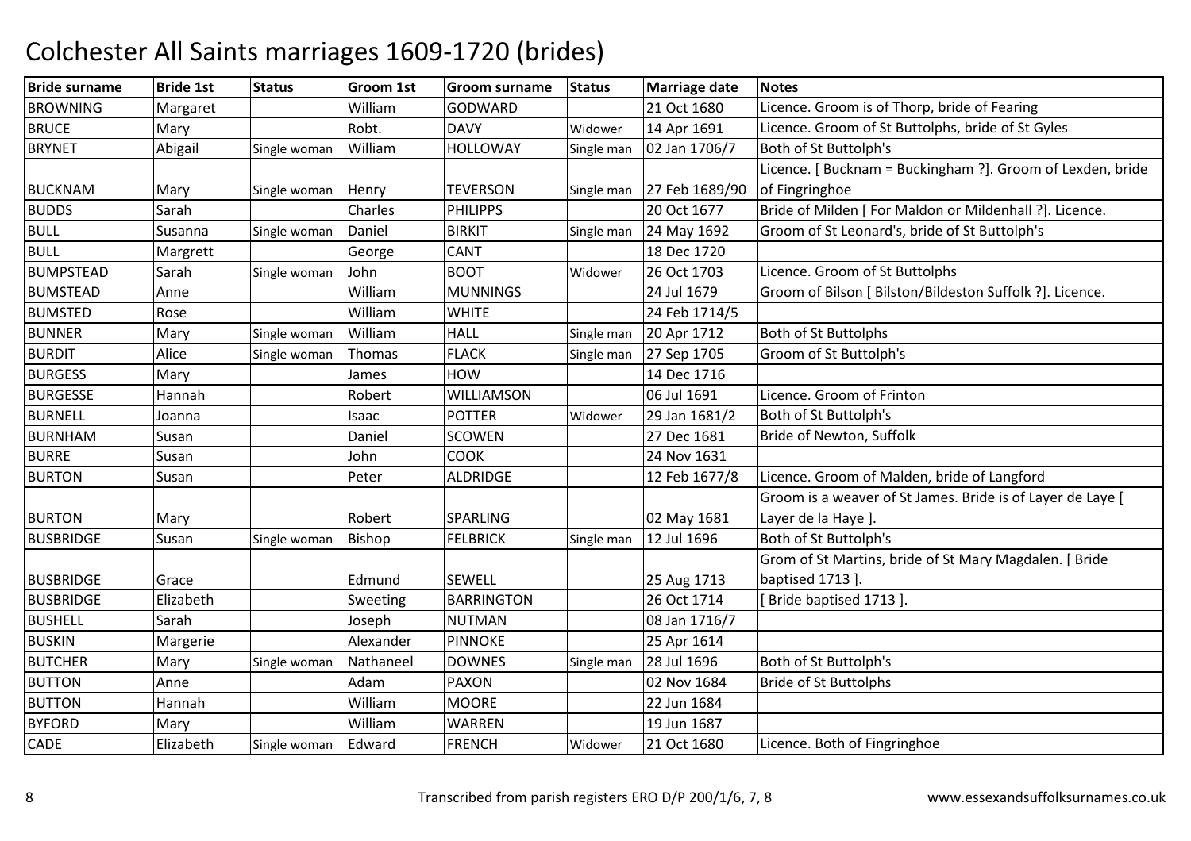# Colchester All Saints marriages 1609-1720 (brides)

| Bride surname | Bride 1st | Status | Groom 1st | Groom surname | Status | Marriage date | Notes |
|---|---|---|---|---|---|---|---|
| BROWNING | Margaret | | William | GODWARD | | 21 Oct 1680 | Licence. Groom is of Thorp, bride of Fearing |
| BRUCE | Mary | | Robt. | DAVY | Widower | 14 Apr 1691 | Licence. Groom of St Buttolphs, bride of St Gyles |
| BRYNET | Abigail | Single woman | William | HOLLOWAY | Single man | 02 Jan 1706/7 | Both of St Buttolph's |
| BUCKNAM | Mary | Single woman | Henry | TEVERSON | Single man | 27 Feb 1689/90 | Licence. [ Bucknam = Buckingham ?]. Groom of Lexden, bride of Fingringhoe |
| BUDDS | Sarah | | Charles | PHILIPPS | | 20 Oct 1677 | Bride of Milden [ For Maldon or Mildenhall ?]. Licence. |
| BULL | Susanna | Single woman | Daniel | BIRKIT | Single man | 24 May 1692 | Groom of St Leonard's, bride of St Buttolph's |
| BULL | Margrett | | George | CANT | | 18 Dec 1720 | |
| BUMPSTEAD | Sarah | Single woman | John | BOOT | Widower | 26 Oct 1703 | Licence. Groom of St Buttolphs |
| BUMSTEAD | Anne | | William | MUNNINGS | | 24 Jul 1679 | Groom of Bilson [ Bilston/Bildeston Suffolk ?]. Licence. |
| BUMSTED | Rose | | William | WHITE | | 24 Feb 1714/5 | |
| BUNNER | Mary | Single woman | William | HALL | Single man | 20 Apr 1712 | Both of St Buttolphs |
| BURDIT | Alice | Single woman | Thomas | FLACK | Single man | 27 Sep 1705 | Groom of St Buttolph's |
| BURGESS | Mary | | James | HOW | | 14 Dec 1716 | |
| BURGESSE | Hannah | | Robert | WILLIAMSON | | 06 Jul 1691 | Licence. Groom of Frinton |
| BURNELL | Joanna | | Isaac | POTTER | Widower | 29 Jan 1681/2 | Both of St Buttolph's |
| BURNHAM | Susan | | Daniel | SCOWEN | | 27 Dec 1681 | Bride of Newton, Suffolk |
| BURRE | Susan | | John | COOK | | 24 Nov 1631 | |
| BURTON | Susan | | Peter | ALDRIDGE | | 12 Feb 1677/8 | Licence. Groom of Malden, bride of Langford |
| BURTON | Mary | | Robert | SPARLING | | 02 May 1681 | Groom is a weaver of St James. Bride is of Layer de Laye [ Layer de la Haye ]. |
| BUSBRIDGE | Susan | Single woman | Bishop | FELBRICK | Single man | 12 Jul 1696 | Both of St Buttolph's |
| BUSBRIDGE | Grace | | Edmund | SEWELL | | 25 Aug 1713 | Grom of St Martins, bride of St Mary Magdalen. [ Bride baptised 1713 ]. |
| BUSBRIDGE | Elizabeth | | Sweeting | BARRINGTON | | 26 Oct 1714 | [ Bride baptised 1713 ]. |
| BUSHELL | Sarah | | Joseph | NUTMAN | | 08 Jan 1716/7 | |
| BUSKIN | Margerie | | Alexander | PINNOKE | | 25 Apr 1614 | |
| BUTCHER | Mary | Single woman | Nathaneel | DOWNES | Single man | 28 Jul 1696 | Both of St Buttolph's |
| BUTTON | Anne | | Adam | PAXON | | 02 Nov 1684 | Bride of St Buttolphs |
| BUTTON | Hannah | | William | MOORE | | 22 Jun 1684 | |
| BYFORD | Mary | | William | WARREN | | 19 Jun 1687 | |
| CADE | Elizabeth | Single woman | Edward | FRENCH | Widower | 21 Oct 1680 | Licence. Both of Fingringhoe |

Transcribed from parish registers ERO D/P 200/1/6, 7, 8 www.essexandsuffolksurnames.co.uk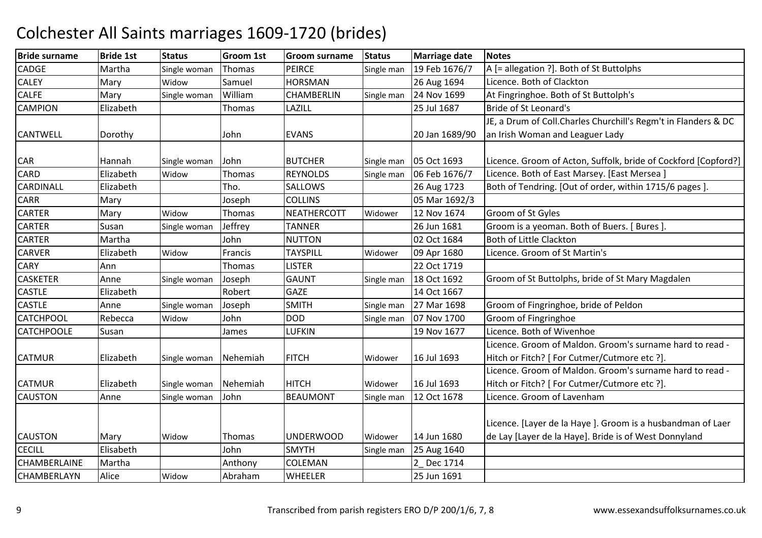# Colchester All Saints marriages 1609-1720 (brides)

| Bride surname | Bride 1st | Status | Groom 1st | Groom surname | Status | Marriage date | Notes |
|---|---|---|---|---|---|---|---|
| CADGE | Martha | Single woman | Thomas | PEIRCE | Single man | 19 Feb 1676/7 | A [= allegation ?]. Both of St Buttolphs |
| CALEY | Mary | Widow | Samuel | HORSMAN | | 26 Aug 1694 | Licence. Both of Clackton |
| CALFE | Mary | Single woman | William | CHAMBERLIN | Single man | 24 Nov 1699 | At Fingringhoe. Both of St Buttolph's |
| CAMPION | Elizabeth | | Thomas | LAZILL | | 25 Jul 1687 | Bride of St Leonard's |
| CANTWELL | Dorothy | | John | EVANS | | 20 Jan 1689/90 | JE, a Drum of Coll.Charles Churchill's Regm't in Flanders & DC an Irish Woman and Leaguer Lady |
| CAR | Hannah | Single woman | John | BUTCHER | Single man | 05 Oct 1693 | Licence. Groom of Acton, Suffolk, bride of Cockford [Copford?] |
| CARD | Elizabeth | Widow | Thomas | REYNOLDS | Single man | 06 Feb 1676/7 | Licence. Both of East Marsey. [East Mersea ] |
| CARDINALL | Elizabeth | | Tho. | SALLOWS | | 26 Aug 1723 | Both of Tendring. [Out of order, within 1715/6 pages ]. |
| CARR | Mary | | Joseph | COLLINS | | 05 Mar 1692/3 | |
| CARTER | Mary | Widow | Thomas | NEATHERCOTT | Widower | 12 Nov 1674 | Groom of St Gyles |
| CARTER | Susan | Single woman | Jeffrey | TANNER | | 26 Jun 1681 | Groom is a yeoman. Both of Buers. [ Bures ]. |
| CARTER | Martha | | John | NUTTON | | 02 Oct 1684 | Both of Little Clackton |
| CARVER | Elizabeth | Widow | Francis | TAYSPILL | Widower | 09 Apr 1680 | Licence. Groom of St Martin's |
| CARY | Ann | | Thomas | LISTER | | 22 Oct 1719 | |
| CASKETER | Anne | Single woman | Joseph | GAUNT | Single man | 18 Oct 1692 | Groom of St Buttolphs, bride of St Mary Magdalen |
| CASTLE | Elizabeth | | Robert | GAZE | | 14 Oct 1667 | |
| CASTLE | Anne | Single woman | Joseph | SMITH | Single man | 27 Mar 1698 | Groom of Fingringhoe, bride of Peldon |
| CATCHPOOL | Rebecca | Widow | John | DOD | Single man | 07 Nov 1700 | Groom of Fingringhoe |
| CATCHPOOLE | Susan | | James | LUFKIN | | 19 Nov 1677 | Licence. Both of Wivenhoe |
| CATMUR | Elizabeth | Single woman | Nehemiah | FITCH | Widower | 16 Jul 1693 | Licence. Groom of Maldon. Groom's surname hard to read - Hitch or Fitch? [ For Cutmer/Cutmore etc ?]. |
| CATMUR | Elizabeth | Single woman | Nehemiah | HITCH | Widower | 16 Jul 1693 | Licence. Groom of Maldon. Groom's surname hard to read - Hitch or Fitch? [ For Cutmer/Cutmore etc ?]. |
| CAUSTON | Anne | Single woman | John | BEAUMONT | Single man | 12 Oct 1678 | Licence. Groom of Lavenham |
| CAUSTON | Mary | Widow | Thomas | UNDERWOOD | Widower | 14 Jun 1680 | Licence. [Layer de la Haye ]. Groom is a husbandman of Laer de Lay [Layer de la Haye]. Bride is of West Donnyland |
| CECILL | Elisabeth | | John | SMYTH | Single man | 25 Aug 1640 | |
| CHAMBERLAINE | Martha | | Anthony | COLEMAN | | 2_ Dec 1714 | |
| CHAMBERLAYN | Alice | Widow | Abraham | WHEELER | | 25 Jun 1691 | |

Transcribed from parish registers ERO D/P 200/1/6, 7, 8 www.essexandsuffolksurnames.co.uk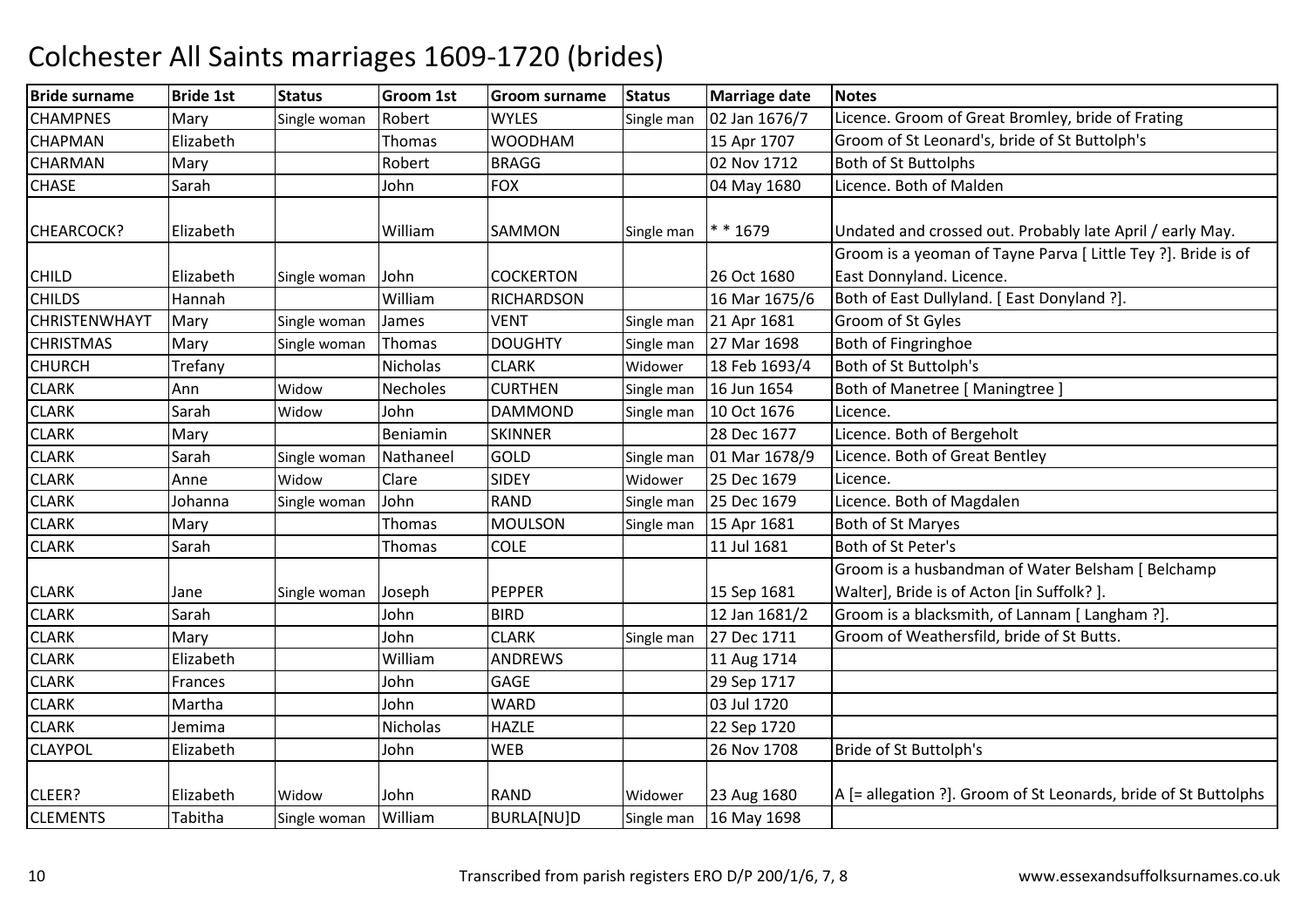# Colchester All Saints marriages 1609-1720 (brides)

| Bride surname | Bride 1st | Status | Groom 1st | Groom surname | Status | Marriage date | Notes |
|---|---|---|---|---|---|---|---|
| CHAMPNES | Mary | Single woman | Robert | WYLES | Single man | 02 Jan 1676/7 | Licence. Groom of Great Bromley, bride of Frating |
| CHAPMAN | Elizabeth | | Thomas | WOODHAM | | 15 Apr 1707 | Groom of St Leonard's, bride of St Buttolph's |
| CHARMAN | Mary | | Robert | BRAGG | | 02 Nov 1712 | Both of St Buttolphs |
| CHASE | Sarah | | John | FOX | | 04 May 1680 | Licence. Both of Malden |
| CHEARCOCK? | Elizabeth | | William | SAMMON | Single man | * * 1679 | Undated and crossed out. Probably late April / early May. |
| CHILD | Elizabeth | Single woman | John | COCKERTON | | 26 Oct 1680 | Groom is a yeoman of Tayne Parva [ Little Tey ?]. Bride is of East Donnyland. Licence. |
| CHILDS | Hannah | | William | RICHARDSON | | 16 Mar 1675/6 | Both of East Dullyland. [ East Donyland ?]. |
| CHRISTENWHAYT | Mary | Single woman | James | VENT | Single man | 21 Apr 1681 | Groom of St Gyles |
| CHRISTMAS | Mary | Single woman | Thomas | DOUGHTY | Single man | 27 Mar 1698 | Both of Fingringhoe |
| CHURCH | Trefany | | Nicholas | CLARK | Widower | 18 Feb 1693/4 | Both of St Buttolph's |
| CLARK | Ann | Widow | Necholes | CURTHEN | Single man | 16 Jun 1654 | Both of Manetree [ Maningtree ] |
| CLARK | Sarah | Widow | John | DAMMOND | Single man | 10 Oct 1676 | Licence. |
| CLARK | Mary | | Beniamin | SKINNER | | 28 Dec 1677 | Licence. Both of Bergeholt |
| CLARK | Sarah | Single woman | Nathaneel | GOLD | Single man | 01 Mar 1678/9 | Licence. Both of Great Bentley |
| CLARK | Anne | Widow | Clare | SIDEY | Widower | 25 Dec 1679 | Licence. |
| CLARK | Johanna | Single woman | John | RAND | Single man | 25 Dec 1679 | Licence. Both of Magdalen |
| CLARK | Mary | | Thomas | MOULSON | Single man | 15 Apr 1681 | Both of St Maryes |
| CLARK | Sarah | | Thomas | COLE | | 11 Jul 1681 | Both of St Peter's |
| CLARK | Jane | Single woman | Joseph | PEPPER | | 15 Sep 1681 | Groom is a husbandman of Water Belsham [ Belchamp Walter], Bride is of Acton [in Suffolk? ]. |
| CLARK | Sarah | | John | BIRD | | 12 Jan 1681/2 | Groom is a blacksmith, of Lannam [ Langham ?]. |
| CLARK | Mary | | John | CLARK | Single man | 27 Dec 1711 | Groom of Weathersfild, bride of St Butts. |
| CLARK | Elizabeth | | William | ANDREWS | | 11 Aug 1714 | |
| CLARK | Frances | | John | GAGE | | 29 Sep 1717 | |
| CLARK | Martha | | John | WARD | | 03 Jul 1720 | |
| CLARK | Jemima | | Nicholas | HAZLE | | 22 Sep 1720 | |
| CLAYPOL | Elizabeth | | John | WEB | | 26 Nov 1708 | Bride of St Buttolph's |
| CLEER? | Elizabeth | Widow | John | RAND | Widower | 23 Aug 1680 | A [= allegation ?]. Groom of St Leonards, bride of St Buttolphs |
| CLEMENTS | Tabitha | Single woman | William | BURLA[NU]D | Single man | 16 May 1698 | |

Transcribed from parish registers ERO D/P 200/1/6, 7, 8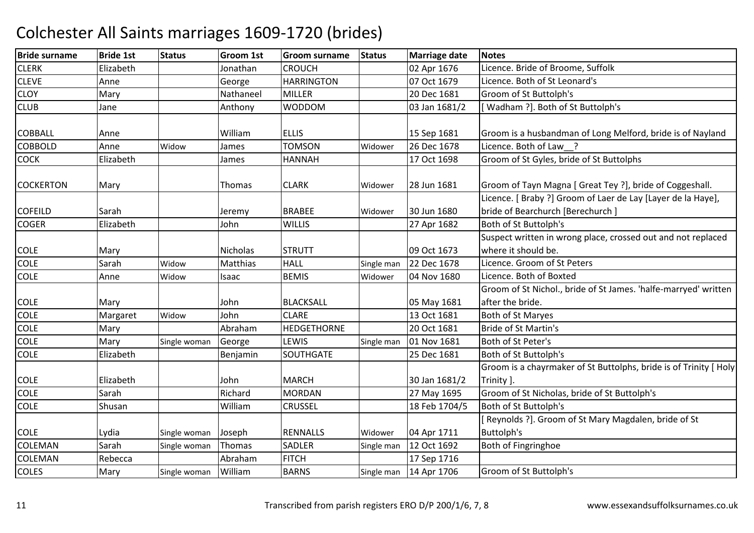# Colchester All Saints marriages 1609-1720 (brides)

| Bride surname | Bride 1st | Status | Groom 1st | Groom surname | Status | Marriage date | Notes |
|---|---|---|---|---|---|---|---|
| CLERK | Elizabeth | | Jonathan | CROUCH | | 02 Apr 1676 | Licence. Bride of Broome, Suffolk |
| CLEVE | Anne | | George | HARRINGTON | | 07 Oct 1679 | Licence. Both of St Leonard's |
| CLOY | Mary | | Nathaneel | MILLER | | 20 Dec 1681 | Groom of St Buttolph's |
| CLUB | Jane | | Anthony | WODDOM | | 03 Jan 1681/2 | [ Wadham ?]. Both of St Buttolph's |
| COBBALL | Anne | | William | ELLIS | | 15 Sep 1681 | Groom is a husbandman of Long Melford, bride is of Nayland |
| COBBOLD | Anne | Widow | James | TOMSON | Widower | 26 Dec 1678 | Licence. Both of Law__? |
| COCK | Elizabeth | | James | HANNAH | | 17 Oct 1698 | Groom of St Gyles, bride of St Buttolphs |
| COCKERTON | Mary | | Thomas | CLARK | Widower | 28 Jun 1681 | Groom of Tayn Magna [ Great Tey ?], bride of Coggeshall. |
| COFEILD | Sarah | | Jeremy | BRABEE | Widower | 30 Jun 1680 | Licence. [ Braby ?] Groom of Laer de Lay [Layer de la Haye], bride of Bearchurch [Berechurch ] |
| COGER | Elizabeth | | John | WILLIS | | 27 Apr 1682 | Both of St Buttolph's |
| COLE | Mary | | Nicholas | STRUTT | | 09 Oct 1673 | Suspect written in wrong place, crossed out and not replaced where it should be. |
| COLE | Sarah | Widow | Matthias | HALL | Single man | 22 Dec 1678 | Licence. Groom of St Peters |
| COLE | Anne | Widow | Isaac | BEMIS | Widower | 04 Nov 1680 | Licence. Both of Boxted |
| COLE | Mary | | John | BLACKSALL | | 05 May 1681 | Groom of St Nichol., bride of St James. 'halfe-marryed' written after the bride. |
| COLE | Margaret | Widow | John | CLARE | | 13 Oct 1681 | Both of St Maryes |
| COLE | Mary | | Abraham | HEDGETHORNE | | 20 Oct 1681 | Bride of St Martin's |
| COLE | Mary | Single woman | George | LEWIS | Single man | 01 Nov 1681 | Both of St Peter's |
| COLE | Elizabeth | | Benjamin | SOUTHGATE | | 25 Dec 1681 | Both of St Buttolph's |
| COLE | Elizabeth | | John | MARCH | | 30 Jan 1681/2 | Groom is a chayrmaker of St Buttolphs, bride is of Trinity [ Holy Trinity ]. |
| COLE | Sarah | | Richard | MORDAN | | 27 May 1695 | Groom of St Nicholas, bride of St Buttolph's |
| COLE | Shusan | | William | CRUSSEL | | 18 Feb 1704/5 | Both of St Buttolph's |
| COLE | Lydia | Single woman | Joseph | RENNALLS | Widower | 04 Apr 1711 | [ Reynolds ?]. Groom of St Mary Magdalen, bride of St Buttolph's |
| COLEMAN | Sarah | Single woman | Thomas | SADLER | Single man | 12 Oct 1692 | Both of Fingringhoe |
| COLEMAN | Rebecca | | Abraham | FITCH | | 17 Sep 1716 | |
| COLES | Mary | Single woman | William | BARNS | Single man | 14 Apr 1706 | Groom of St Buttolph's |

Transcribed from parish registers ERO D/P 200/1/6, 7, 8 www.essexandsuffolksurnames.co.uk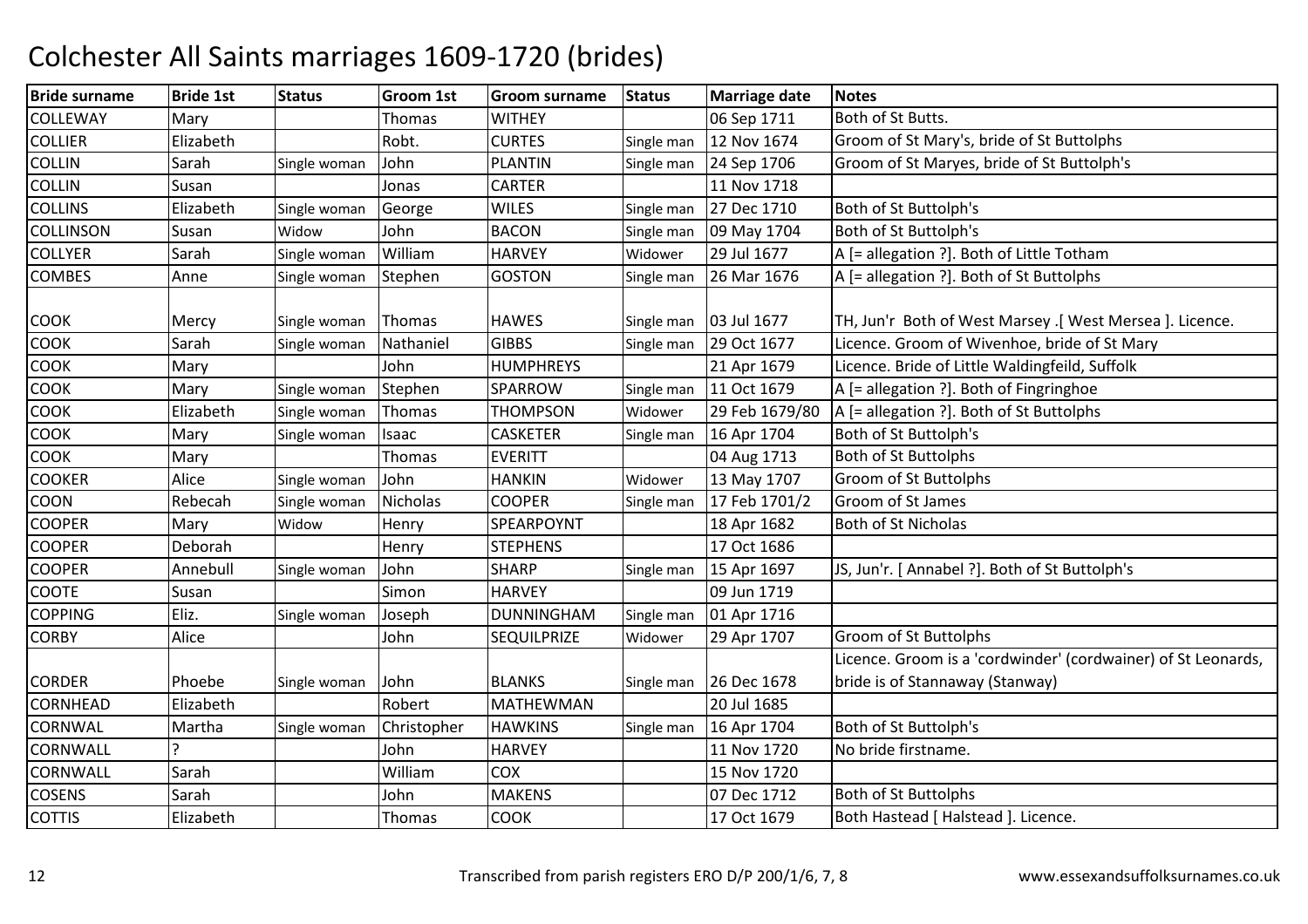# Colchester All Saints marriages 1609-1720 (brides)

| Bride surname | Bride 1st | Status | Groom 1st | Groom surname | Status | Marriage date | Notes |
|---|---|---|---|---|---|---|---|
| COLLEWAY | Mary | | Thomas | WITHEY | | 06 Sep 1711 | Both of St Butts. |
| COLLIER | Elizabeth | | Robt. | CURTES | Single man | 12 Nov 1674 | Groom of St Mary's, bride of St Buttolphs |
| COLLIN | Sarah | Single woman | John | PLANTIN | Single man | 24 Sep 1706 | Groom of St Maryes, bride of St Buttolph's |
| COLLIN | Susan | | Jonas | CARTER | | 11 Nov 1718 | |
| COLLINS | Elizabeth | Single woman | George | WILES | Single man | 27 Dec 1710 | Both of St Buttolph's |
| COLLINSON | Susan | Widow | John | BACON | Single man | 09 May 1704 | Both of St Buttolph's |
| COLLYER | Sarah | Single woman | William | HARVEY | Widower | 29 Jul 1677 | A [= allegation ?]. Both of Little Totham |
| COMBES | Anne | Single woman | Stephen | GOSTON | Single man | 26 Mar 1676 | A [= allegation ?]. Both of St Buttolphs |
| COOK | Mercy | Single woman | Thomas | HAWES | Single man | 03 Jul 1677 | TH, Jun'r Both of West Marsey .[ West Mersea ]. Licence. |
| COOK | Sarah | Single woman | Nathaniel | GIBBS | Single man | 29 Oct 1677 | Licence. Groom of Wivenhoe, bride of St Mary |
| COOK | Mary | | John | HUMPHREYS | | 21 Apr 1679 | Licence. Bride of Little Waldingfeild, Suffolk |
| COOK | Mary | Single woman | Stephen | SPARROW | Single man | 11 Oct 1679 | A [= allegation ?]. Both of Fingringhoe |
| COOK | Elizabeth | Single woman | Thomas | THOMPSON | Widower | 29 Feb 1679/80 | A [= allegation ?]. Both of St Buttolphs |
| COOK | Mary | Single woman | Isaac | CASKETER | Single man | 16 Apr 1704 | Both of St Buttolph's |
| COOK | Mary | | Thomas | EVERITT | | 04 Aug 1713 | Both of St Buttolphs |
| COOKER | Alice | Single woman | John | HANKIN | Widower | 13 May 1707 | Groom of St Buttolphs |
| COON | Rebecah | Single woman | Nicholas | COOPER | Single man | 17 Feb 1701/2 | Groom of St James |
| COOPER | Mary | Widow | Henry | SPEARPOYNT | | 18 Apr 1682 | Both of St Nicholas |
| COOPER | Deborah | | Henry | STEPHENS | | 17 Oct 1686 | |
| COOPER | Annebull | Single woman | John | SHARP | Single man | 15 Apr 1697 | JS, Jun'r. [ Annabel ?]. Both of St Buttolph's |
| COOTE | Susan | | Simon | HARVEY | | 09 Jun 1719 | |
| COPPING | Eliz. | Single woman | Joseph | DUNNINGHAM | Single man | 01 Apr 1716 | |
| CORBY | Alice | | John | SEQUILPRIZE | Widower | 29 Apr 1707 | Groom of St Buttolphs |
| CORDER | Phoebe | Single woman | John | BLANKS | Single man | 26 Dec 1678 | Licence. Groom is a 'cordwinder' (cordwainer) of St Leonards, bride is of Stannaway (Stanway) |
| CORNHEAD | Elizabeth | | Robert | MATHEWMAN | | 20 Jul 1685 | |
| CORNWAL | Martha | Single woman | Christopher | HAWKINS | Single man | 16 Apr 1704 | Both of St Buttolph's |
| CORNWALL | ? | | John | HARVEY | | 11 Nov 1720 | No bride firstname. |
| CORNWALL | Sarah | | William | COX | | 15 Nov 1720 | |
| COSENS | Sarah | | John | MAKENS | | 07 Dec 1712 | Both of St Buttolphs |
| COTTIS | Elizabeth | | Thomas | COOK | | 17 Oct 1679 | Both Hastead [ Halstead ]. Licence. |

Transcribed from parish registers ERO D/P 200/1/6, 7, 8 www.essexandsuffolksurnames.co.uk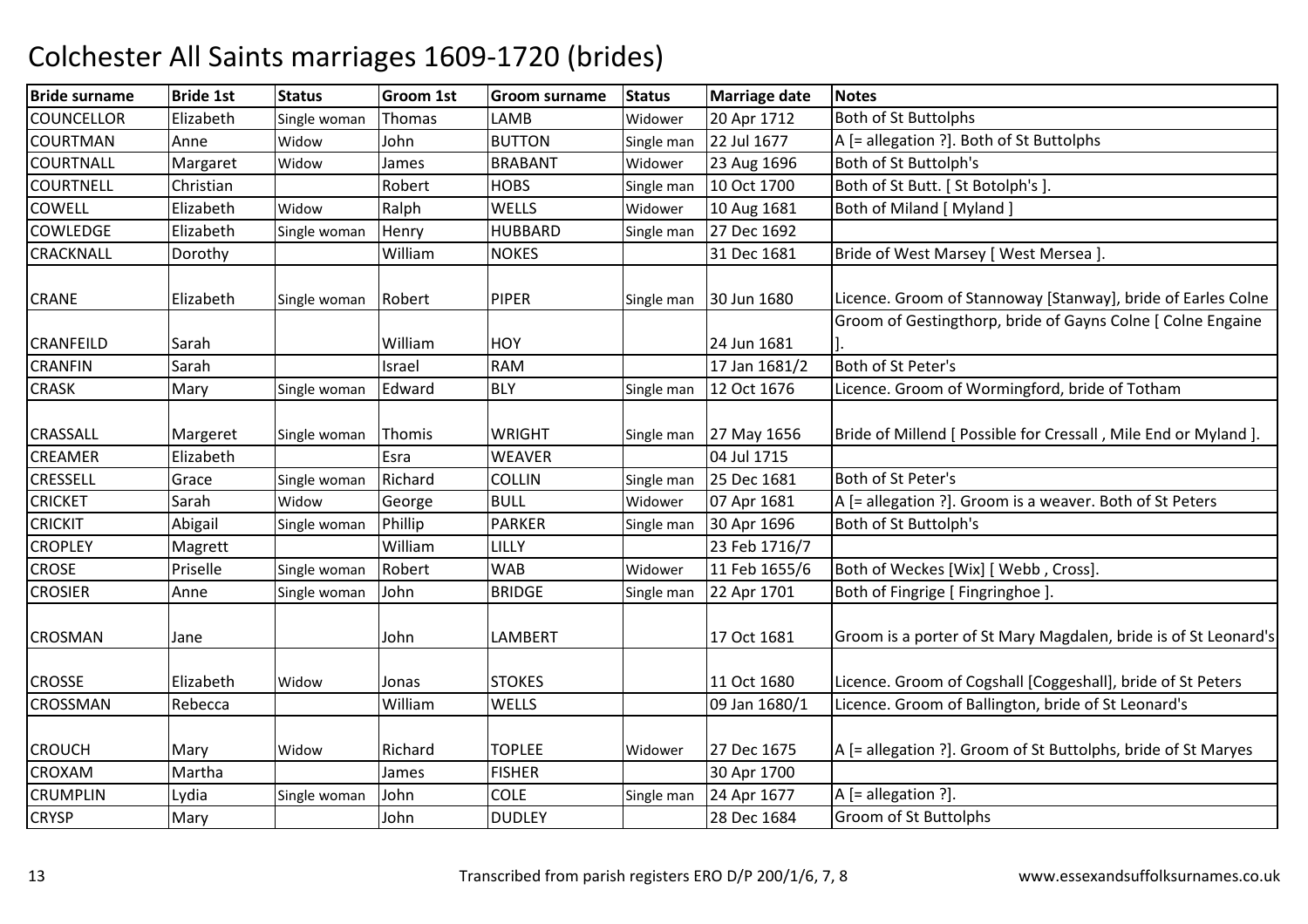# Colchester All Saints marriages 1609-1720 (brides)

| Bride surname | Bride 1st | Status | Groom 1st | Groom surname | Status | Marriage date | Notes |
|---|---|---|---|---|---|---|---|
| COUNCELLOR | Elizabeth | Single woman | Thomas | LAMB | Widower | 20 Apr 1712 | Both of St Buttolphs |
| COURTMAN | Anne | Widow | John | BUTTON | Single man | 22 Jul 1677 | A [= allegation ?]. Both of St Buttolphs |
| COURTNALL | Margaret | Widow | James | BRABANT | Widower | 23 Aug 1696 | Both of St Buttolph's |
| COURTNELL | Christian | | Robert | HOBS | Single man | 10 Oct 1700 | Both of St Butt. [ St Botolph's ]. |
| COWELL | Elizabeth | Widow | Ralph | WELLS | Widower | 10 Aug 1681 | Both of Miland [ Myland ] |
| COWLEDGE | Elizabeth | Single woman | Henry | HUBBARD | Single man | 27 Dec 1692 | |
| CRACKNALL | Dorothy | | William | NOKES | | 31 Dec 1681 | Bride of West Marsey [ West Mersea ]. |
| CRANE | Elizabeth | Single woman | Robert | PIPER | Single man | 30 Jun 1680 | Licence. Groom of Stannoway [Stanway], bride of Earles Colne |
| CRANFEILD | Sarah | | William | HOY | | 24 Jun 1681 | Groom of Gestingthorp, bride of Gayns Colne [ Colne Engaine ]. |
| CRANFIN | Sarah | | Israel | RAM | | 17 Jan 1681/2 | Both of St Peter's |
| CRASK | Mary | Single woman | Edward | BLY | Single man | 12 Oct 1676 | Licence. Groom of Wormingford, bride of Totham |
| CRASSALL | Margeret | Single woman | Thomis | WRIGHT | Single man | 27 May 1656 | Bride of Millend [ Possible for Cressall , Mile End or Myland ]. |
| CREAMER | Elizabeth | | Esra | WEAVER | | 04 Jul 1715 | |
| CRESSELL | Grace | Single woman | Richard | COLLIN | Single man | 25 Dec 1681 | Both of St Peter's |
| CRICKET | Sarah | Widow | George | BULL | Widower | 07 Apr 1681 | A [= allegation ?]. Groom is a weaver. Both of St Peters |
| CRICKIT | Abigail | Single woman | Phillip | PARKER | Single man | 30 Apr 1696 | Both of St Buttolph's |
| CROPLEY | Magrett | | William | LILLY | | 23 Feb 1716/7 | |
| CROSE | Priselle | Single woman | Robert | WAB | Widower | 11 Feb 1655/6 | Both of Weckes [Wix] [ Webb , Cross]. |
| CROSIER | Anne | Single woman | John | BRIDGE | Single man | 22 Apr 1701 | Both of Fingrige [ Fingringhoe ]. |
| CROSMAN | Jane | | John | LAMBERT | | 17 Oct 1681 | Groom is a porter of St Mary Magdalen, bride is of St Leonard's |
| CROSSE | Elizabeth | Widow | Jonas | STOKES | | 11 Oct 1680 | Licence. Groom of Cogshall [Coggeshall], bride of St Peters |
| CROSSMAN | Rebecca | | William | WELLS | | 09 Jan 1680/1 | Licence. Groom of Ballington, bride of St Leonard's |
| CROUCH | Mary | Widow | Richard | TOPLEE | Widower | 27 Dec 1675 | A [= allegation ?]. Groom of St Buttolphs, bride of St Maryes |
| CROXAM | Martha | | James | FISHER | | 30 Apr 1700 | |
| CRUMPLIN | Lydia | Single woman | John | COLE | Single man | 24 Apr 1677 | A [= allegation ?]. |
| CRYSP | Mary | | John | DUDLEY | | 28 Dec 1684 | Groom of St Buttolphs |

Transcribed from parish registers ERO D/P 200/1/6, 7, 8 www.essexandsuffolksurnames.co.uk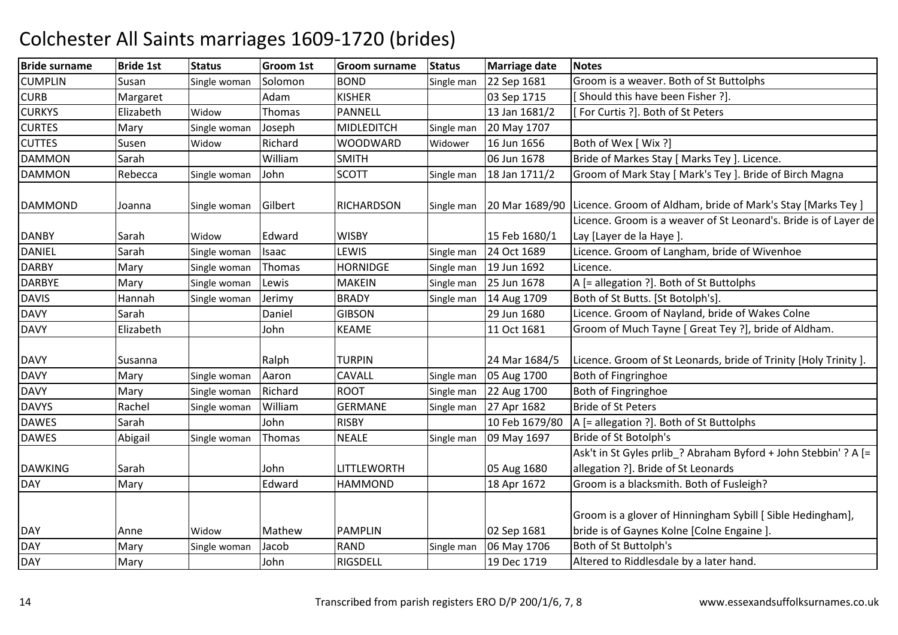# Colchester All Saints marriages 1609-1720 (brides)

| Bride surname | Bride 1st | Status | Groom 1st | Groom surname | Status | Marriage date | Notes |
|---|---|---|---|---|---|---|---|
| CUMPLIN | Susan | Single woman | Solomon | BOND | Single man | 22 Sep 1681 | Groom is a weaver. Both of St Buttolphs |
| CURB | Margaret | | Adam | KISHER | | 03 Sep 1715 | [ Should this have been Fisher ?]. |
| CURKYS | Elizabeth | Widow | Thomas | PANNELL | | 13 Jan 1681/2 | [ For Curtis ?]. Both of St Peters |
| CURTES | Mary | Single woman | Joseph | MIDLEDITCH | Single man | 20 May 1707 | |
| CUTTES | Susen | Widow | Richard | WOODWARD | Widower | 16 Jun 1656 | Both of Wex [ Wix ?] |
| DAMMON | Sarah | | William | SMITH | | 06 Jun 1678 | Bride of Markes Stay [ Marks Tey ]. Licence. |
| DAMMON | Rebecca | Single woman | John | SCOTT | Single man | 18 Jan 1711/2 | Groom of Mark Stay [ Mark's Tey ]. Bride of Birch Magna |
| DAMMOND | Joanna | Single woman | Gilbert | RICHARDSON | Single man | 20 Mar 1689/90 | Licence. Groom of Aldham, bride of Mark's Stay [Marks Tey ] |
| DANBY | Sarah | Widow | Edward | WISBY | | 15 Feb 1680/1 | Licence. Groom is a weaver of St Leonard's. Bride is of Layer de Lay [Layer de la Haye ]. |
| DANIEL | Sarah | Single woman | Isaac | LEWIS | Single man | 24 Oct 1689 | Licence. Groom of Langham, bride of Wivenhoe |
| DARBY | Mary | Single woman | Thomas | HORNIDGE | Single man | 19 Jun 1692 | Licence. |
| DARBYE | Mary | Single woman | Lewis | MAKEIN | Single man | 25 Jun 1678 | A [= allegation ?]. Both of St Buttolphs |
| DAVIS | Hannah | Single woman | Jerimy | BRADY | Single man | 14 Aug 1709 | Both of St Butts. [St Botolph's]. |
| DAVY | Sarah | | Daniel | GIBSON | | 29 Jun 1680 | Licence. Groom of Nayland, bride of Wakes Colne |
| DAVY | Elizabeth | | John | KEAME | | 11 Oct 1681 | Groom of Much Tayne [ Great Tey ?], bride of Aldham. |
| DAVY | Susanna | | Ralph | TURPIN | | 24 Mar 1684/5 | Licence. Groom of St Leonards, bride of Trinity [Holy Trinity ]. |
| DAVY | Mary | Single woman | Aaron | CAVALL | Single man | 05 Aug 1700 | Both of Fingringhoe |
| DAVY | Mary | Single woman | Richard | ROOT | Single man | 22 Aug 1700 | Both of Fingringhoe |
| DAVYS | Rachel | Single woman | William | GERMANE | Single man | 27 Apr 1682 | Bride of St Peters |
| DAWES | Sarah | | John | RISBY | | 10 Feb 1679/80 | A [= allegation ?]. Both of St Buttolphs |
| DAWES | Abigail | Single woman | Thomas | NEALE | Single man | 09 May 1697 | Bride of St Botolph's |
| DAWKING | Sarah | | John | LITTLEWORTH | | 05 Aug 1680 | Ask't in St Gyles prlib_? Abraham Byford + John Stebbin' ? A [= allegation ?]. Bride of St Leonards |
| DAY | Mary | | Edward | HAMMOND | | 18 Apr 1672 | Groom is a blacksmith. Both of Fusleigh? |
| DAY | Anne | Widow | Mathew | PAMPLIN | | 02 Sep 1681 | Groom is a glover of Hinningham Sybill [ Sible Hedingham], bride is of Gaynes Kolne [Colne Engaine ]. |
| DAY | Mary | Single woman | Jacob | RAND | Single man | 06 May 1706 | Both of St Buttolph's |
| DAY | Mary | | John | RIGSDELL | | 19 Dec 1719 | Altered to Riddlesdale by a later hand. |

Transcribed from parish registers ERO D/P 200/1/6, 7, 8 www.essexandsuffolksurnames.co.uk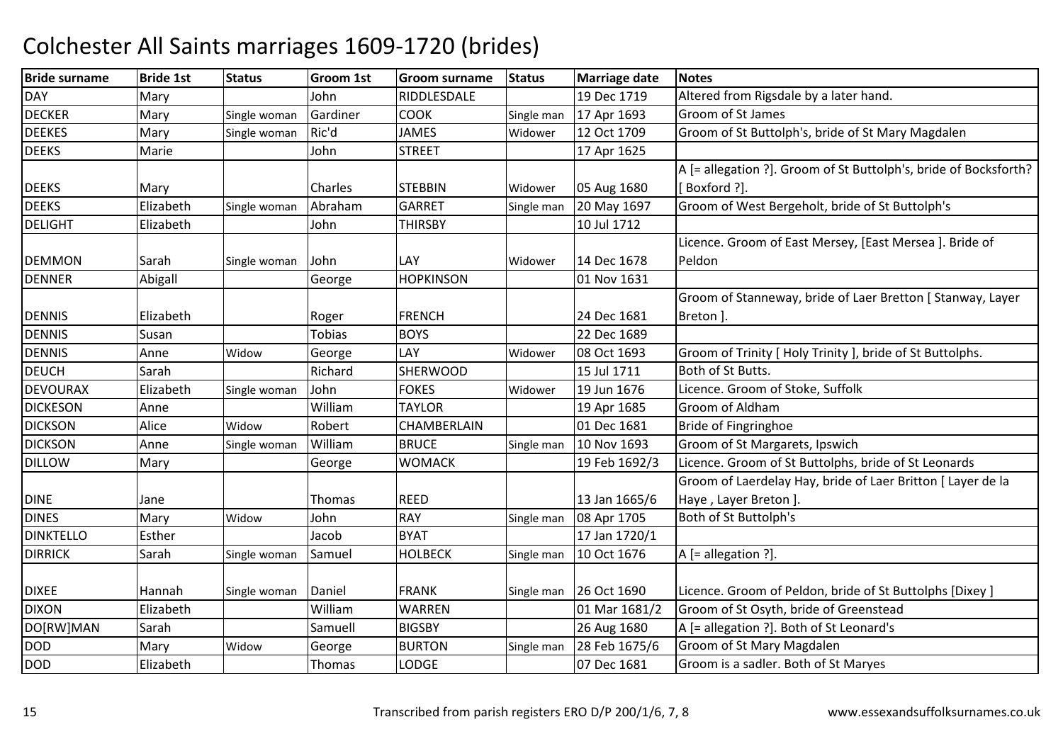# Colchester All Saints marriages 1609-1720 (brides)

| Bride surname | Bride 1st | Status | Groom 1st | Groom surname | Status | Marriage date | Notes |
|---|---|---|---|---|---|---|---|
| DAY | Mary | | John | RIDDLESDALE | | 19 Dec 1719 | Altered from Rigsdale by a later hand. |
| DECKER | Mary | Single woman | Gardiner | COOK | Single man | 17 Apr 1693 | Groom of St James |
| DEEKES | Mary | Single woman | Ric'd | JAMES | Widower | 12 Oct 1709 | Groom of St Buttolph's, bride of St Mary Magdalen |
| DEEKS | Marie | | John | STREET | | 17 Apr 1625 | |
| DEEKS | Mary | | Charles | STEBBIN | Widower | 05 Aug 1680 | A [= allegation ?]. Groom of St Buttolph's, bride of Bocksforth? [ Boxford ?]. |
| DEEKS | Elizabeth | Single woman | Abraham | GARRET | Single man | 20 May 1697 | Groom of West Bergeholt, bride of St Buttolph's |
| DELIGHT | Elizabeth | | John | THIRSBY | | 10 Jul 1712 | |
| DEMMON | Sarah | Single woman | John | LAY | Widower | 14 Dec 1678 | Licence. Groom of East Mersey, [East Mersea ]. Bride of Peldon |
| DENNER | Abigall | | George | HOPKINSON | | 01 Nov 1631 | |
| DENNIS | Elizabeth | | Roger | FRENCH | | 24 Dec 1681 | Groom of Stanneway, bride of Laer Bretton [ Stanway, Layer Breton ]. |
| DENNIS | Susan | | Tobias | BOYS | | 22 Dec 1689 | |
| DENNIS | Anne | Widow | George | LAY | Widower | 08 Oct 1693 | Groom of Trinity [ Holy Trinity ], bride of St Buttolphs. |
| DEUCH | Sarah | | Richard | SHERWOOD | | 15 Jul 1711 | Both of St Butts. |
| DEVOURAX | Elizabeth | Single woman | John | FOKES | Widower | 19 Jun 1676 | Licence. Groom of Stoke, Suffolk |
| DICKESON | Anne | | William | TAYLOR | | 19 Apr 1685 | Groom of Aldham |
| DICKSON | Alice | Widow | Robert | CHAMBERLAIN | | 01 Dec 1681 | Bride of Fingringhoe |
| DICKSON | Anne | Single woman | William | BRUCE | Single man | 10 Nov 1693 | Groom of St Margarets, Ipswich |
| DILLOW | Mary | | George | WOMACK | | 19 Feb 1692/3 | Licence. Groom of St Buttolphs, bride of St Leonards |
| DINE | Jane | | Thomas | REED | | 13 Jan 1665/6 | Groom of Laerdelay Hay, bride of Laer Britton [ Layer de la Haye , Layer Breton ]. |
| DINES | Mary | Widow | John | RAY | Single man | 08 Apr 1705 | Both of St Buttolph's |
| DINKTELLO | Esther | | Jacob | BYAT | | 17 Jan 1720/1 | |
| DIRRICK | Sarah | Single woman | Samuel | HOLBECK | Single man | 10 Oct 1676 | A [= allegation ?]. |
| DIXEE | Hannah | Single woman | Daniel | FRANK | Single man | 26 Oct 1690 | Licence. Groom of Peldon, bride of St Buttolphs [Dixey ] |
| DIXON | Elizabeth | | William | WARREN | | 01 Mar 1681/2 | Groom of St Osyth, bride of Greenstead |
| DO[RW]MAN | Sarah | | Samuell | BIGSBY | | 26 Aug 1680 | A [= allegation ?]. Both of St Leonard's |
| DOD | Mary | Widow | George | BURTON | Single man | 28 Feb 1675/6 | Groom of St Mary Magdalen |
| DOD | Elizabeth | | Thomas | LODGE | | 07 Dec 1681 | Groom is a sadler. Both of St Maryes |

Transcribed from parish registers ERO D/P 200/1/6, 7, 8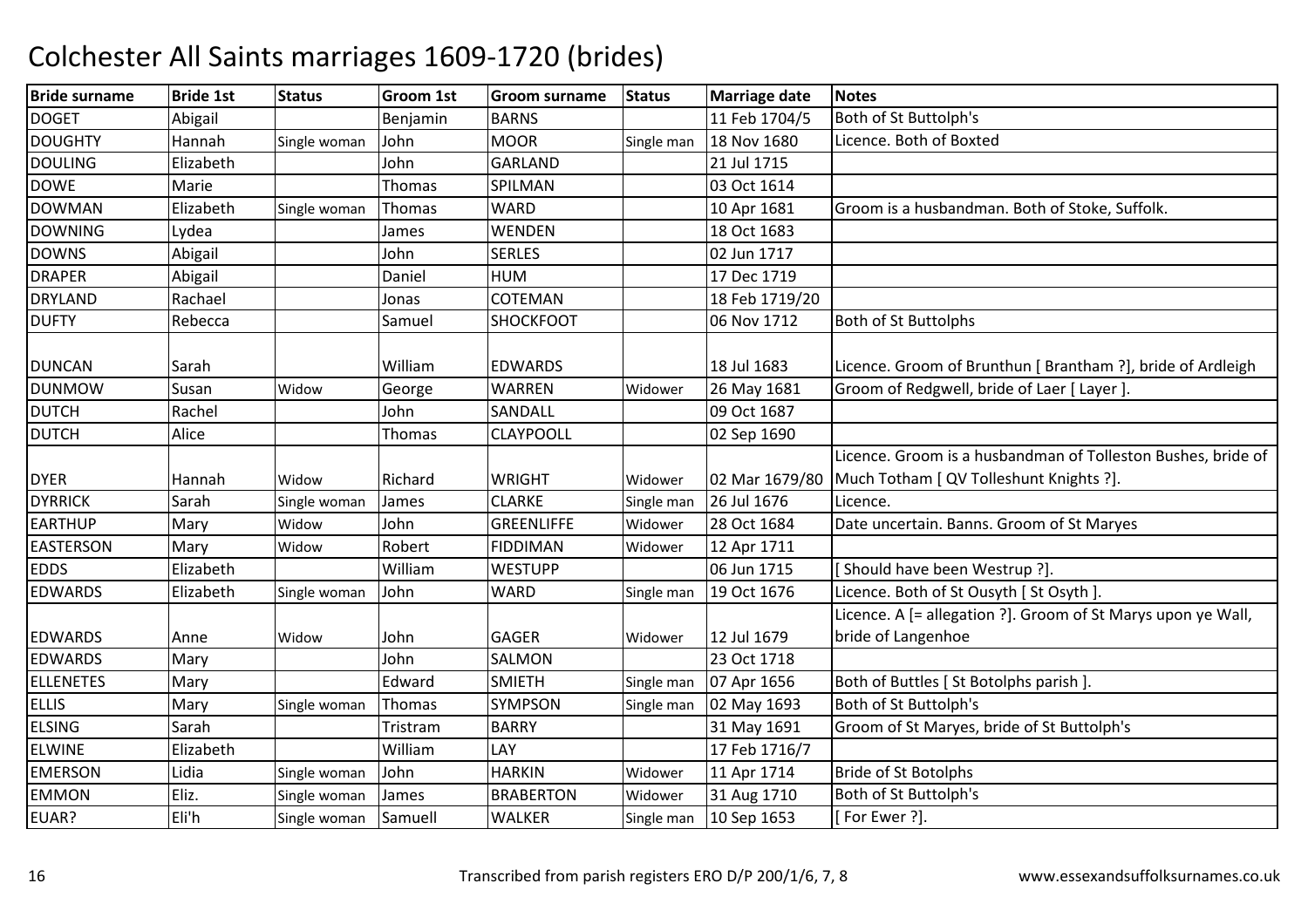# Colchester All Saints marriages 1609-1720 (brides)

| Bride surname | Bride 1st | Status | Groom 1st | Groom surname | Status | Marriage date | Notes |
|---|---|---|---|---|---|---|---|
| DOGET | Abigail | | Benjamin | BARNS | | 11 Feb 1704/5 | Both of St Buttolph's |
| DOUGHTY | Hannah | Single woman | John | MOOR | Single man | 18 Nov 1680 | Licence. Both of Boxted |
| DOULING | Elizabeth | | John | GARLAND | | 21 Jul 1715 | |
| DOWE | Marie | | Thomas | SPILMAN | | 03 Oct 1614 | |
| DOWMAN | Elizabeth | Single woman | Thomas | WARD | | 10 Apr 1681 | Groom is a husbandman. Both of Stoke, Suffolk. |
| DOWNING | Lydea | | James | WENDEN | | 18 Oct 1683 | |
| DOWNS | Abigail | | John | SERLES | | 02 Jun 1717 | |
| DRAPER | Abigail | | Daniel | HUM | | 17 Dec 1719 | |
| DRYLAND | Rachael | | Jonas | COTEMAN | | 18 Feb 1719/20 | |
| DUFTY | Rebecca | | Samuel | SHOCKFOOT | | 06 Nov 1712 | Both of St Buttolphs |
| DUNCAN | Sarah | | William | EDWARDS | | 18 Jul 1683 | Licence. Groom of Brunthun [ Brantham ?], bride of Ardleigh |
| DUNMOW | Susan | Widow | George | WARREN | Widower | 26 May 1681 | Groom of Redgwell, bride of Laer [ Layer ]. |
| DUTCH | Rachel | | John | SANDALL | | 09 Oct 1687 | |
| DUTCH | Alice | | Thomas | CLAYPOOLL | | 02 Sep 1690 | |
| DYER | Hannah | Widow | Richard | WRIGHT | Widower | 02 Mar 1679/80 | Licence. Groom is a husbandman of Tolleston Bushes, bride of Much Totham [ QV Tolleshunt Knights ?]. |
| DYRRICK | Sarah | Single woman | James | CLARKE | Single man | 26 Jul 1676 | Licence. |
| EARTHUP | Mary | Widow | John | GREENLIFFE | Widower | 28 Oct 1684 | Date uncertain. Banns. Groom of St Maryes |
| EASTERSON | Mary | Widow | Robert | FIDDIMAN | Widower | 12 Apr 1711 | |
| EDDS | Elizabeth | | William | WESTUPP | | 06 Jun 1715 | [ Should have been Westrup ?]. |
| EDWARDS | Elizabeth | Single woman | John | WARD | Single man | 19 Oct 1676 | Licence. Both of St Ousyth [ St Osyth ]. |
| EDWARDS | Anne | Widow | John | GAGER | Widower | 12 Jul 1679 | Licence. A [= allegation ?]. Groom of St Marys upon ye Wall, bride of Langenhoe |
| EDWARDS | Mary | | John | SALMON | | 23 Oct 1718 | |
| ELLENETES | Mary | | Edward | SMIETH | Single man | 07 Apr 1656 | Both of Buttles [ St Botolphs parish ]. |
| ELLIS | Mary | Single woman | Thomas | SYMPSON | Single man | 02 May 1693 | Both of St Buttolph's |
| ELSING | Sarah | | Tristram | BARRY | | 31 May 1691 | Groom of St Maryes, bride of St Buttolph's |
| ELWINE | Elizabeth | | William | LAY | | 17 Feb 1716/7 | |
| EMERSON | Lidia | Single woman | John | HARKIN | Widower | 11 Apr 1714 | Bride of St Botolphs |
| EMMON | Eliz. | Single woman | James | BRABERTON | Widower | 31 Aug 1710 | Both of St Buttolph's |
| EUAR? | Eli'h | Single woman | Samuell | WALKER | Single man | 10 Sep 1653 | [ For Ewer ?]. |

Transcribed from parish registers ERO D/P 200/1/6, 7, 8 www.essexandsuffolksurnames.co.uk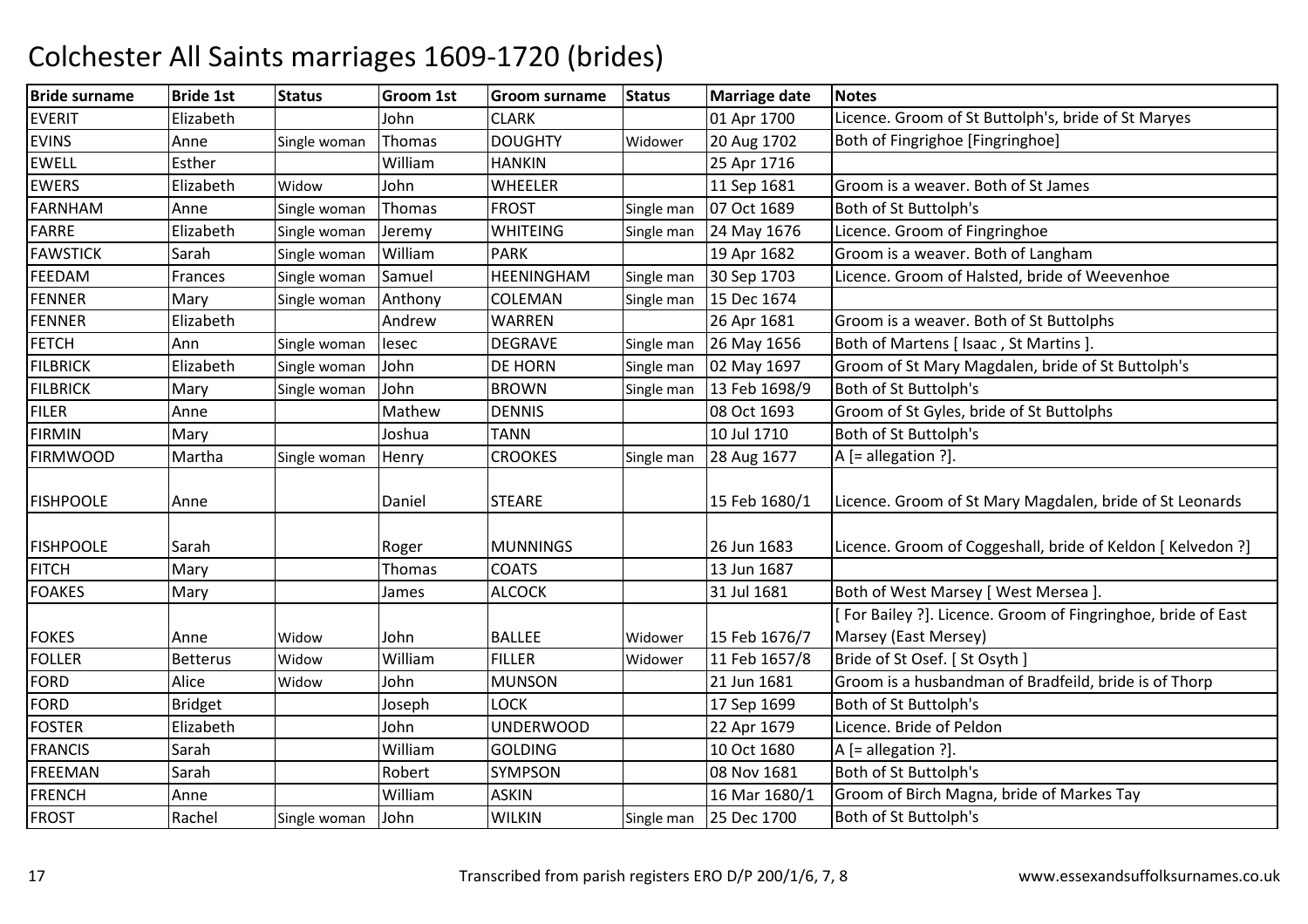# Colchester All Saints marriages 1609-1720 (brides)

| Bride surname | Bride 1st | Status | Groom 1st | Groom surname | Status | Marriage date | Notes |
|---|---|---|---|---|---|---|---|
| EVERIT | Elizabeth | | John | CLARK | | 01 Apr 1700 | Licence. Groom of St Buttolph's, bride of St Maryes |
| EVINS | Anne | Single woman | Thomas | DOUGHTY | Widower | 20 Aug 1702 | Both of Fingrighoe [Fingringhoe] |
| EWELL | Esther | | William | HANKIN | | 25 Apr 1716 | |
| EWERS | Elizabeth | Widow | John | WHEELER | | 11 Sep 1681 | Groom is a weaver. Both of St James |
| FARNHAM | Anne | Single woman | Thomas | FROST | Single man | 07 Oct 1689 | Both of St Buttolph's |
| FARRE | Elizabeth | Single woman | Jeremy | WHITEING | Single man | 24 May 1676 | Licence. Groom of Fingringhoe |
| FAWSTICK | Sarah | Single woman | William | PARK | | 19 Apr 1682 | Groom is a weaver. Both of Langham |
| FEEDAM | Frances | Single woman | Samuel | HEENINGHAM | Single man | 30 Sep 1703 | Licence. Groom of Halsted, bride of Weevenhoe |
| FENNER | Mary | Single woman | Anthony | COLEMAN | Single man | 15 Dec 1674 | |
| FENNER | Elizabeth | | Andrew | WARREN | | 26 Apr 1681 | Groom is a weaver. Both of St Buttolphs |
| FETCH | Ann | Single woman | Iesec | DEGRAVE | Single man | 26 May 1656 | Both of Martens [ Isaac , St Martins ]. |
| FILBRICK | Elizabeth | Single woman | John | DE HORN | Single man | 02 May 1697 | Groom of St Mary Magdalen, bride of St Buttolph's |
| FILBRICK | Mary | Single woman | John | BROWN | Single man | 13 Feb 1698/9 | Both of St Buttolph's |
| FILER | Anne | | Mathew | DENNIS | | 08 Oct 1693 | Groom of St Gyles, bride of St Buttolphs |
| FIRMIN | Mary | | Joshua | TANN | | 10 Jul 1710 | Both of St Buttolph's |
| FIRMWOOD | Martha | Single woman | Henry | CROOKES | Single man | 28 Aug 1677 | A [= allegation ?]. |
| FISHPOOLE | Anne | | Daniel | STEARE | | 15 Feb 1680/1 | Licence. Groom of St Mary Magdalen, bride of St Leonards |
| FISHPOOLE | Sarah | | Roger | MUNNINGS | | 26 Jun 1683 | Licence. Groom of Coggeshall, bride of Keldon [ Kelvedon ?] |
| FITCH | Mary | | Thomas | COATS | | 13 Jun 1687 | |
| FOAKES | Mary | | James | ALCOCK | | 31 Jul 1681 | Both of West Marsey [ West Mersea ]. |
| FOKES | Anne | Widow | John | BALLEE | Widower | 15 Feb 1676/7 | [ For Bailey ?]. Licence. Groom of Fingringhoe, bride of East Marsey (East Mersey) |
| FOLLER | Betterus | Widow | William | FILLER | Widower | 11 Feb 1657/8 | Bride of St Osef. [ St Osyth ] |
| FORD | Alice | Widow | John | MUNSON | | 21 Jun 1681 | Groom is a husbandman of Bradfeild, bride is of Thorp |
| FORD | Bridget | | Joseph | LOCK | | 17 Sep 1699 | Both of St Buttolph's |
| FOSTER | Elizabeth | | John | UNDERWOOD | | 22 Apr 1679 | Licence. Bride of Peldon |
| FRANCIS | Sarah | | William | GOLDING | | 10 Oct 1680 | A [= allegation ?]. |
| FREEMAN | Sarah | | Robert | SYMPSON | | 08 Nov 1681 | Both of St Buttolph's |
| FRENCH | Anne | | William | ASKIN | | 16 Mar 1680/1 | Groom of Birch Magna, bride of Markes Tay |
| FROST | Rachel | Single woman | John | WILKIN | Single man | 25 Dec 1700 | Both of St Buttolph's |

Transcribed from parish registers ERO D/P 200/1/6, 7, 8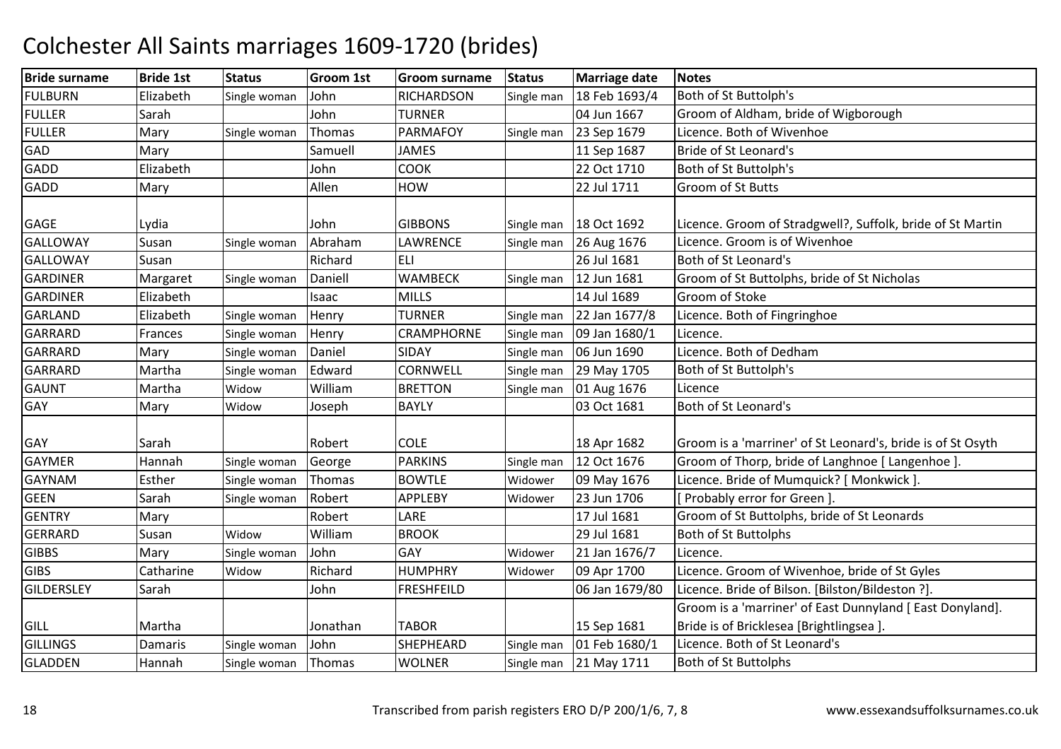# Colchester All Saints marriages 1609-1720 (brides)

| Bride surname | Bride 1st | Status | Groom 1st | Groom surname | Status | Marriage date | Notes |
|---|---|---|---|---|---|---|---|
| FULBURN | Elizabeth | Single woman | John | RICHARDSON | Single man | 18 Feb 1693/4 | Both of St Buttolph's |
| FULLER | Sarah | | John | TURNER | | 04 Jun 1667 | Groom of Aldham, bride of Wigborough |
| FULLER | Mary | Single woman | Thomas | PARMAFOY | Single man | 23 Sep 1679 | Licence. Both of Wivenhoe |
| GAD | Mary | | Samuell | JAMES | | 11 Sep 1687 | Bride of St Leonard's |
| GADD | Elizabeth | | John | COOK | | 22 Oct 1710 | Both of St Buttolph's |
| GADD | Mary | | Allen | HOW | | 22 Jul 1711 | Groom of St Butts |
| GAGE | Lydia | | John | GIBBONS | Single man | 18 Oct 1692 | Licence. Groom of Stradgwell?, Suffolk, bride of St Martin |
| GALLOWAY | Susan | Single woman | Abraham | LAWRENCE | Single man | 26 Aug 1676 | Licence. Groom is of Wivenhoe |
| GALLOWAY | Susan | | Richard | ELI | | 26 Jul 1681 | Both of St Leonard's |
| GARDINER | Margaret | Single woman | Daniell | WAMBECK | Single man | 12 Jun 1681 | Groom of St Buttolphs, bride of St Nicholas |
| GARDINER | Elizabeth | | Isaac | MILLS | | 14 Jul 1689 | Groom of Stoke |
| GARLAND | Elizabeth | Single woman | Henry | TURNER | Single man | 22 Jan 1677/8 | Licence. Both of Fingringhoe |
| GARRARD | Frances | Single woman | Henry | CRAMPHORNE | Single man | 09 Jan 1680/1 | Licence. |
| GARRARD | Mary | Single woman | Daniel | SIDAY | Single man | 06 Jun 1690 | Licence. Both of Dedham |
| GARRARD | Martha | Single woman | Edward | CORNWELL | Single man | 29 May 1705 | Both of St Buttolph's |
| GAUNT | Martha | Widow | William | BRETTON | Single man | 01 Aug 1676 | Licence |
| GAY | Mary | Widow | Joseph | BAYLY | | 03 Oct 1681 | Both of St Leonard's |
| GAY | Sarah | | Robert | COLE | | 18 Apr 1682 | Groom is a 'marriner' of St Leonard's, bride is of St Osyth |
| GAYMER | Hannah | Single woman | George | PARKINS | Single man | 12 Oct 1676 | Groom of Thorp, bride of Langhnoe [ Langenhoe ]. |
| GAYNAM | Esther | Single woman | Thomas | BOWTLE | Widower | 09 May 1676 | Licence. Bride of Mumquick? [ Monkwick ]. |
| GEEN | Sarah | Single woman | Robert | APPLEBY | Widower | 23 Jun 1706 | [ Probably error for Green ]. |
| GENTRY | Mary | | Robert | LARE | | 17 Jul 1681 | Groom of St Buttolphs, bride of St Leonards |
| GERRARD | Susan | Widow | William | BROOK | | 29 Jul 1681 | Both of St Buttolphs |
| GIBBS | Mary | Single woman | John | GAY | Widower | 21 Jan 1676/7 | Licence. |
| GIBS | Catharine | Widow | Richard | HUMPHRY | Widower | 09 Apr 1700 | Licence. Groom of Wivenhoe, bride of St Gyles |
| GILDERSLEY | Sarah | | John | FRESHFEILD | | 06 Jan 1679/80 | Licence. Bride of Bilson. [Bilston/Bildeston ?]. |
| GILL | Martha | | Jonathan | TABOR | | 15 Sep 1681 | Groom is a 'marriner' of East Dunnyland [ East Donyland]. Bride is of Bricklesea [Brightlingsea ]. |
| GILLINGS | Damaris | Single woman | John | SHEPHEARD | Single man | 01 Feb 1680/1 | Licence. Both of St Leonard's |
| GLADDEN | Hannah | Single woman | Thomas | WOLNER | Single man | 21 May 1711 | Both of St Buttolphs |

Transcribed from parish registers ERO D/P 200/1/6, 7, 8

www.essexandsuffolksurnames.co.uk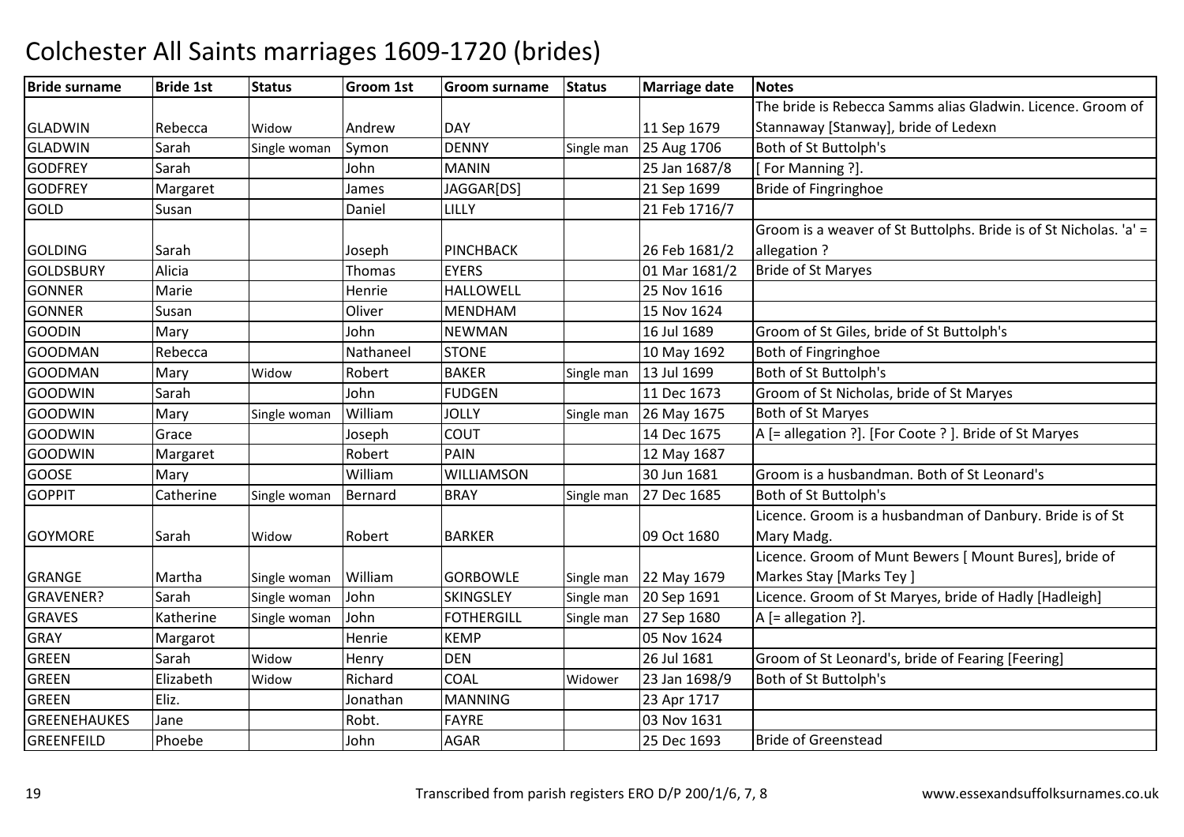# Colchester All Saints marriages 1609-1720 (brides)

| Bride surname | Bride 1st | Status | Groom 1st | Groom surname | Status | Marriage date | Notes |
|---|---|---|---|---|---|---|---|
| GLADWIN | Rebecca | Widow | Andrew | DAY | | 11 Sep 1679 | The bride is Rebecca Samms alias Gladwin. Licence. Groom of Stannaway [Stanway], bride of Ledexn |
| GLADWIN | Sarah | Single woman | Symon | DENNY | Single man | 25 Aug 1706 | Both of St Buttolph's |
| GODFREY | Sarah | | John | MANIN | | 25 Jan 1687/8 | [ For Manning ?]. |
| GODFREY | Margaret | | James | JAGGAR[DS] | | 21 Sep 1699 | Bride of Fingringhoe |
| GOLD | Susan | | Daniel | LILLY | | 21 Feb 1716/7 | |
| GOLDING | Sarah | | Joseph | PINCHBACK | | 26 Feb 1681/2 | Groom is a weaver of St Buttolphs. Bride is of St Nicholas. 'a' = allegation ? |
| GOLDSBURY | Alicia | | Thomas | EYERS | | 01 Mar 1681/2 | Bride of St Maryes |
| GONNER | Marie | | Henrie | HALLOWELL | | 25 Nov 1616 | |
| GONNER | Susan | | Oliver | MENDHAM | | 15 Nov 1624 | |
| GOODIN | Mary | | John | NEWMAN | | 16 Jul 1689 | Groom of St Giles, bride of St Buttolph's |
| GOODMAN | Rebecca | | Nathaneel | STONE | | 10 May 1692 | Both of Fingringhoe |
| GOODMAN | Mary | Widow | Robert | BAKER | Single man | 13 Jul 1699 | Both of St Buttolph's |
| GOODWIN | Sarah | | John | FUDGEN | | 11 Dec 1673 | Groom of St Nicholas, bride of St Maryes |
| GOODWIN | Mary | Single woman | William | JOLLY | Single man | 26 May 1675 | Both of St Maryes |
| GOODWIN | Grace | | Joseph | COUT | | 14 Dec 1675 | A [= allegation ?]. [For Coote ? ]. Bride of St Maryes |
| GOODWIN | Margaret | | Robert | PAIN | | 12 May 1687 | |
| GOOSE | Mary | | William | WILLIAMSON | | 30 Jun 1681 | Groom is a husbandman. Both of St Leonard's |
| GOPPIT | Catherine | Single woman | Bernard | BRAY | Single man | 27 Dec 1685 | Both of St Buttolph's |
| GOYMORE | Sarah | Widow | Robert | BARKER | | 09 Oct 1680 | Licence. Groom is a husbandman of Danbury. Bride is of St Mary Madg. |
| GRANGE | Martha | Single woman | William | GORBOWLE | Single man | 22 May 1679 | Licence. Groom of Munt Bewers [ Mount Bures], bride of Markes Stay [Marks Tey ] |
| GRAVENER? | Sarah | Single woman | John | SKINGSLEY | Single man | 20 Sep 1691 | Licence. Groom of St Maryes, bride of Hadly [Hadleigh] |
| GRAVES | Katherine | Single woman | John | FOTHERGILL | Single man | 27 Sep 1680 | A [= allegation ?]. |
| GRAY | Margarot | | Henrie | KEMP | | 05 Nov 1624 | |
| GREEN | Sarah | Widow | Henry | DEN | | 26 Jul 1681 | Groom of St Leonard's, bride of Fearing [Feering] |
| GREEN | Elizabeth | Widow | Richard | COAL | Widower | 23 Jan 1698/9 | Both of St Buttolph's |
| GREEN | Eliz. | | Jonathan | MANNING | | 23 Apr 1717 | |
| GREENEHAUKES | Jane | | Robt. | FAYRE | | 03 Nov 1631 | |
| GREENFEILD | Phoebe | | John | AGAR | | 25 Dec 1693 | Bride of Greenstead |

Transcribed from parish registers ERO D/P 200/1/6, 7, 8

www.essexandsuffolksurnames.co.uk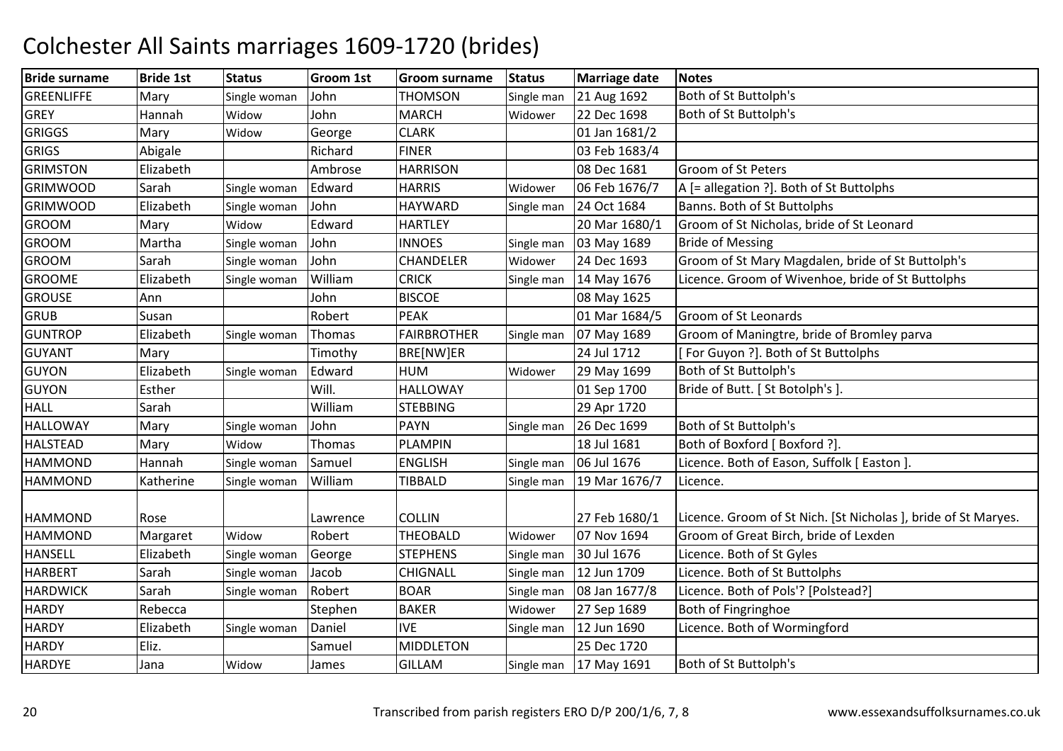# Colchester All Saints marriages 1609-1720 (brides)

| Bride surname | Bride 1st | Status | Groom 1st | Groom surname | Status | Marriage date | Notes |
|---|---|---|---|---|---|---|---|
| GREENLIFFE | Mary | Single woman | John | THOMSON | Single man | 21 Aug 1692 | Both of St Buttolph's |
| GREY | Hannah | Widow | John | MARCH | Widower | 22 Dec 1698 | Both of St Buttolph's |
| GRIGGS | Mary | Widow | George | CLARK | | 01 Jan 1681/2 | |
| GRIGS | Abigale | | Richard | FINER | | 03 Feb 1683/4 | |
| GRIMSTON | Elizabeth | | Ambrose | HARRISON | | 08 Dec 1681 | Groom of St Peters |
| GRIMWOOD | Sarah | Single woman | Edward | HARRIS | Widower | 06 Feb 1676/7 | A [= allegation ?]. Both of St Buttolphs |
| GRIMWOOD | Elizabeth | Single woman | John | HAYWARD | Single man | 24 Oct 1684 | Banns. Both of St Buttolphs |
| GROOM | Mary | Widow | Edward | HARTLEY | | 20 Mar 1680/1 | Groom of St Nicholas, bride of St Leonard |
| GROOM | Martha | Single woman | John | INNOES | Single man | 03 May 1689 | Bride of Messing |
| GROOM | Sarah | Single woman | John | CHANDELER | Widower | 24 Dec 1693 | Groom of St Mary Magdalen, bride of St Buttolph's |
| GROOME | Elizabeth | Single woman | William | CRICK | Single man | 14 May 1676 | Licence. Groom of Wivenhoe, bride of St Buttolphs |
| GROUSE | Ann | | John | BISCOE | | 08 May 1625 | |
| GRUB | Susan | | Robert | PEAK | | 01 Mar 1684/5 | Groom of St Leonards |
| GUNTROP | Elizabeth | Single woman | Thomas | FAIRBROTHER | Single man | 07 May 1689 | Groom of Maningtre, bride of Bromley parva |
| GUYANT | Mary | | Timothy | BRE[NW]ER | | 24 Jul 1712 | [ For Guyon ?]. Both of St Buttolphs |
| GUYON | Elizabeth | Single woman | Edward | HUM | Widower | 29 May 1699 | Both of St Buttolph's |
| GUYON | Esther | | Will. | HALLOWAY | | 01 Sep 1700 | Bride of Butt. [ St Botolph's ]. |
| HALL | Sarah | | William | STEBBING | | 29 Apr 1720 | |
| HALLOWAY | Mary | Single woman | John | PAYN | Single man | 26 Dec 1699 | Both of St Buttolph's |
| HALSTEAD | Mary | Widow | Thomas | PLAMPIN | | 18 Jul 1681 | Both of Boxford [ Boxford ?]. |
| HAMMOND | Hannah | Single woman | Samuel | ENGLISH | Single man | 06 Jul 1676 | Licence. Both of Eason, Suffolk [ Easton ]. |
| HAMMOND | Katherine | Single woman | William | TIBBALD | Single man | 19 Mar 1676/7 | Licence. |
| HAMMOND | Rose | | Lawrence | COLLIN | | 27 Feb 1680/1 | Licence. Groom of St Nich. [St Nicholas ], bride of St Maryes. |
| HAMMOND | Margaret | Widow | Robert | THEOBALD | Widower | 07 Nov 1694 | Groom of Great Birch, bride of Lexden |
| HANSELL | Elizabeth | Single woman | George | STEPHENS | Single man | 30 Jul 1676 | Licence. Both of St Gyles |
| HARBERT | Sarah | Single woman | Jacob | CHIGNALL | Single man | 12 Jun 1709 | Licence. Both of St Buttolphs |
| HARDWICK | Sarah | Single woman | Robert | BOAR | Single man | 08 Jan 1677/8 | Licence. Both of Pols'? [Polstead?] |
| HARDY | Rebecca | | Stephen | BAKER | Widower | 27 Sep 1689 | Both of Fingringhoe |
| HARDY | Elizabeth | Single woman | Daniel | IVE | Single man | 12 Jun 1690 | Licence. Both of Wormingford |
| HARDY | Eliz. | | Samuel | MIDDLETON | | 25 Dec 1720 | |
| HARDYE | Jana | Widow | James | GILLAM | Single man | 17 May 1691 | Both of St Buttolph's |

Transcribed from parish registers ERO D/P 200/1/6, 7, 8 www.essexandsuffolksurnames.co.uk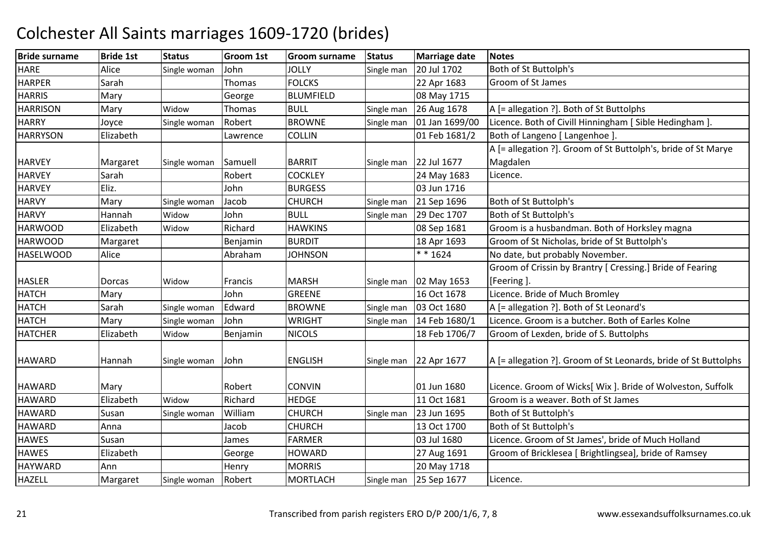# Colchester All Saints marriages 1609-1720 (brides)

| Bride surname | Bride 1st | Status | Groom 1st | Groom surname | Status | Marriage date | Notes |
|---|---|---|---|---|---|---|---|
| HARE | Alice | Single woman | John | JOLLY | Single man | 20 Jul 1702 | Both of St Buttolph's |
| HARPER | Sarah | | Thomas | FOLCKS | | 22 Apr 1683 | Groom of St James |
| HARRIS | Mary | | George | BLUMFIELD | | 08 May 1715 | |
| HARRISON | Mary | Widow | Thomas | BULL | Single man | 26 Aug 1678 | A [= allegation ?]. Both of St Buttolphs |
| HARRY | Joyce | Single woman | Robert | BROWNE | Single man | 01 Jan 1699/00 | Licence. Both of Civill Hinningham [ Sible Hedingham ]. |
| HARRYSON | Elizabeth | | Lawrence | COLLIN | | 01 Feb 1681/2 | Both of Langeno [ Langenhoe ]. |
| HARVEY | Margaret | Single woman | Samuell | BARRIT | Single man | 22 Jul 1677 | A [= allegation ?]. Groom of St Buttolph's, bride of St Marye Magdalen |
| HARVEY | Sarah | | Robert | COCKLEY | | 24 May 1683 | Licence. |
| HARVEY | Eliz. | | John | BURGESS | | 03 Jun 1716 | |
| HARVY | Mary | Single woman | Jacob | CHURCH | Single man | 21 Sep 1696 | Both of St Buttolph's |
| HARVY | Hannah | Widow | John | BULL | Single man | 29 Dec 1707 | Both of St Buttolph's |
| HARWOOD | Elizabeth | Widow | Richard | HAWKINS | | 08 Sep 1681 | Groom is a husbandman. Both of Horksley magna |
| HARWOOD | Margaret | | Benjamin | BURDIT | | 18 Apr 1693 | Groom of St Nicholas, bride of St Buttolph's |
| HASELWOOD | Alice | | Abraham | JOHNSON | | * * 1624 | No date, but probably November. |
| HASLER | Dorcas | Widow | Francis | MARSH | Single man | 02 May 1653 | Groom of Crissin by Brantry [ Cressing.] Bride of Fearing [Feering ]. |
| HATCH | Mary | | John | GREENE | | 16 Oct 1678 | Licence. Bride of Much Bromley |
| HATCH | Sarah | Single woman | Edward | BROWNE | Single man | 03 Oct 1680 | A [= allegation ?]. Both of St Leonard's |
| HATCH | Mary | Single woman | John | WRIGHT | Single man | 14 Feb 1680/1 | Licence. Groom is a butcher. Both of Earles Kolne |
| HATCHER | Elizabeth | Widow | Benjamin | NICOLS | | 18 Feb 1706/7 | Groom of Lexden, bride of S. Buttolphs |
| HAWARD | Hannah | Single woman | John | ENGLISH | Single man | 22 Apr 1677 | A [= allegation ?]. Groom of St Leonards, bride of St Buttolphs |
| HAWARD | Mary | | Robert | CONVIN | | 01 Jun 1680 | Licence. Groom of Wicks[ Wix ]. Bride of Wolveston, Suffolk |
| HAWARD | Elizabeth | Widow | Richard | HEDGE | | 11 Oct 1681 | Groom is a weaver. Both of St James |
| HAWARD | Susan | Single woman | William | CHURCH | Single man | 23 Jun 1695 | Both of St Buttolph's |
| HAWARD | Anna | | Jacob | CHURCH | | 13 Oct 1700 | Both of St Buttolph's |
| HAWES | Susan | | James | FARMER | | 03 Jul 1680 | Licence. Groom of St James', bride of Much Holland |
| HAWES | Elizabeth | | George | HOWARD | | 27 Aug 1691 | Groom of Bricklesea [ Brightlingsea], bride of Ramsey |
| HAYWARD | Ann | | Henry | MORRIS | | 20 May 1718 | |
| HAZELL | Margaret | Single woman | Robert | MORTLACH | Single man | 25 Sep 1677 | Licence. |

Transcribed from parish registers ERO D/P 200/1/6, 7, 8 www.essexandsuffolksurnames.co.uk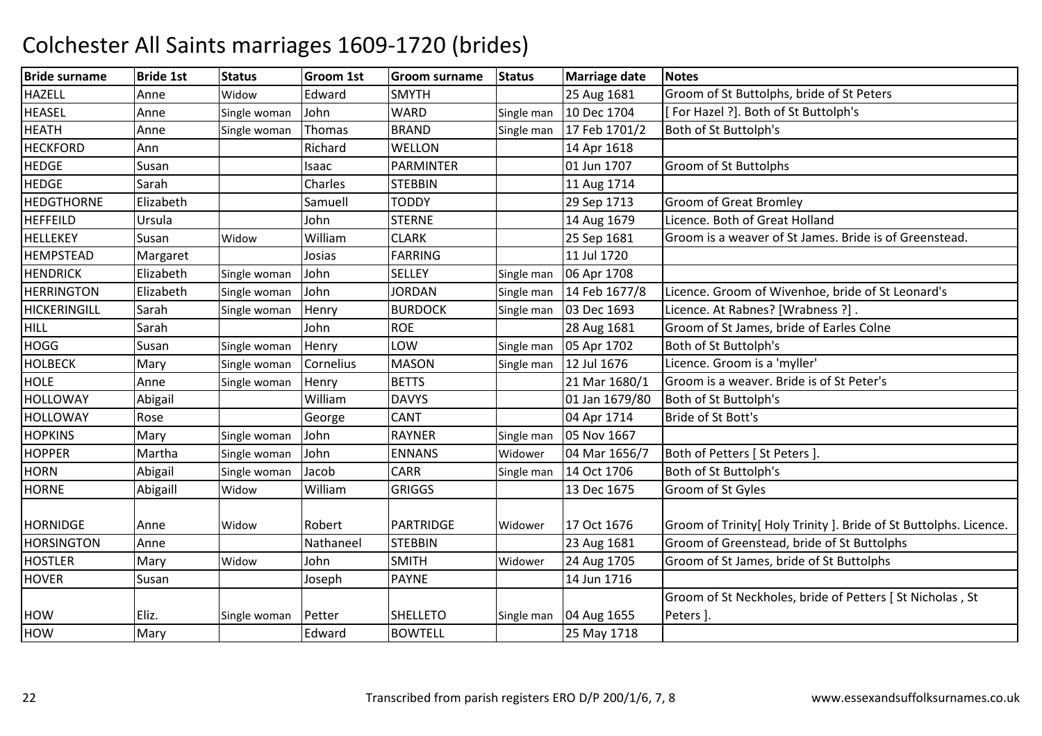# Colchester All Saints marriages 1609-1720 (brides)

| Bride surname | Bride 1st | Status | Groom 1st | Groom surname | Status | Marriage date | Notes |
|---|---|---|---|---|---|---|---|
| HAZELL | Anne | Widow | Edward | SMYTH | | 25 Aug 1681 | Groom of St Buttolphs, bride of St Peters |
| HEASEL | Anne | Single woman | John | WARD | Single man | 10 Dec 1704 | [ For Hazel ?]. Both of St Buttolph's |
| HEATH | Anne | Single woman | Thomas | BRAND | Single man | 17 Feb 1701/2 | Both of St Buttolph's |
| HECKFORD | Ann | | Richard | WELLON | | 14 Apr 1618 | |
| HEDGE | Susan | | Isaac | PARMINTER | | 01 Jun 1707 | Groom of St Buttolphs |
| HEDGE | Sarah | | Charles | STEBBIN | | 11 Aug 1714 | |
| HEDGTHORNE | Elizabeth | | Samuell | TODDY | | 29 Sep 1713 | Groom of Great Bromley |
| HEFFEILD | Ursula | | John | STERNE | | 14 Aug 1679 | Licence. Both of Great Holland |
| HELLEKEY | Susan | Widow | William | CLARK | | 25 Sep 1681 | Groom is a weaver of St James. Bride is of Greenstead. |
| HEMPSTEAD | Margaret | | Josias | FARRING | | 11 Jul 1720 | |
| HENDRICK | Elizabeth | Single woman | John | SELLEY | Single man | 06 Apr 1708 | |
| HERRINGTON | Elizabeth | Single woman | John | JORDAN | Single man | 14 Feb 1677/8 | Licence. Groom of Wivenhoe, bride of St Leonard's |
| HICKERINGILL | Sarah | Single woman | Henry | BURDOCK | Single man | 03 Dec 1693 | Licence. At Rabnes? [Wrabness ?] . |
| HILL | Sarah | | John | ROE | | 28 Aug 1681 | Groom of St James, bride of Earles Colne |
| HOGG | Susan | Single woman | Henry | LOW | Single man | 05 Apr 1702 | Both of St Buttolph's |
| HOLBECK | Mary | Single woman | Cornelius | MASON | Single man | 12 Jul 1676 | Licence. Groom is a 'myller' |
| HOLE | Anne | Single woman | Henry | BETTS | | 21 Mar 1680/1 | Groom is a weaver. Bride is of St Peter's |
| HOLLOWAY | Abigail | | William | DAVYS | | 01 Jan 1679/80 | Both of St Buttolph's |
| HOLLOWAY | Rose | | George | CANT | | 04 Apr 1714 | Bride of St Bott's |
| HOPKINS | Mary | Single woman | John | RAYNER | Single man | 05 Nov 1667 | |
| HOPPER | Martha | Single woman | John | ENNANS | Widower | 04 Mar 1656/7 | Both of Petters [ St Peters ]. |
| HORN | Abigail | Single woman | Jacob | CARR | Single man | 14 Oct 1706 | Both of St Buttolph's |
| HORNE | Abigaill | Widow | William | GRIGGS | | 13 Dec 1675 | Groom of St Gyles |
| HORNIDGE | Anne | Widow | Robert | PARTRIDGE | Widower | 17 Oct 1676 | Groom of Trinity[ Holy Trinity ]. Bride of St Buttolphs. Licence. |
| HORSINGTON | Anne | | Nathaneel | STEBBIN | | 23 Aug 1681 | Groom of Greenstead, bride of St Buttolphs |
| HOSTLER | Mary | Widow | John | SMITH | Widower | 24 Aug 1705 | Groom of St James, bride of St Buttolphs |
| HOVER | Susan | | Joseph | PAYNE | | 14 Jun 1716 | |
| HOW | Eliz. | Single woman | Petter | SHELLETO | Single man | 04 Aug 1655 | Groom of St Neckholes, bride of Petters [ St Nicholas , St Peters ]. |
| HOW | Mary | | Edward | BOWTELL | | 25 May 1718 | |

Transcribed from parish registers ERO D/P 200/1/6, 7, 8 www.essexandsuffolksurnames.co.uk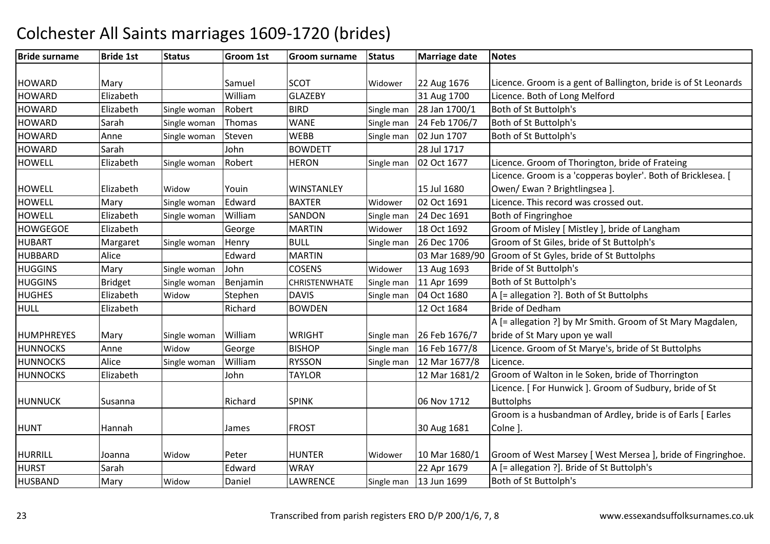# Colchester All Saints marriages 1609-1720 (brides)

| Bride surname | Bride 1st | Status | Groom 1st | Groom surname | Status | Marriage date | Notes |
|---|---|---|---|---|---|---|---|
| HOWARD | Mary | | Samuel | SCOT | Widower | 22 Aug 1676 | Licence. Groom is a gent of Ballington, bride is of St Leonards |
| HOWARD | Elizabeth | | William | GLAZEBY | | 31 Aug 1700 | Licence. Both of Long Melford |
| HOWARD | Elizabeth | Single woman | Robert | BIRD | Single man | 28 Jan 1700/1 | Both of St Buttolph's |
| HOWARD | Sarah | Single woman | Thomas | WANE | Single man | 24 Feb 1706/7 | Both of St Buttolph's |
| HOWARD | Anne | Single woman | Steven | WEBB | Single man | 02 Jun 1707 | Both of St Buttolph's |
| HOWARD | Sarah | | John | BOWDETT | | 28 Jul 1717 | |
| HOWELL | Elizabeth | Single woman | Robert | HERON | Single man | 02 Oct 1677 | Licence. Groom of Thorington, bride of Frateing |
| HOWELL | Elizabeth | Widow | Youin | WINSTANLEY | | 15 Jul 1680 | Licence. Groom is a 'copperas boyler'. Both of Bricklesea. [ Owen/ Ewan ? Brightlingsea ]. |
| HOWELL | Mary | Single woman | Edward | BAXTER | Widower | 02 Oct 1691 | Licence. This record was crossed out. |
| HOWELL | Elizabeth | Single woman | William | SANDON | Single man | 24 Dec 1691 | Both of Fingringhoe |
| HOWGEGOE | Elizabeth | | George | MARTIN | Widower | 18 Oct 1692 | Groom of Misley [ Mistley ], bride of Langham |
| HUBART | Margaret | Single woman | Henry | BULL | Single man | 26 Dec 1706 | Groom of St Giles, bride of St Buttolph's |
| HUBBARD | Alice | | Edward | MARTIN | | 03 Mar 1689/90 | Groom of St Gyles, bride of St Buttolphs |
| HUGGINS | Mary | Single woman | John | COSENS | Widower | 13 Aug 1693 | Bride of St Buttolph's |
| HUGGINS | Bridget | Single woman | Benjamin | CHRISTENWHATE | Single man | 11 Apr 1699 | Both of St Buttolph's |
| HUGHES | Elizabeth | Widow | Stephen | DAVIS | Single man | 04 Oct 1680 | A [= allegation ?]. Both of St Buttolphs |
| HULL | Elizabeth | | Richard | BOWDEN | | 12 Oct 1684 | Bride of Dedham |
| HUMPHREYES | Mary | Single woman | William | WRIGHT | Single man | 26 Feb 1676/7 | A [= allegation ?] by Mr Smith. Groom of St Mary Magdalen, bride of St Mary upon ye wall |
| HUNNOCKS | Anne | Widow | George | BISHOP | Single man | 16 Feb 1677/8 | Licence. Groom of St Marye's, bride of St Buttolphs |
| HUNNOCKS | Alice | Single woman | William | RYSSON | Single man | 12 Mar 1677/8 | Licence. |
| HUNNOCKS | Elizabeth | | John | TAYLOR | | 12 Mar 1681/2 | Groom of Walton in le Soken, bride of Thorrington |
| HUNNUCK | Susanna | | Richard | SPINK | | 06 Nov 1712 | Licence. [ For Hunwick ]. Groom of Sudbury, bride of St Buttolphs |
| HUNT | Hannah | | James | FROST | | 30 Aug 1681 | Groom is a husbandman of Ardley, bride is of Earls [ Earles Colne ]. |
| HURRILL | Joanna | Widow | Peter | HUNTER | Widower | 10 Mar 1680/1 | Groom of West Marsey [ West Mersea ], bride of Fingringhoe. |
| HURST | Sarah | | Edward | WRAY | | 22 Apr 1679 | A [= allegation ?]. Bride of St Buttolph's |
| HUSBAND | Mary | Widow | Daniel | LAWRENCE | Single man | 13 Jun 1699 | Both of St Buttolph's |

Transcribed from parish registers ERO D/P 200/1/6, 7, 8 www.essexandsuffolksurnames.co.uk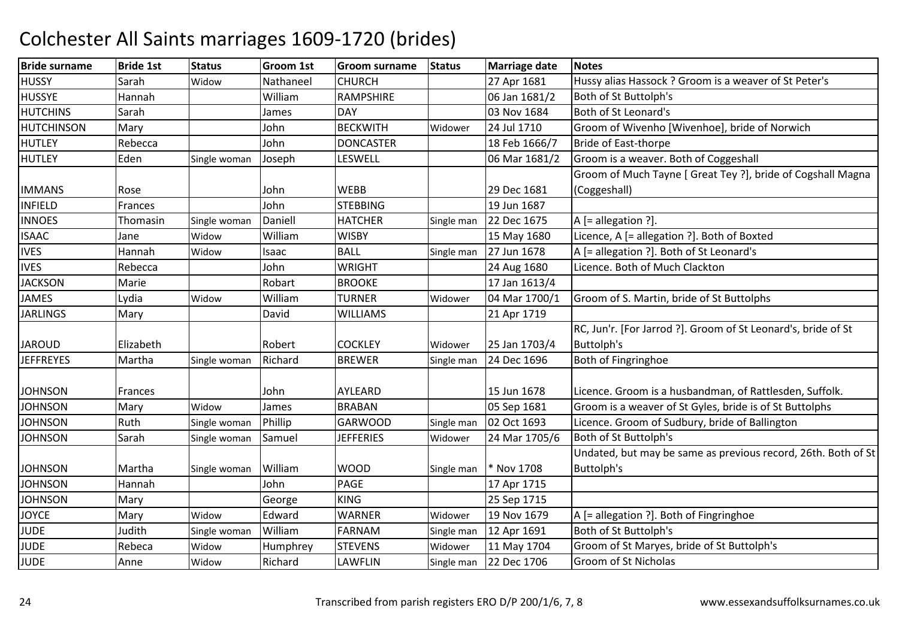# Colchester All Saints marriages 1609-1720 (brides)

| Bride surname | Bride 1st | Status | Groom 1st | Groom surname | Status | Marriage date | Notes |
|---|---|---|---|---|---|---|---|
| HUSSY | Sarah | Widow | Nathaneel | CHURCH | | 27 Apr 1681 | Hussy alias Hassock ? Groom is a weaver of St Peter's |
| HUSSYE | Hannah | | William | RAMPSHIRE | | 06 Jan 1681/2 | Both of St Buttolph's |
| HUTCHINS | Sarah | | James | DAY | | 03 Nov 1684 | Both of St Leonard's |
| HUTCHINSON | Mary | | John | BECKWITH | Widower | 24 Jul 1710 | Groom of Wivenho [Wivenhoe], bride of Norwich |
| HUTLEY | Rebecca | | John | DONCASTER | | 18 Feb 1666/7 | Bride of East-thorpe |
| HUTLEY | Eden | Single woman | Joseph | LESWELL | | 06 Mar 1681/2 | Groom is a weaver. Both of Coggeshall |
| IMMANS | Rose | | John | WEBB | | 29 Dec 1681 | Groom of Much Tayne [ Great Tey ?], bride of Cogshall Magna (Coggeshall) |
| INFIELD | Frances | | John | STEBBING | | 19 Jun 1687 | |
| INNOES | Thomasin | Single woman | Daniell | HATCHER | Single man | 22 Dec 1675 | A [= allegation ?]. |
| ISAAC | Jane | Widow | William | WISBY | | 15 May 1680 | Licence, A [= allegation ?]. Both of Boxted |
| IVES | Hannah | Widow | Isaac | BALL | Single man | 27 Jun 1678 | A [= allegation ?]. Both of St Leonard's |
| IVES | Rebecca | | John | WRIGHT | | 24 Aug 1680 | Licence. Both of Much Clackton |
| JACKSON | Marie | | Robart | BROOKE | | 17 Jan 1613/4 | |
| JAMES | Lydia | Widow | William | TURNER | Widower | 04 Mar 1700/1 | Groom of S. Martin, bride of St Buttolphs |
| JARLINGS | Mary | | David | WILLIAMS | | 21 Apr 1719 | |
| JAROUD | Elizabeth | | Robert | COCKLEY | Widower | 25 Jan 1703/4 | RC, Jun'r. [For Jarrod ?]. Groom of St Leonard's, bride of St Buttolph's |
| JEFFREYES | Martha | Single woman | Richard | BREWER | Single man | 24 Dec 1696 | Both of Fingringhoe |
| JOHNSON | Frances | | John | AYLEARD | | 15 Jun 1678 | Licence. Groom is a husbandman, of Rattlesden, Suffolk. |
| JOHNSON | Mary | Widow | James | BRABAN | | 05 Sep 1681 | Groom is a weaver of St Gyles, bride is of St Buttolphs |
| JOHNSON | Ruth | Single woman | Phillip | GARWOOD | Single man | 02 Oct 1693 | Licence. Groom of Sudbury, bride of Ballington |
| JOHNSON | Sarah | Single woman | Samuel | JEFFERIES | Widower | 24 Mar 1705/6 | Both of St Buttolph's |
| JOHNSON | Martha | Single woman | William | WOOD | Single man | * Nov 1708 | Undated, but may be same as previous record, 26th. Both of St Buttolph's |
| JOHNSON | Hannah | | John | PAGE | | 17 Apr 1715 | |
| JOHNSON | Mary | | George | KING | | 25 Sep 1715 | |
| JOYCE | Mary | Widow | Edward | WARNER | Widower | 19 Nov 1679 | A [= allegation ?]. Both of Fingringhoe |
| JUDE | Judith | Single woman | William | FARNAM | Single man | 12 Apr 1691 | Both of St Buttolph's |
| JUDE | Rebeca | Widow | Humphrey | STEVENS | Widower | 11 May 1704 | Groom of St Maryes, bride of St Buttolph's |
| JUDE | Anne | Widow | Richard | LAWFLIN | Single man | 22 Dec 1706 | Groom of St Nicholas |

Transcribed from parish registers ERO D/P 200/1/6, 7, 8

www.essexandsuffolksurnames.co.uk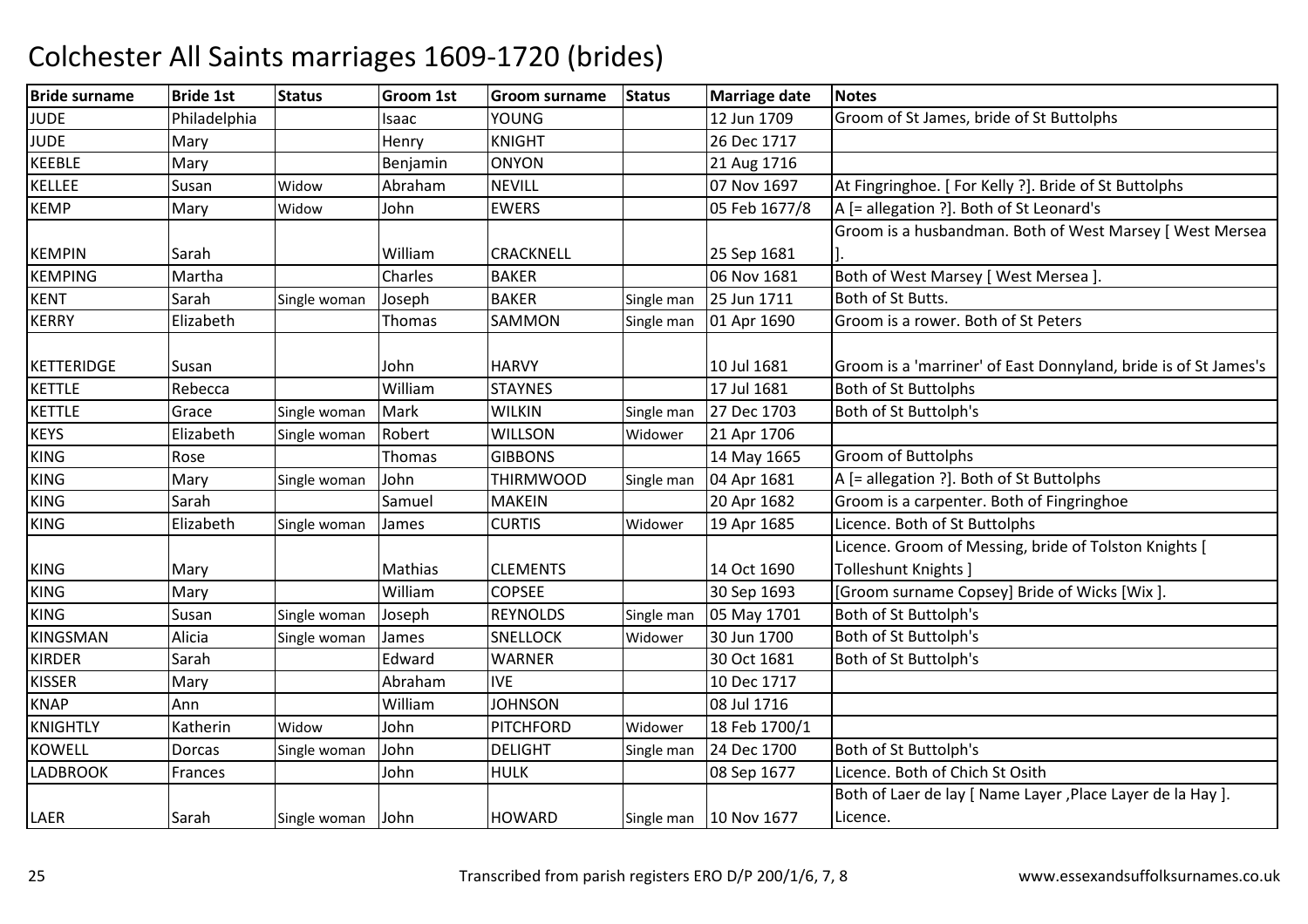# Colchester All Saints marriages 1609-1720 (brides)

| Bride surname | Bride 1st | Status | Groom 1st | Groom surname | Status | Marriage date | Notes |
|---|---|---|---|---|---|---|---|
| JUDE | Philadelphia | | Isaac | YOUNG | | 12 Jun 1709 | Groom of St James, bride of St Buttolphs |
| JUDE | Mary | | Henry | KNIGHT | | 26 Dec 1717 | |
| KEEBLE | Mary | | Benjamin | ONYON | | 21 Aug 1716 | |
| KELLEE | Susan | Widow | Abraham | NEVILL | | 07 Nov 1697 | At Fingringhoe. [ For Kelly ?]. Bride of St Buttolphs |
| KEMP | Mary | Widow | John | EWERS | | 05 Feb 1677/8 | A [= allegation ?]. Both of St Leonard's |
| KEMPIN | Sarah | | William | CRACKNELL | | 25 Sep 1681 | Groom is a husbandman. Both of West Marsey [ West Mersea ]. |
| KEMPING | Martha | | Charles | BAKER | | 06 Nov 1681 | Both of West Marsey [ West Mersea ]. |
| KENT | Sarah | Single woman | Joseph | BAKER | Single man | 25 Jun 1711 | Both of St Butts. |
| KERRY | Elizabeth | | Thomas | SAMMON | Single man | 01 Apr 1690 | Groom is a rower. Both of St Peters |
| KETTERIDGE | Susan | | John | HARVY | | 10 Jul 1681 | Groom is a 'marriner' of East Donnyland, bride is of St James's |
| KETTLE | Rebecca | | William | STAYNES | | 17 Jul 1681 | Both of St Buttolphs |
| KETTLE | Grace | Single woman | Mark | WILKIN | Single man | 27 Dec 1703 | Both of St Buttolph's |
| KEYS | Elizabeth | Single woman | Robert | WILLSON | Widower | 21 Apr 1706 | |
| KING | Rose | | Thomas | GIBBONS | | 14 May 1665 | Groom of Buttolphs |
| KING | Mary | Single woman | John | THIRMWOOD | Single man | 04 Apr 1681 | A [= allegation ?]. Both of St Buttolphs |
| KING | Sarah | | Samuel | MAKEIN | | 20 Apr 1682 | Groom is a carpenter. Both of Fingringhoe |
| KING | Elizabeth | Single woman | James | CURTIS | Widower | 19 Apr 1685 | Licence. Both of St Buttolphs |
| KING | Mary | | Mathias | CLEMENTS | | 14 Oct 1690 | Licence. Groom of Messing, bride of Tolston Knights [ Tolleshunt Knights ] |
| KING | Mary | | William | COPSEE | | 30 Sep 1693 | [Groom surname Copsey] Bride of Wicks [Wix ]. |
| KING | Susan | Single woman | Joseph | REYNOLDS | Single man | 05 May 1701 | Both of St Buttolph's |
| KINGSMAN | Alicia | Single woman | James | SNELLOCK | Widower | 30 Jun 1700 | Both of St Buttolph's |
| KIRDER | Sarah | | Edward | WARNER | | 30 Oct 1681 | Both of St Buttolph's |
| KISSER | Mary | | Abraham | IVE | | 10 Dec 1717 | |
| KNAP | Ann | | William | JOHNSON | | 08 Jul 1716 | |
| KNIGHTLY | Katherin | Widow | John | PITCHFORD | Widower | 18 Feb 1700/1 | |
| KOWELL | Dorcas | Single woman | John | DELIGHT | Single man | 24 Dec 1700 | Both of St Buttolph's |
| LADBROOK | Frances | | John | HULK | | 08 Sep 1677 | Licence. Both of Chich St Osith |
| LAER | Sarah | Single woman | John | HOWARD | Single man | 10 Nov 1677 | Both of Laer de lay [ Name Layer ,Place Layer de la Hay ]. Licence. |

Transcribed from parish registers ERO D/P 200/1/6, 7, 8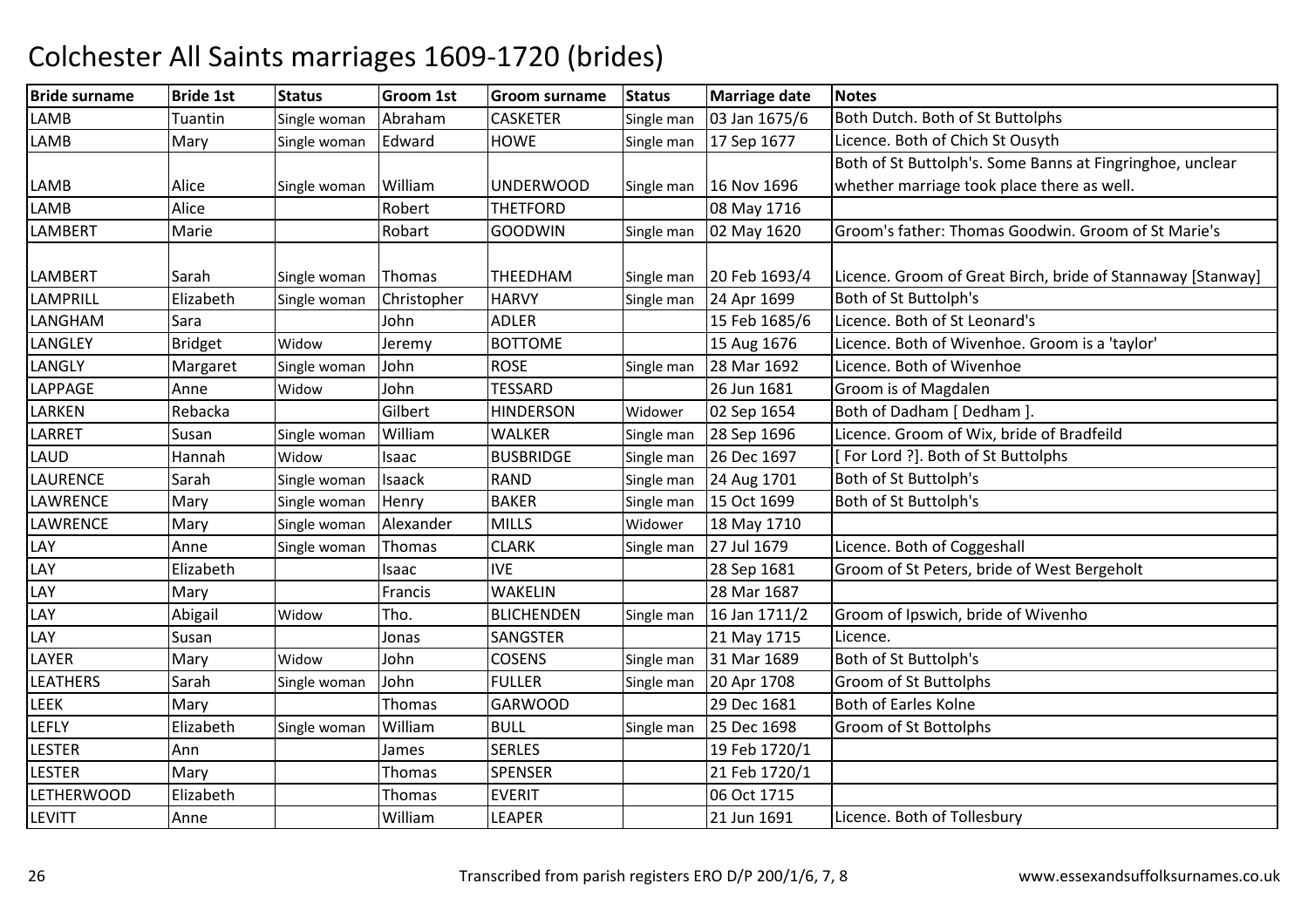# Colchester All Saints marriages 1609-1720 (brides)

| Bride surname | Bride 1st | Status | Groom 1st | Groom surname | Status | Marriage date | Notes |
|---|---|---|---|---|---|---|---|
| LAMB | Tuantin | Single woman | Abraham | CASKETER | Single man | 03 Jan 1675/6 | Both Dutch. Both of St Buttolphs |
| LAMB | Mary | Single woman | Edward | HOWE | Single man | 17 Sep 1677 | Licence. Both of Chich St Ousyth |
| LAMB | Alice | Single woman | William | UNDERWOOD | Single man | 16 Nov 1696 | Both of St Buttolph's. Some Banns at Fingringhoe, unclear whether marriage took place there as well. |
| LAMB | Alice | | Robert | THETFORD | | 08 May 1716 | |
| LAMBERT | Marie | | Robart | GOODWIN | Single man | 02 May 1620 | Groom's father: Thomas Goodwin. Groom of St Marie's |
| LAMBERT | Sarah | Single woman | Thomas | THEEDHAM | Single man | 20 Feb 1693/4 | Licence. Groom of Great Birch, bride of Stannaway [Stanway] |
| LAMPRILL | Elizabeth | Single woman | Christopher | HARVY | Single man | 24 Apr 1699 | Both of St Buttolph's |
| LANGHAM | Sara | | John | ADLER | | 15 Feb 1685/6 | Licence. Both of St Leonard's |
| LANGLEY | Bridget | Widow | Jeremy | BOTTOME | | 15 Aug 1676 | Licence. Both of Wivenhoe. Groom is a 'taylor' |
| LANGLY | Margaret | Single woman | John | ROSE | Single man | 28 Mar 1692 | Licence. Both of Wivenhoe |
| LAPPAGE | Anne | Widow | John | TESSARD | | 26 Jun 1681 | Groom is of Magdalen |
| LARKEN | Rebacka | | Gilbert | HINDERSON | Widower | 02 Sep 1654 | Both of Dadham [ Dedham ]. |
| LARRET | Susan | Single woman | William | WALKER | Single man | 28 Sep 1696 | Licence. Groom of Wix, bride of Bradfeild |
| LAUD | Hannah | Widow | Isaac | BUSBRIDGE | Single man | 26 Dec 1697 | [ For Lord ?]. Both of St Buttolphs |
| LAURENCE | Sarah | Single woman | Isaack | RAND | Single man | 24 Aug 1701 | Both of St Buttolph's |
| LAWRENCE | Mary | Single woman | Henry | BAKER | Single man | 15 Oct 1699 | Both of St Buttolph's |
| LAWRENCE | Mary | Single woman | Alexander | MILLS | Widower | 18 May 1710 | |
| LAY | Anne | Single woman | Thomas | CLARK | Single man | 27 Jul 1679 | Licence. Both of Coggeshall |
| LAY | Elizabeth | | Isaac | IVE | | 28 Sep 1681 | Groom of St Peters, bride of West Bergeholt |
| LAY | Mary | | Francis | WAKELIN | | 28 Mar 1687 | |
| LAY | Abigail | Widow | Tho. | BLICHENDEN | Single man | 16 Jan 1711/2 | Groom of Ipswich, bride of Wivenho |
| LAY | Susan | | Jonas | SANGSTER | | 21 May 1715 | Licence. |
| LAYER | Mary | Widow | John | COSENS | Single man | 31 Mar 1689 | Both of St Buttolph's |
| LEATHERS | Sarah | Single woman | John | FULLER | Single man | 20 Apr 1708 | Groom of St Buttolphs |
| LEEK | Mary | | Thomas | GARWOOD | | 29 Dec 1681 | Both of Earles Kolne |
| LEFLY | Elizabeth | Single woman | William | BULL | Single man | 25 Dec 1698 | Groom of St Bottolphs |
| LESTER | Ann | | James | SERLES | | 19 Feb 1720/1 | |
| LESTER | Mary | | Thomas | SPENSER | | 21 Feb 1720/1 | |
| LETHERWOOD | Elizabeth | | Thomas | EVERIT | | 06 Oct 1715 | |
| LEVITT | Anne | | William | LEAPER | | 21 Jun 1691 | Licence. Both of Tollesbury |

Transcribed from parish registers ERO D/P 200/1/6, 7, 8 www.essexandsuffolksurnames.co.uk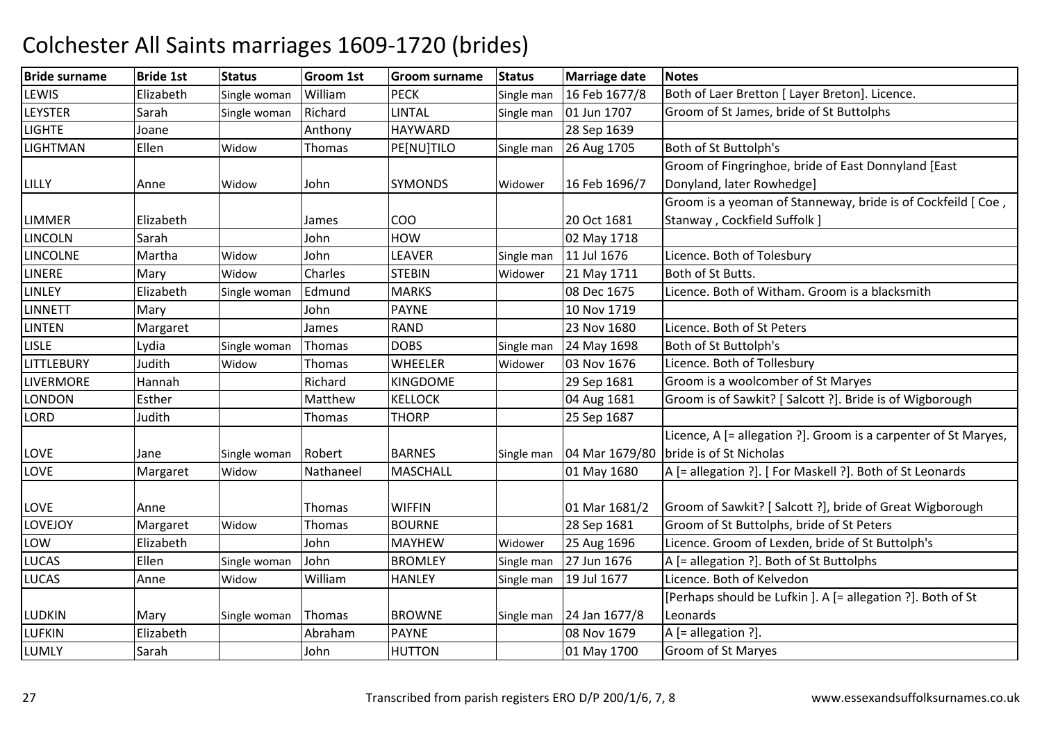# Colchester All Saints marriages 1609-1720 (brides)

| Bride surname | Bride 1st | Status | Groom 1st | Groom surname | Status | Marriage date | Notes |
|---|---|---|---|---|---|---|---|
| LEWIS | Elizabeth | Single woman | William | PECK | Single man | 16 Feb 1677/8 | Both of Laer Bretton [ Layer Breton]. Licence. |
| LEYSTER | Sarah | Single woman | Richard | LINTAL | Single man | 01 Jun 1707 | Groom of St James, bride of St Buttolphs |
| LIGHTE | Joane | | Anthony | HAYWARD | | 28 Sep 1639 | |
| LIGHTMAN | Ellen | Widow | Thomas | PE[NU]TILO | Single man | 26 Aug 1705 | Both of St Buttolph's |
| LILLY | Anne | Widow | John | SYMONDS | Widower | 16 Feb 1696/7 | Groom of Fingringhoe, bride of East Donnyland [East Donyland, later Rowhedge] |
| LIMMER | Elizabeth | | James | COO | | 20 Oct 1681 | Groom is a yeoman of Stanneway, bride is of Cockfeild [ Coe , Stanway , Cockfield Suffolk ] |
| LINCOLN | Sarah | | John | HOW | | 02 May 1718 | |
| LINCOLNE | Martha | Widow | John | LEAVER | Single man | 11 Jul 1676 | Licence. Both of Tolesbury |
| LINERE | Mary | Widow | Charles | STEBIN | Widower | 21 May 1711 | Both of St Butts. |
| LINLEY | Elizabeth | Single woman | Edmund | MARKS | | 08 Dec 1675 | Licence. Both of Witham. Groom is a blacksmith |
| LINNETT | Mary | | John | PAYNE | | 10 Nov 1719 | |
| LINTEN | Margaret | | James | RAND | | 23 Nov 1680 | Licence. Both of St Peters |
| LISLE | Lydia | Single woman | Thomas | DOBS | Single man | 24 May 1698 | Both of St Buttolph's |
| LITTLEBURY | Judith | Widow | Thomas | WHEELER | Widower | 03 Nov 1676 | Licence. Both of Tollesbury |
| LIVERMORE | Hannah | | Richard | KINGDOME | | 29 Sep 1681 | Groom is a woolcomber of St Maryes |
| LONDON | Esther | | Matthew | KELLOCK | | 04 Aug 1681 | Groom is of Sawkit? [ Salcott ?]. Bride is of Wigborough |
| LORD | Judith | | Thomas | THORP | | 25 Sep 1687 | |
| LOVE | Jane | Single woman | Robert | BARNES | Single man | 04 Mar 1679/80 | Licence, A [= allegation ?]. Groom is a carpenter of St Maryes, bride is of St Nicholas |
| LOVE | Margaret | Widow | Nathaneel | MASCHALL | | 01 May 1680 | A [= allegation ?]. [ For Maskell ?]. Both of St Leonards |
| LOVE | Anne | | Thomas | WIFFIN | | 01 Mar 1681/2 | Groom of Sawkit? [ Salcott ?], bride of Great Wigborough |
| LOVEJOY | Margaret | Widow | Thomas | BOURNE | | 28 Sep 1681 | Groom of St Buttolphs, bride of St Peters |
| LOW | Elizabeth | | John | MAYHEW | Widower | 25 Aug 1696 | Licence. Groom of Lexden, bride of St Buttolph's |
| LUCAS | Ellen | Single woman | John | BROMLEY | Single man | 27 Jun 1676 | A [= allegation ?]. Both of St Buttolphs |
| LUCAS | Anne | Widow | William | HANLEY | Single man | 19 Jul 1677 | Licence. Both of Kelvedon |
| LUDKIN | Mary | Single woman | Thomas | BROWNE | Single man | 24 Jan 1677/8 | [Perhaps should be Lufkin ]. A [= allegation ?]. Both of St Leonards |
| LUFKIN | Elizabeth | | Abraham | PAYNE | | 08 Nov 1679 | A [= allegation ?]. |
| LUMLY | Sarah | | John | HUTTON | | 01 May 1700 | Groom of St Maryes |

Transcribed from parish registers ERO D/P 200/1/6, 7, 8 — www.essexandsuffolksurnames.co.uk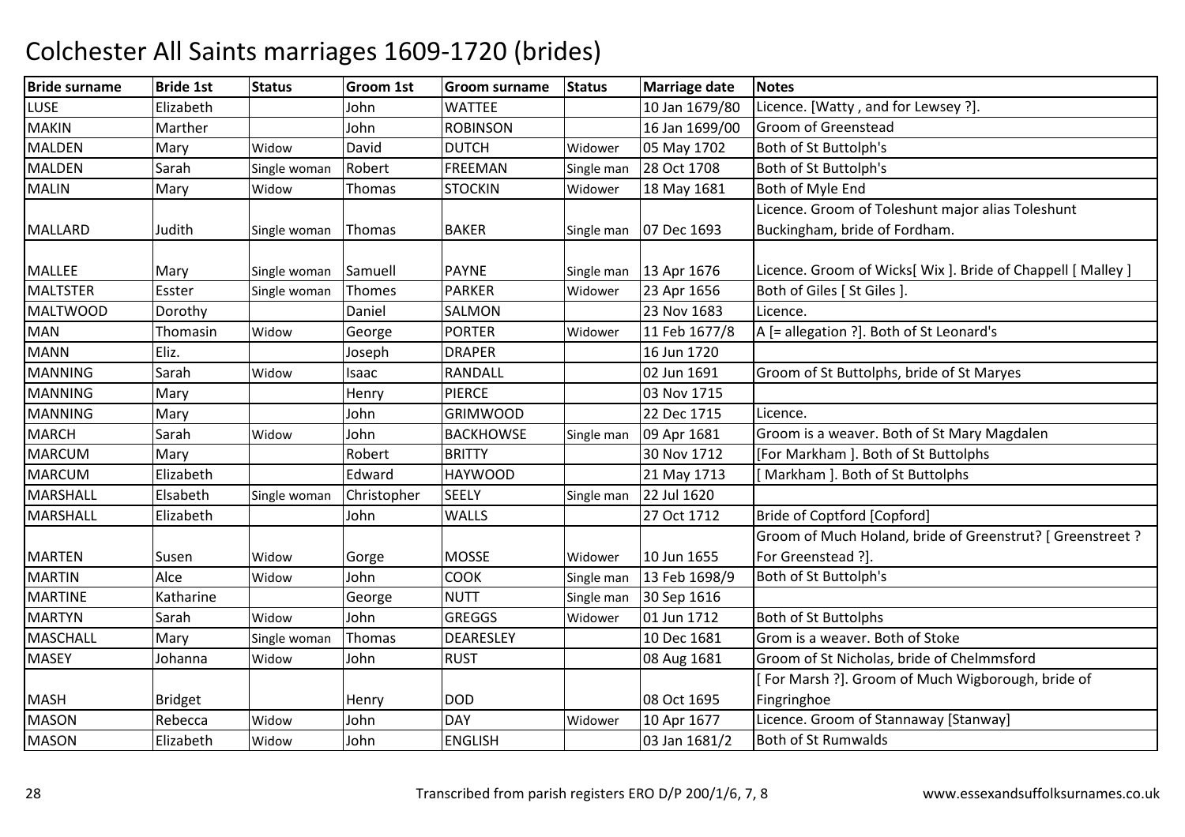# Colchester All Saints marriages 1609-1720 (brides)

| Bride surname | Bride 1st | Status | Groom 1st | Groom surname | Status | Marriage date | Notes |
|---|---|---|---|---|---|---|---|
| LUSE | Elizabeth | | John | WATTEE | | 10 Jan 1679/80 | Licence. [Watty , and for Lewsey ?]. |
| MAKIN | Marther | | John | ROBINSON | | 16 Jan 1699/00 | Groom of Greenstead |
| MALDEN | Mary | Widow | David | DUTCH | Widower | 05 May 1702 | Both of St Buttolph's |
| MALDEN | Sarah | Single woman | Robert | FREEMAN | Single man | 28 Oct 1708 | Both of St Buttolph's |
| MALIN | Mary | Widow | Thomas | STOCKIN | Widower | 18 May 1681 | Both of Myle End |
| MALLARD | Judith | Single woman | Thomas | BAKER | Single man | 07 Dec 1693 | Licence. Groom of Toleshunt major alias Toleshunt Buckingham, bride of Fordham. |
| MALLEE | Mary | Single woman | Samuell | PAYNE | Single man | 13 Apr 1676 | Licence. Groom of Wicks[ Wix ]. Bride of Chappell [ Malley ] |
| MALTSTER | Esster | Single woman | Thomes | PARKER | Widower | 23 Apr 1656 | Both of Giles [ St Giles ]. |
| MALTWOOD | Dorothy | | Daniel | SALMON | | 23 Nov 1683 | Licence. |
| MAN | Thomasin | Widow | George | PORTER | Widower | 11 Feb 1677/8 | A [= allegation ?]. Both of St Leonard's |
| MANN | Eliz. | | Joseph | DRAPER | | 16 Jun 1720 | |
| MANNING | Sarah | Widow | Isaac | RANDALL | | 02 Jun 1691 | Groom of St Buttolphs, bride of St Maryes |
| MANNING | Mary | | Henry | PIERCE | | 03 Nov 1715 | |
| MANNING | Mary | | John | GRIMWOOD | | 22 Dec 1715 | Licence. |
| MARCH | Sarah | Widow | John | BACKHOWSE | Single man | 09 Apr 1681 | Groom is a weaver. Both of St Mary Magdalen |
| MARCUM | Mary | | Robert | BRITTY | | 30 Nov 1712 | [For Markham ]. Both of St Buttolphs |
| MARCUM | Elizabeth | | Edward | HAYWOOD | | 21 May 1713 | [ Markham ]. Both of St Buttolphs |
| MARSHALL | Elsabeth | Single woman | Christopher | SEELY | Single man | 22 Jul 1620 | |
| MARSHALL | Elizabeth | | John | WALLS | | 27 Oct 1712 | Bride of Coptford [Copford] |
| MARTEN | Susen | Widow | Gorge | MOSSE | Widower | 10 Jun 1655 | Groom of Much Holand, bride of Greenstrut? [ Greenstreet ? For Greenstead ?]. |
| MARTIN | Alce | Widow | John | COOK | Single man | 13 Feb 1698/9 | Both of St Buttolph's |
| MARTINE | Katharine | | George | NUTT | Single man | 30 Sep 1616 | |
| MARTYN | Sarah | Widow | John | GREGGS | Widower | 01 Jun 1712 | Both of St Buttolphs |
| MASCHALL | Mary | Single woman | Thomas | DEARESLEY | | 10 Dec 1681 | Grom is a weaver. Both of Stoke |
| MASEY | Johanna | Widow | John | RUST | | 08 Aug 1681 | Groom of St Nicholas, bride of Chelmmsford |
| MASH | Bridget | | Henry | DOD | | 08 Oct 1695 | [ For Marsh ?]. Groom of Much Wigborough, bride of Fingringhoe |
| MASON | Rebecca | Widow | John | DAY | Widower | 10 Apr 1677 | Licence. Groom of Stannaway [Stanway] |
| MASON | Elizabeth | Widow | John | ENGLISH | | 03 Jan 1681/2 | Both of St Rumwalds |

Transcribed from parish registers ERO D/P 200/1/6, 7, 8 www.essexandsuffolksurnames.co.uk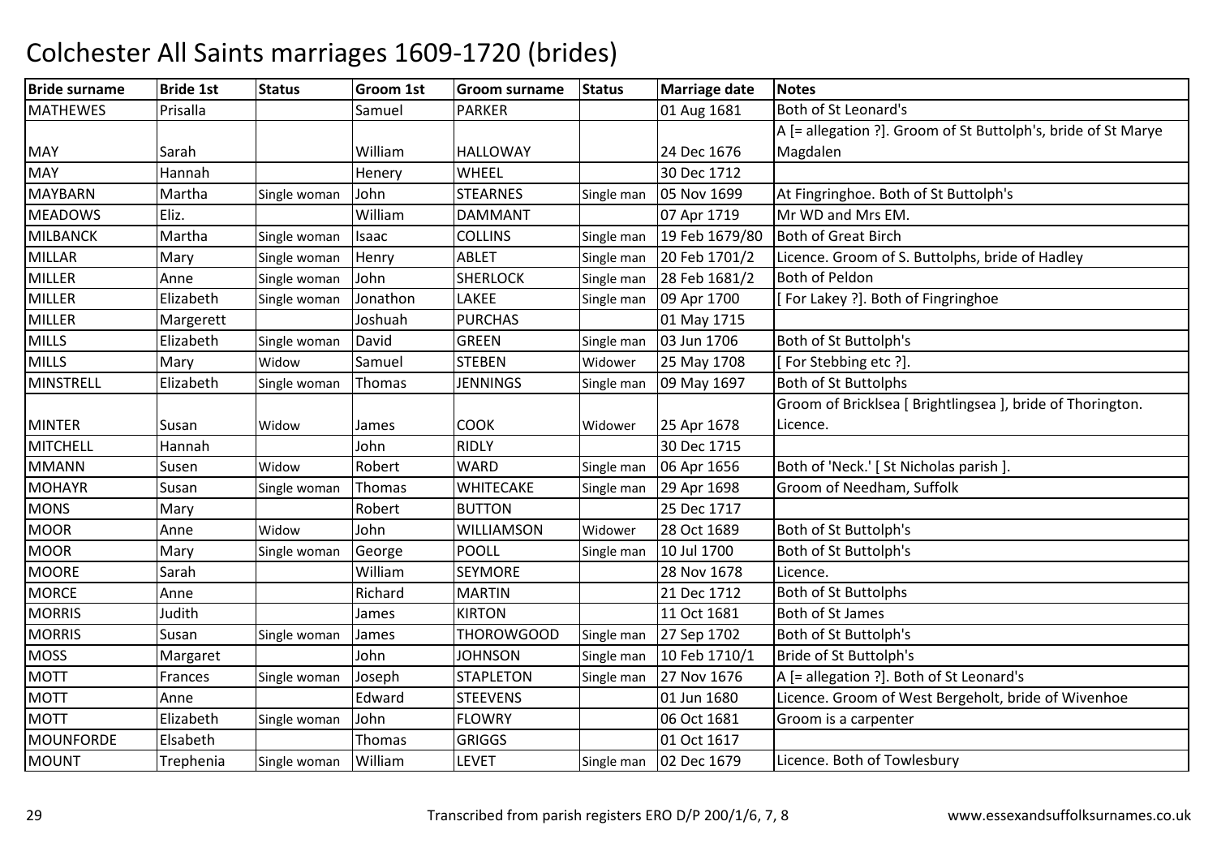# Colchester All Saints marriages 1609-1720 (brides)

| Bride surname | Bride 1st | Status | Groom 1st | Groom surname | Status | Marriage date | Notes |
|---|---|---|---|---|---|---|---|
| MATHEWES | Prisalla | | Samuel | PARKER | | 01 Aug 1681 | Both of St Leonard's |
| MAY | Sarah | | William | HALLOWAY | | 24 Dec 1676 | A [= allegation ?]. Groom of St Buttolph's, bride of St Marye Magdalen |
| MAY | Hannah | | Henery | WHEEL | | 30 Dec 1712 | |
| MAYBARN | Martha | Single woman | John | STEARNES | Single man | 05 Nov 1699 | At Fingringhoe. Both of St Buttolph's |
| MEADOWS | Eliz. | | William | DAMMANT | | 07 Apr 1719 | Mr WD and Mrs EM. |
| MILBANCK | Martha | Single woman | Isaac | COLLINS | Single man | 19 Feb 1679/80 | Both of Great Birch |
| MILLAR | Mary | Single woman | Henry | ABLET | Single man | 20 Feb 1701/2 | Licence. Groom of S. Buttolphs, bride of Hadley |
| MILLER | Anne | Single woman | John | SHERLOCK | Single man | 28 Feb 1681/2 | Both of Peldon |
| MILLER | Elizabeth | Single woman | Jonathon | LAKEE | Single man | 09 Apr 1700 | [ For Lakey ?]. Both of Fingringhoe |
| MILLER | Margerett | | Joshuah | PURCHAS | | 01 May 1715 | |
| MILLS | Elizabeth | Single woman | David | GREEN | Single man | 03 Jun 1706 | Both of St Buttolph's |
| MILLS | Mary | Widow | Samuel | STEBEN | Widower | 25 May 1708 | [ For Stebbing etc ?]. |
| MINSTRELL | Elizabeth | Single woman | Thomas | JENNINGS | Single man | 09 May 1697 | Both of St Buttolphs |
| MINTER | Susan | Widow | James | COOK | Widower | 25 Apr 1678 | Groom of Bricklsea [ Brightlingsea ], bride of Thorington. Licence. |
| MITCHELL | Hannah | | John | RIDLY | | 30 Dec 1715 | |
| MMANN | Susen | Widow | Robert | WARD | Single man | 06 Apr 1656 | Both of 'Neck.' [ St Nicholas parish ]. |
| MOHAYR | Susan | Single woman | Thomas | WHITECAKE | Single man | 29 Apr 1698 | Groom of Needham, Suffolk |
| MONS | Mary | | Robert | BUTTON | | 25 Dec 1717 | |
| MOOR | Anne | Widow | John | WILLIAMSON | Widower | 28 Oct 1689 | Both of St Buttolph's |
| MOOR | Mary | Single woman | George | POOLL | Single man | 10 Jul 1700 | Both of St Buttolph's |
| MOORE | Sarah | | William | SEYMORE | | 28 Nov 1678 | Licence. |
| MORCE | Anne | | Richard | MARTIN | | 21 Dec 1712 | Both of St Buttolphs |
| MORRIS | Judith | | James | KIRTON | | 11 Oct 1681 | Both of St James |
| MORRIS | Susan | Single woman | James | THOROWGOOD | Single man | 27 Sep 1702 | Both of St Buttolph's |
| MOSS | Margaret | | John | JOHNSON | Single man | 10 Feb 1710/1 | Bride of St Buttolph's |
| MOTT | Frances | Single woman | Joseph | STAPLETON | Single man | 27 Nov 1676 | A [= allegation ?]. Both of St Leonard's |
| MOTT | Anne | | Edward | STEEVENS | | 01 Jun 1680 | Licence. Groom of West Bergeholt, bride of Wivenhoe |
| MOTT | Elizabeth | Single woman | John | FLOWRY | | 06 Oct 1681 | Groom is a carpenter |
| MOUNFORDE | Elsabeth | | Thomas | GRIGGS | | 01 Oct 1617 | |
| MOUNT | Trephenia | Single woman | William | LEVET | Single man | 02 Dec 1679 | Licence. Both of Towlesbury |

Transcribed from parish registers ERO D/P 200/1/6, 7, 8 www.essexandsuffolksurnames.co.uk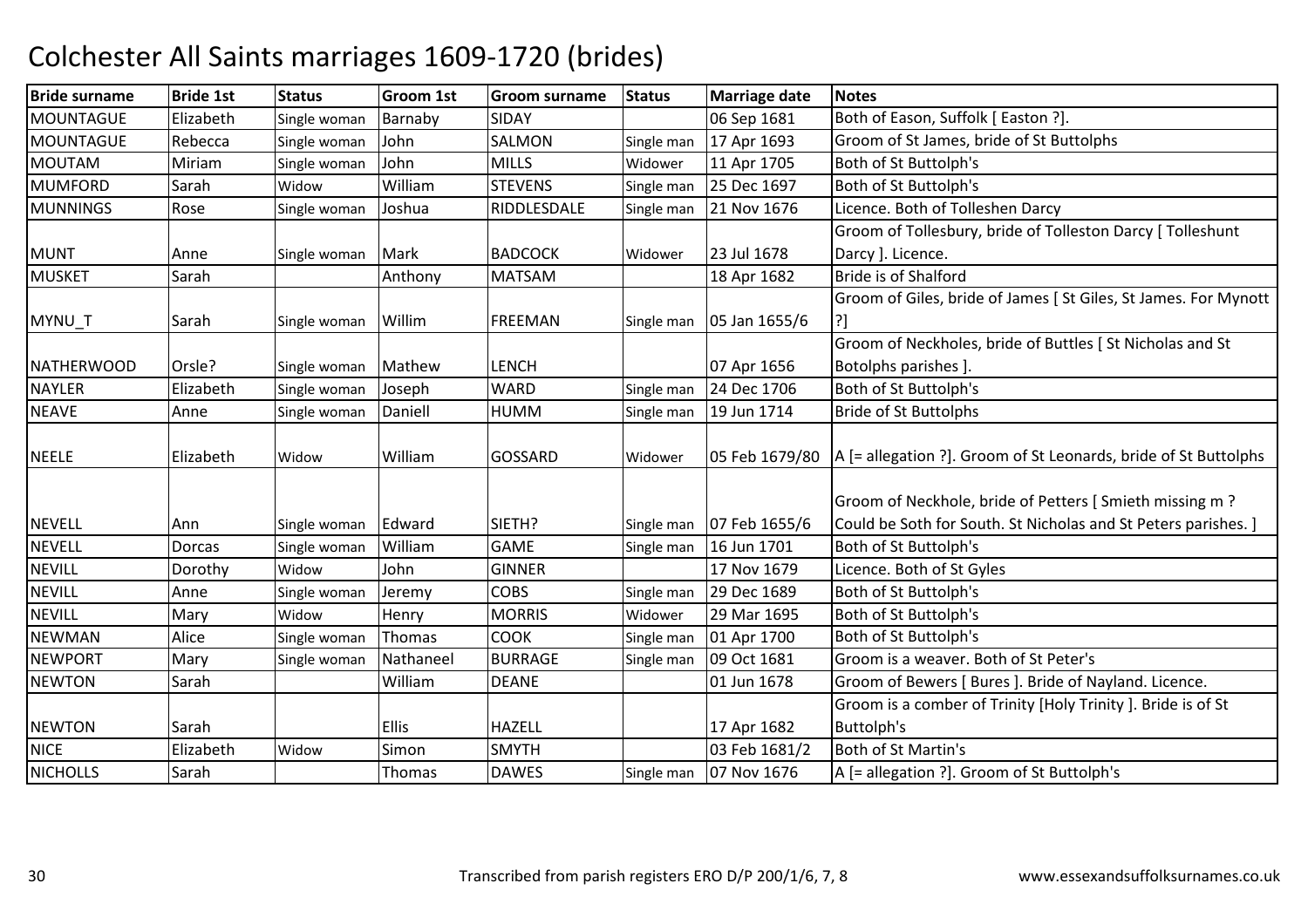# Colchester All Saints marriages 1609-1720 (brides)

| Bride surname | Bride 1st | Status | Groom 1st | Groom surname | Status | Marriage date | Notes |
|---|---|---|---|---|---|---|---|
| MOUNTAGUE | Elizabeth | Single woman | Barnaby | SIDAY | | 06 Sep 1681 | Both of Eason, Suffolk [ Easton ?]. |
| MOUNTAGUE | Rebecca | Single woman | John | SALMON | Single man | 17 Apr 1693 | Groom of St James, bride of St Buttolphs |
| MOUTAM | Miriam | Single woman | John | MILLS | Widower | 11 Apr 1705 | Both of St Buttolph's |
| MUMFORD | Sarah | Widow | William | STEVENS | Single man | 25 Dec 1697 | Both of St Buttolph's |
| MUNNINGS | Rose | Single woman | Joshua | RIDDLESDALE | Single man | 21 Nov 1676 | Licence. Both of Tolleshen Darcy |
| MUNT | Anne | Single woman | Mark | BADCOCK | Widower | 23 Jul 1678 | Groom of Tollesbury, bride of Tolleston Darcy [ Tolleshunt Darcy ]. Licence. |
| MUSKET | Sarah | | Anthony | MATSAM | | 18 Apr 1682 | Bride is of Shalford |
| MYNU_T | Sarah | Single woman | Willim | FREEMAN | Single man | 05 Jan 1655/6 | Groom of Giles, bride of James [ St Giles, St James. For Mynott ?] |
| NATHERWOOD | Orsle? | Single woman | Mathew | LENCH | | 07 Apr 1656 | Groom of Neckholes, bride of Buttles [ St Nicholas and St Botolphs parishes ]. |
| NAYLER | Elizabeth | Single woman | Joseph | WARD | Single man | 24 Dec 1706 | Both of St Buttolph's |
| NEAVE | Anne | Single woman | Daniell | HUMM | Single man | 19 Jun 1714 | Bride of St Buttolphs |
| NEELE | Elizabeth | Widow | William | GOSSARD | Widower | 05 Feb 1679/80 | A [= allegation ?]. Groom of St Leonards, bride of St Buttolphs |
| NEVELL | Ann | Single woman | Edward | SIETH? | Single man | 07 Feb 1655/6 | Groom of Neckhole, bride of Petters [ Smieth missing m ? Could be Soth for South. St Nicholas and St Peters parishes. ] |
| NEVELL | Dorcas | Single woman | William | GAME | Single man | 16 Jun 1701 | Both of St Buttolph's |
| NEVILL | Dorothy | Widow | John | GINNER | | 17 Nov 1679 | Licence. Both of St Gyles |
| NEVILL | Anne | Single woman | Jeremy | COBS | Single man | 29 Dec 1689 | Both of St Buttolph's |
| NEVILL | Mary | Widow | Henry | MORRIS | Widower | 29 Mar 1695 | Both of St Buttolph's |
| NEWMAN | Alice | Single woman | Thomas | COOK | Single man | 01 Apr 1700 | Both of St Buttolph's |
| NEWPORT | Mary | Single woman | Nathaneel | BURRAGE | Single man | 09 Oct 1681 | Groom is a weaver. Both of St Peter's |
| NEWTON | Sarah | | William | DEANE | | 01 Jun 1678 | Groom of Bewers [ Bures ]. Bride of Nayland. Licence. |
| NEWTON | Sarah | | Ellis | HAZELL | | 17 Apr 1682 | Groom is a comber of Trinity [Holy Trinity ]. Bride is of St Buttolph's |
| NICE | Elizabeth | Widow | Simon | SMYTH | | 03 Feb 1681/2 | Both of St Martin's |
| NICHOLLS | Sarah | | Thomas | DAWES | Single man | 07 Nov 1676 | A [= allegation ?]. Groom of St Buttolph's |

Transcribed from parish registers ERO D/P 200/1/6, 7, 8 www.essexandsuffolksurnames.co.uk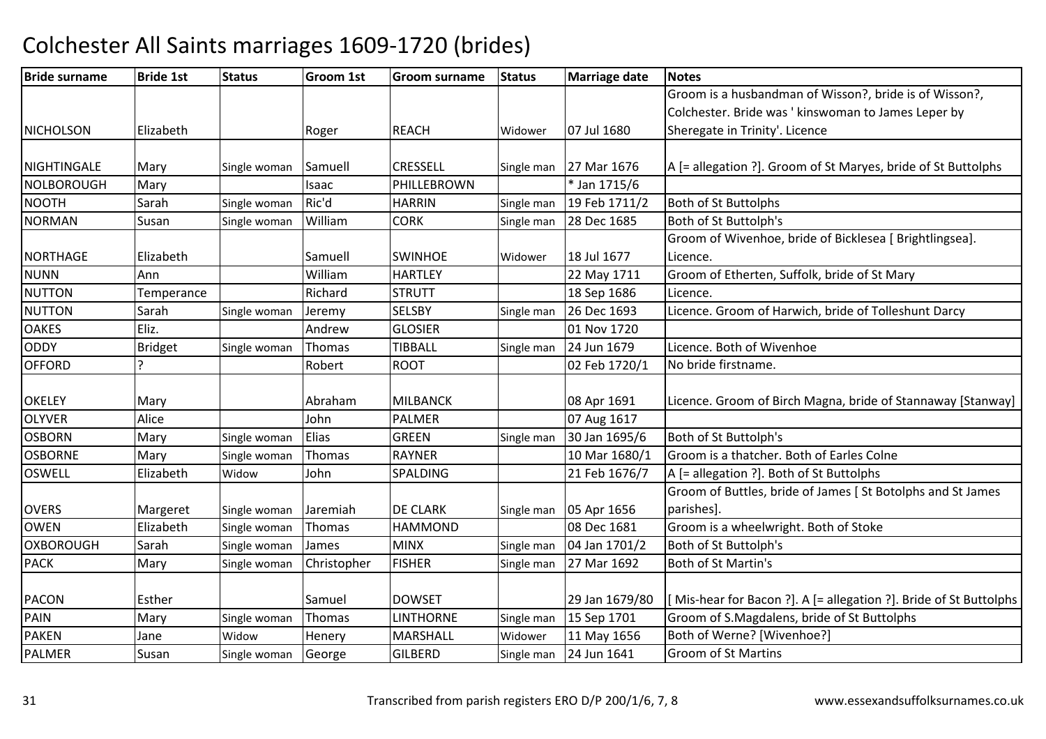# Colchester All Saints marriages 1609-1720 (brides)

| Bride surname | Bride 1st | Status | Groom 1st | Groom surname | Status | Marriage date | Notes |
|---|---|---|---|---|---|---|---|
| NICHOLSON | Elizabeth | | Roger | REACH | Widower | 07 Jul 1680 | Groom is a husbandman of Wisson?, bride is of Wisson?, Colchester. Bride was ' kinswoman to James Leper by Sheregate in Trinity'. Licence |
| NIGHTINGALE | Mary | Single woman | Samuell | CRESSELL | Single man | 27 Mar 1676 | A [= allegation ?]. Groom of St Maryes, bride of St Buttolphs |
| NOLBOROUGH | Mary | | Isaac | PHILLEBROWN | | * Jan 1715/6 | |
| NOOTH | Sarah | Single woman | Ric'd | HARRIN | Single man | 19 Feb 1711/2 | Both of St Buttolphs |
| NORMAN | Susan | Single woman | William | CORK | Single man | 28 Dec 1685 | Both of St Buttolph's |
| NORTHAGE | Elizabeth | | Samuell | SWINHOE | Widower | 18 Jul 1677 | Groom of Wivenhoe, bride of Bicklesea [ Brightlingsea]. Licence. |
| NUNN | Ann | | William | HARTLEY | | 22 May 1711 | Groom of Etherten, Suffolk, bride of St Mary |
| NUTTON | Temperance | | Richard | STRUTT | | 18 Sep 1686 | Licence. |
| NUTTON | Sarah | Single woman | Jeremy | SELSBY | Single man | 26 Dec 1693 | Licence. Groom of Harwich, bride of Tolleshunt Darcy |
| OAKES | Eliz. | | Andrew | GLOSIER | | 01 Nov 1720 | |
| ODDY | Bridget | Single woman | Thomas | TIBBALL | Single man | 24 Jun 1679 | Licence. Both of Wivenhoe |
| OFFORD | ? | | Robert | ROOT | | 02 Feb 1720/1 | No bride firstname. |
| OKELEY | Mary | | Abraham | MILBANCK | | 08 Apr 1691 | Licence. Groom of Birch Magna, bride of Stannaway [Stanway] |
| OLYVER | Alice | | John | PALMER | | 07 Aug 1617 | |
| OSBORN | Mary | Single woman | Elias | GREEN | Single man | 30 Jan 1695/6 | Both of St Buttolph's |
| OSBORNE | Mary | Single woman | Thomas | RAYNER | | 10 Mar 1680/1 | Groom is a thatcher. Both of Earles Colne |
| OSWELL | Elizabeth | Widow | John | SPALDING | | 21 Feb 1676/7 | A [= allegation ?]. Both of St Buttolphs |
| OVERS | Margeret | Single woman | Jaremiah | DE CLARK | Single man | 05 Apr 1656 | Groom of Buttles, bride of James [ St Botolphs and St James parishes]. |
| OWEN | Elizabeth | Single woman | Thomas | HAMMOND | | 08 Dec 1681 | Groom is a wheelwright. Both of Stoke |
| OXBOROUGH | Sarah | Single woman | James | MINX | Single man | 04 Jan 1701/2 | Both of St Buttolph's |
| PACK | Mary | Single woman | Christopher | FISHER | Single man | 27 Mar 1692 | Both of St Martin's |
| PACON | Esther | | Samuel | DOWSET | | 29 Jan 1679/80 | [ Mis-hear for Bacon ?]. A [= allegation ?]. Bride of St Buttolphs |
| PAIN | Mary | Single woman | Thomas | LINTHORNE | Single man | 15 Sep 1701 | Groom of S.Magdalens, bride of St Buttolphs |
| PAKEN | Jane | Widow | Henery | MARSHALL | Widower | 11 May 1656 | Both of Werne? [Wivenhoe?] |
| PALMER | Susan | Single woman | George | GILBERD | Single man | 24 Jun 1641 | Groom of St Martins |

Transcribed from parish registers ERO D/P 200/1/6, 7, 8

www.essexandsuffolksurnames.co.uk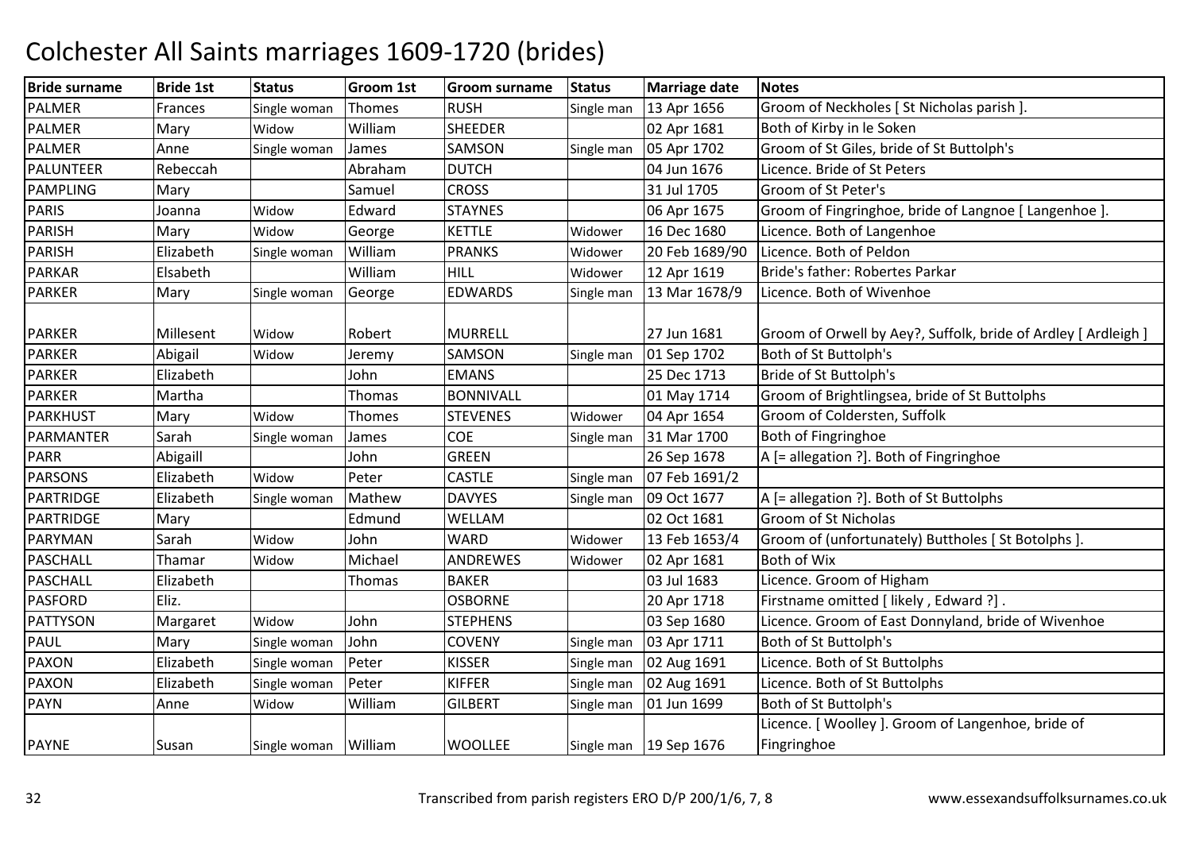# Colchester All Saints marriages 1609-1720 (brides)

| Bride surname | Bride 1st | Status | Groom 1st | Groom surname | Status | Marriage date | Notes |
|---|---|---|---|---|---|---|---|
| PALMER | Frances | Single woman | Thomes | RUSH | Single man | 13 Apr 1656 | Groom of Neckholes [ St Nicholas parish ]. |
| PALMER | Mary | Widow | William | SHEEDER | | 02 Apr 1681 | Both of Kirby in le Soken |
| PALMER | Anne | Single woman | James | SAMSON | Single man | 05 Apr 1702 | Groom of St Giles, bride of St Buttolph's |
| PALUNTEER | Rebeccah | | Abraham | DUTCH | | 04 Jun 1676 | Licence. Bride of St Peters |
| PAMPLING | Mary | | Samuel | CROSS | | 31 Jul 1705 | Groom of St Peter's |
| PARIS | Joanna | Widow | Edward | STAYNES | | 06 Apr 1675 | Groom of Fingringhoe, bride of Langnoe [ Langenhoe ]. |
| PARISH | Mary | Widow | George | KETTLE | Widower | 16 Dec 1680 | Licence. Both of Langenhoe |
| PARISH | Elizabeth | Single woman | William | PRANKS | Widower | 20 Feb 1689/90 | Licence. Both of Peldon |
| PARKAR | Elsabeth | | William | HILL | Widower | 12 Apr 1619 | Bride's father: Robertes Parkar |
| PARKER | Mary | Single woman | George | EDWARDS | Single man | 13 Mar 1678/9 | Licence. Both of Wivenhoe |
| PARKER | Millesent | Widow | Robert | MURRELL | | 27 Jun 1681 | Groom of Orwell by Aey?, Suffolk, bride of Ardley [ Ardleigh ] |
| PARKER | Abigail | Widow | Jeremy | SAMSON | Single man | 01 Sep 1702 | Both of St Buttolph's |
| PARKER | Elizabeth | | John | EMANS | | 25 Dec 1713 | Bride of St Buttolph's |
| PARKER | Martha | | Thomas | BONNIVALL | | 01 May 1714 | Groom of Brightlingsea, bride of St Buttolphs |
| PARKHUST | Mary | Widow | Thomes | STEVENES | Widower | 04 Apr 1654 | Groom of Coldersten, Suffolk |
| PARMANTER | Sarah | Single woman | James | COE | Single man | 31 Mar 1700 | Both of Fingringhoe |
| PARR | Abigaill | | John | GREEN | | 26 Sep 1678 | A [= allegation ?]. Both of Fingringhoe |
| PARSONS | Elizabeth | Widow | Peter | CASTLE | Single man | 07 Feb 1691/2 | |
| PARTRIDGE | Elizabeth | Single woman | Mathew | DAVYES | Single man | 09 Oct 1677 | A [= allegation ?]. Both of St Buttolphs |
| PARTRIDGE | Mary | | Edmund | WELLAM | | 02 Oct 1681 | Groom of St Nicholas |
| PARYMAN | Sarah | Widow | John | WARD | Widower | 13 Feb 1653/4 | Groom of (unfortunately) Buttholes [ St Botolphs ]. |
| PASCHALL | Thamar | Widow | Michael | ANDREWES | Widower | 02 Apr 1681 | Both of Wix |
| PASCHALL | Elizabeth | | Thomas | BAKER | | 03 Jul 1683 | Licence. Groom of Higham |
| PASFORD | Eliz. | | | OSBORNE | | 20 Apr 1718 | Firstname omitted [ likely , Edward ?] . |
| PATTYSON | Margaret | Widow | John | STEPHENS | | 03 Sep 1680 | Licence. Groom of East Donnyland, bride of Wivenhoe |
| PAUL | Mary | Single woman | John | COVENY | Single man | 03 Apr 1711 | Both of St Buttolph's |
| PAXON | Elizabeth | Single woman | Peter | KISSER | Single man | 02 Aug 1691 | Licence. Both of St Buttolphs |
| PAXON | Elizabeth | Single woman | Peter | KIFFER | Single man | 02 Aug 1691 | Licence. Both of St Buttolphs |
| PAYN | Anne | Widow | William | GILBERT | Single man | 01 Jun 1699 | Both of St Buttolph's |
| PAYNE | Susan | Single woman | William | WOOLLEE | Single man | 19 Sep 1676 | Licence. [ Woolley ]. Groom of Langenhoe, bride of Fingringhoe |

Transcribed from parish registers ERO D/P 200/1/6, 7, 8

www.essexandsuffolksurnames.co.uk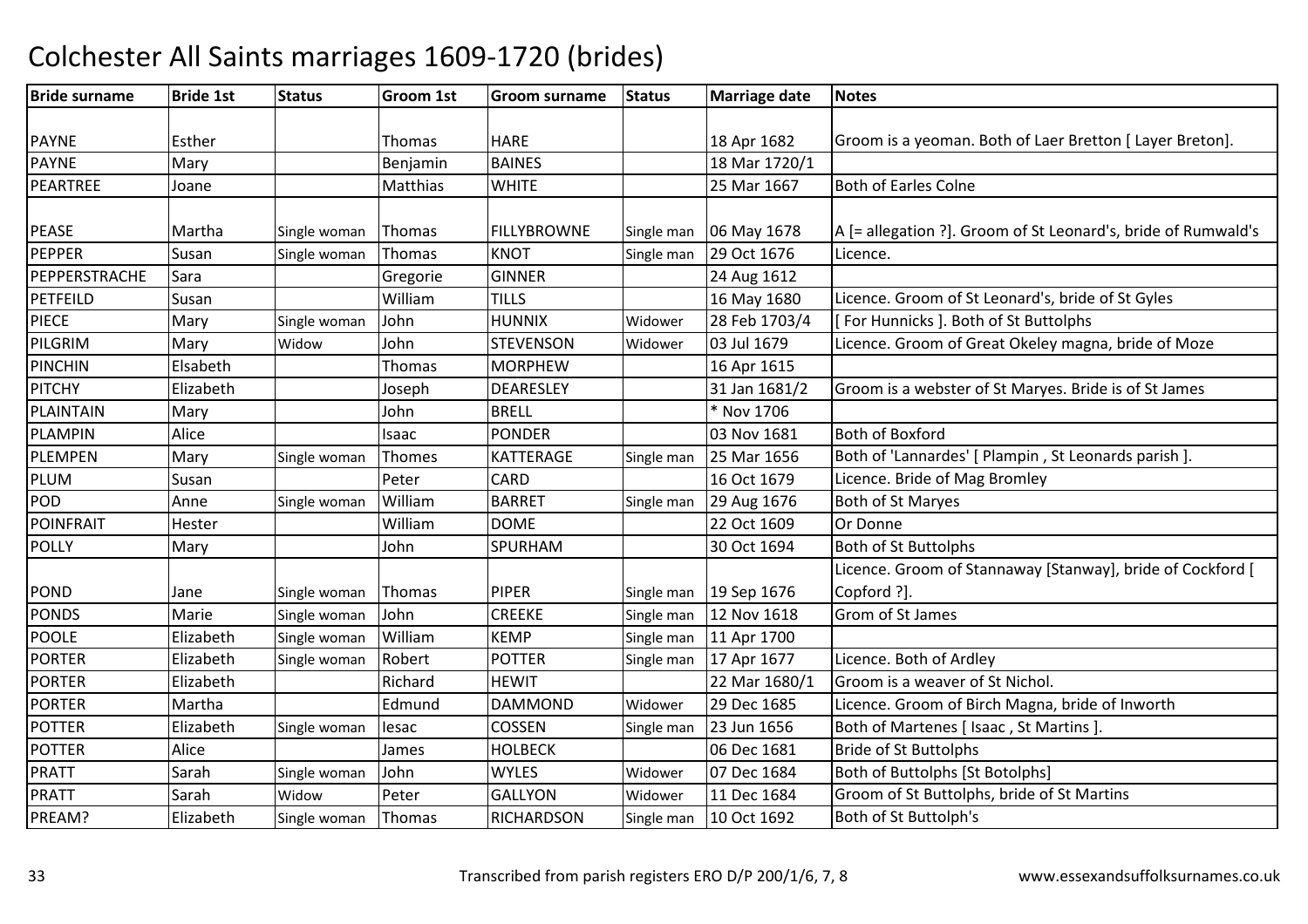# Colchester All Saints marriages 1609-1720 (brides)

| Bride surname | Bride 1st | Status | Groom 1st | Groom surname | Status | Marriage date | Notes |
|---|---|---|---|---|---|---|---|
| PAYNE | Esther | | Thomas | HARE | | 18 Apr 1682 | Groom is a yeoman. Both of Laer Bretton [ Layer Breton]. |
| PAYNE | Mary | | Benjamin | BAINES | | 18 Mar 1720/1 | |
| PEARTREE | Joane | | Matthias | WHITE | | 25 Mar 1667 | Both of Earles Colne |
| PEASE | Martha | Single woman | Thomas | FILLYBROWNE | Single man | 06 May 1678 | A [= allegation ?]. Groom of St Leonard's, bride of Rumwald's |
| PEPPER | Susan | Single woman | Thomas | KNOT | Single man | 29 Oct 1676 | Licence. |
| PEPPERSTRACHE | Sara | | Gregorie | GINNER | | 24 Aug 1612 | |
| PETFEILD | Susan | | William | TILLS | | 16 May 1680 | Licence. Groom of St Leonard's, bride of St Gyles |
| PIECE | Mary | Single woman | John | HUNNIX | Widower | 28 Feb 1703/4 | [ For Hunnicks ]. Both of St Buttolphs |
| PILGRIM | Mary | Widow | John | STEVENSON | Widower | 03 Jul 1679 | Licence. Groom of Great Okeley magna, bride of Moze |
| PINCHIN | Elsabeth | | Thomas | MORPHEW | | 16 Apr 1615 | |
| PITCHY | Elizabeth | | Joseph | DEARESLEY | | 31 Jan 1681/2 | Groom is a webster of St Maryes. Bride is of St James |
| PLAINTAIN | Mary | | John | BRELL | | * Nov 1706 | |
| PLAMPIN | Alice | | Isaac | PONDER | | 03 Nov 1681 | Both of Boxford |
| PLEMPEN | Mary | Single woman | Thomes | KATTERAGE | Single man | 25 Mar 1656 | Both of 'Lannardes' [ Plampin , St Leonards parish ]. |
| PLUM | Susan | | Peter | CARD | | 16 Oct 1679 | Licence. Bride of Mag Bromley |
| POD | Anne | Single woman | William | BARRET | Single man | 29 Aug 1676 | Both of St Maryes |
| POINFRAIT | Hester | | William | DOME | | 22 Oct 1609 | Or Donne |
| POLLY | Mary | | John | SPURHAM | | 30 Oct 1694 | Both of St Buttolphs |
| POND | Jane | Single woman | Thomas | PIPER | Single man | 19 Sep 1676 | Licence. Groom of Stannaway [Stanway], bride of Cockford [ Copford ?]. |
| PONDS | Marie | Single woman | John | CREEKE | Single man | 12 Nov 1618 | Grom of St James |
| POOLE | Elizabeth | Single woman | William | KEMP | Single man | 11 Apr 1700 | |
| PORTER | Elizabeth | Single woman | Robert | POTTER | Single man | 17 Apr 1677 | Licence. Both of Ardley |
| PORTER | Elizabeth | | Richard | HEWIT | | 22 Mar 1680/1 | Groom is a weaver of St Nichol. |
| PORTER | Martha | | Edmund | DAMMOND | Widower | 29 Dec 1685 | Licence. Groom of Birch Magna, bride of Inworth |
| POTTER | Elizabeth | Single woman | Iesac | COSSEN | Single man | 23 Jun 1656 | Both of Martenes [ Isaac , St Martins ]. |
| POTTER | Alice | | James | HOLBECK | | 06 Dec 1681 | Bride of St Buttolphs |
| PRATT | Sarah | Single woman | John | WYLES | Widower | 07 Dec 1684 | Both of Buttolphs [St Botolphs] |
| PRATT | Sarah | Widow | Peter | GALLYON | Widower | 11 Dec 1684 | Groom of St Buttolphs, bride of St Martins |
| PREAM? | Elizabeth | Single woman | Thomas | RICHARDSON | Single man | 10 Oct 1692 | Both of St Buttolph's |

Transcribed from parish registers ERO D/P 200/1/6, 7, 8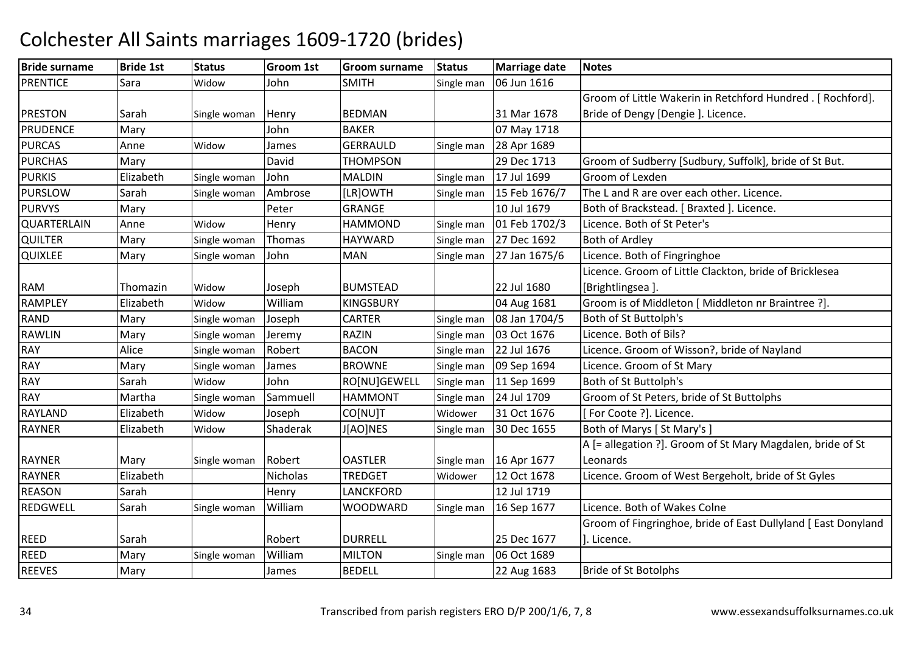# Colchester All Saints marriages 1609-1720 (brides)

| Bride surname | Bride 1st | Status | Groom 1st | Groom surname | Status | Marriage date | Notes |
|---|---|---|---|---|---|---|---|
| PRENTICE | Sara | Widow | John | SMITH | Single man | 06 Jun 1616 | |
| PRESTON | Sarah | Single woman | Henry | BEDMAN | | 31 Mar 1678 | Groom of Little Wakerin in Retchford Hundred . [ Rochford]. Bride of Dengy [Dengie ]. Licence. |
| PRUDENCE | Mary | | John | BAKER | | 07 May 1718 | |
| PURCAS | Anne | Widow | James | GERRAULD | Single man | 28 Apr 1689 | |
| PURCHAS | Mary | | David | THOMPSON | | 29 Dec 1713 | Groom of Sudberry [Sudbury, Suffolk], bride of St But. |
| PURKIS | Elizabeth | Single woman | John | MALDIN | Single man | 17 Jul 1699 | Groom of Lexden |
| PURSLOW | Sarah | Single woman | Ambrose | [LR]OWTH | Single man | 15 Feb 1676/7 | The L and R are over each other. Licence. |
| PURVYS | Mary | | Peter | GRANGE | | 10 Jul 1679 | Both of Brackstead. [ Braxted ]. Licence. |
| QUARTERLAIN | Anne | Widow | Henry | HAMMOND | Single man | 01 Feb 1702/3 | Licence. Both of St Peter's |
| QUILTER | Mary | Single woman | Thomas | HAYWARD | Single man | 27 Dec 1692 | Both of Ardley |
| QUIXLEE | Mary | Single woman | John | MAN | Single man | 27 Jan 1675/6 | Licence. Both of Fingringhoe |
| RAM | Thomazin | Widow | Joseph | BUMSTEAD | | 22 Jul 1680 | Licence. Groom of Little Clackton, bride of Bricklesea [Brightlingsea ]. |
| RAMPLEY | Elizabeth | Widow | William | KINGSBURY | | 04 Aug 1681 | Groom is of Middleton [ Middleton nr Braintree ?]. |
| RAND | Mary | Single woman | Joseph | CARTER | Single man | 08 Jan 1704/5 | Both of St Buttolph's |
| RAWLIN | Mary | Single woman | Jeremy | RAZIN | Single man | 03 Oct 1676 | Licence. Both of Bils? |
| RAY | Alice | Single woman | Robert | BACON | Single man | 22 Jul 1676 | Licence. Groom of Wisson?, bride of Nayland |
| RAY | Mary | Single woman | James | BROWNE | Single man | 09 Sep 1694 | Licence. Groom of St Mary |
| RAY | Sarah | Widow | John | RO[NU]GEWELL | Single man | 11 Sep 1699 | Both of St Buttolph's |
| RAY | Martha | Single woman | Sammuell | HAMMONT | Single man | 24 Jul 1709 | Groom of St Peters, bride of St Buttolphs |
| RAYLAND | Elizabeth | Widow | Joseph | CO[NU]T | Widower | 31 Oct 1676 | [ For Coote ?]. Licence. |
| RAYNER | Elizabeth | Widow | Shaderak | J[AO]NES | Single man | 30 Dec 1655 | Both of Marys [ St Mary's ] |
| RAYNER | Mary | Single woman | Robert | OASTLER | Single man | 16 Apr 1677 | A [= allegation ?]. Groom of St Mary Magdalen, bride of St Leonards |
| RAYNER | Elizabeth | | Nicholas | TREDGET | Widower | 12 Oct 1678 | Licence. Groom of West Bergeholt, bride of St Gyles |
| REASON | Sarah | | Henry | LANCKFORD | | 12 Jul 1719 | |
| REDGWELL | Sarah | Single woman | William | WOODWARD | Single man | 16 Sep 1677 | Licence. Both of Wakes Colne |
| REED | Sarah | | Robert | DURRELL | | 25 Dec 1677 | Groom of Fingringhoe, bride of East Dullyland [ East Donyland ]. Licence. |
| REED | Mary | Single woman | William | MILTON | Single man | 06 Oct 1689 | |
| REEVES | Mary | | James | BEDELL | | 22 Aug 1683 | Bride of St Botolphs |

Transcribed from parish registers ERO D/P 200/1/6, 7, 8

www.essexandsuffolksurnames.co.uk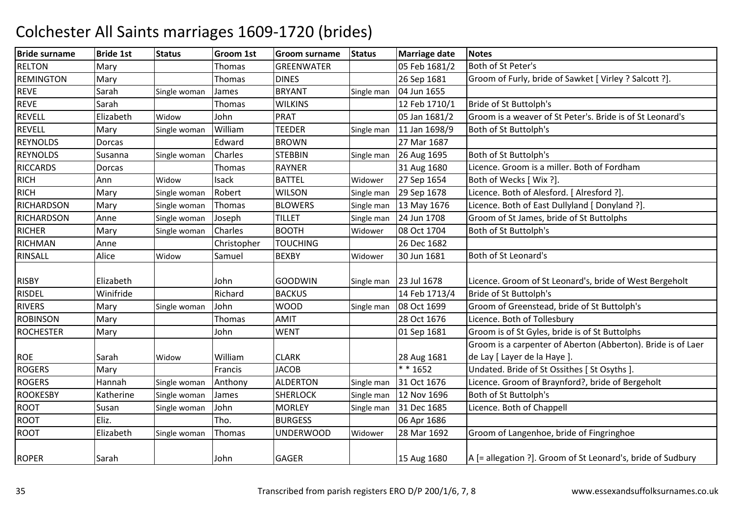# Colchester All Saints marriages 1609-1720 (brides)

| Bride surname | Bride 1st | Status | Groom 1st | Groom surname | Status | Marriage date | Notes |
|---|---|---|---|---|---|---|---|
| RELTON | Mary | | Thomas | GREENWATER | | 05 Feb 1681/2 | Both of St Peter's |
| REMINGTON | Mary | | Thomas | DINES | | 26 Sep 1681 | Groom of Furly, bride of Sawket [ Virley ? Salcott ?]. |
| REVE | Sarah | Single woman | James | BRYANT | Single man | 04 Jun 1655 | |
| REVE | Sarah | | Thomas | WILKINS | | 12 Feb 1710/1 | Bride of St Buttolph's |
| REVELL | Elizabeth | Widow | John | PRAT | | 05 Jan 1681/2 | Groom is a weaver of St Peter's. Bride is of St Leonard's |
| REVELL | Mary | Single woman | William | TEEDER | Single man | 11 Jan 1698/9 | Both of St Buttolph's |
| REYNOLDS | Dorcas | | Edward | BROWN | | 27 Mar 1687 | |
| REYNOLDS | Susanna | Single woman | Charles | STEBBIN | Single man | 26 Aug 1695 | Both of St Buttolph's |
| RICCARDS | Dorcas | | Thomas | RAYNER | | 31 Aug 1680 | Licence. Groom is a miller. Both of Fordham |
| RICH | Ann | Widow | Isack | BATTEL | Widower | 27 Sep 1654 | Both of Wecks [ Wix ?]. |
| RICH | Mary | Single woman | Robert | WILSON | Single man | 29 Sep 1678 | Licence. Both of Alesford. [ Alresford ?]. |
| RICHARDSON | Mary | Single woman | Thomas | BLOWERS | Single man | 13 May 1676 | Licence. Both of East Dullyland [ Donyland ?]. |
| RICHARDSON | Anne | Single woman | Joseph | TILLET | Single man | 24 Jun 1708 | Groom of St James, bride of St Buttolphs |
| RICHER | Mary | Single woman | Charles | BOOTH | Widower | 08 Oct 1704 | Both of St Buttolph's |
| RICHMAN | Anne | | Christopher | TOUCHING | | 26 Dec 1682 | |
| RINSALL | Alice | Widow | Samuel | BEXBY | Widower | 30 Jun 1681 | Both of St Leonard's |
| RISBY | Elizabeth | | John | GOODWIN | Single man | 23 Jul 1678 | Licence. Groom of St Leonard's, bride of West Bergeholt |
| RISDEL | Winifride | | Richard | BACKUS | | 14 Feb 1713/4 | Bride of St Buttolph's |
| RIVERS | Mary | Single woman | John | WOOD | Single man | 08 Oct 1699 | Groom of Greenstead, bride of St Buttolph's |
| ROBINSON | Mary | | Thomas | AMIT | | 28 Oct 1676 | Licence. Both of Tollesbury |
| ROCHESTER | Mary | | John | WENT | | 01 Sep 1681 | Groom is of St Gyles, bride is of St Buttolphs |
| ROE | Sarah | Widow | William | CLARK | | 28 Aug 1681 | Groom is a carpenter of Aberton (Abberton). Bride is of Laer de Lay [ Layer de la Haye ]. |
| ROGERS | Mary | | Francis | JACOB | | * * 1652 | Undated. Bride of St Ossithes [ St Osyths ]. |
| ROGERS | Hannah | Single woman | Anthony | ALDERTON | Single man | 31 Oct 1676 | Licence. Groom of Braynford?, bride of Bergeholt |
| ROOKESBY | Katherine | Single woman | James | SHERLOCK | Single man | 12 Nov 1696 | Both of St Buttolph's |
| ROOT | Susan | Single woman | John | MORLEY | Single man | 31 Dec 1685 | Licence. Both of Chappell |
| ROOT | Eliz. | | Tho. | BURGESS | | 06 Apr 1686 | |
| ROOT | Elizabeth | Single woman | Thomas | UNDERWOOD | Widower | 28 Mar 1692 | Groom of Langenhoe, bride of Fingringhoe |
| ROPER | Sarah | | John | GAGER | | 15 Aug 1680 | A [= allegation ?]. Groom of St Leonard's, bride of Sudbury |

Transcribed from parish registers ERO D/P 200/1/6, 7, 8 www.essexandsuffolksurnames.co.uk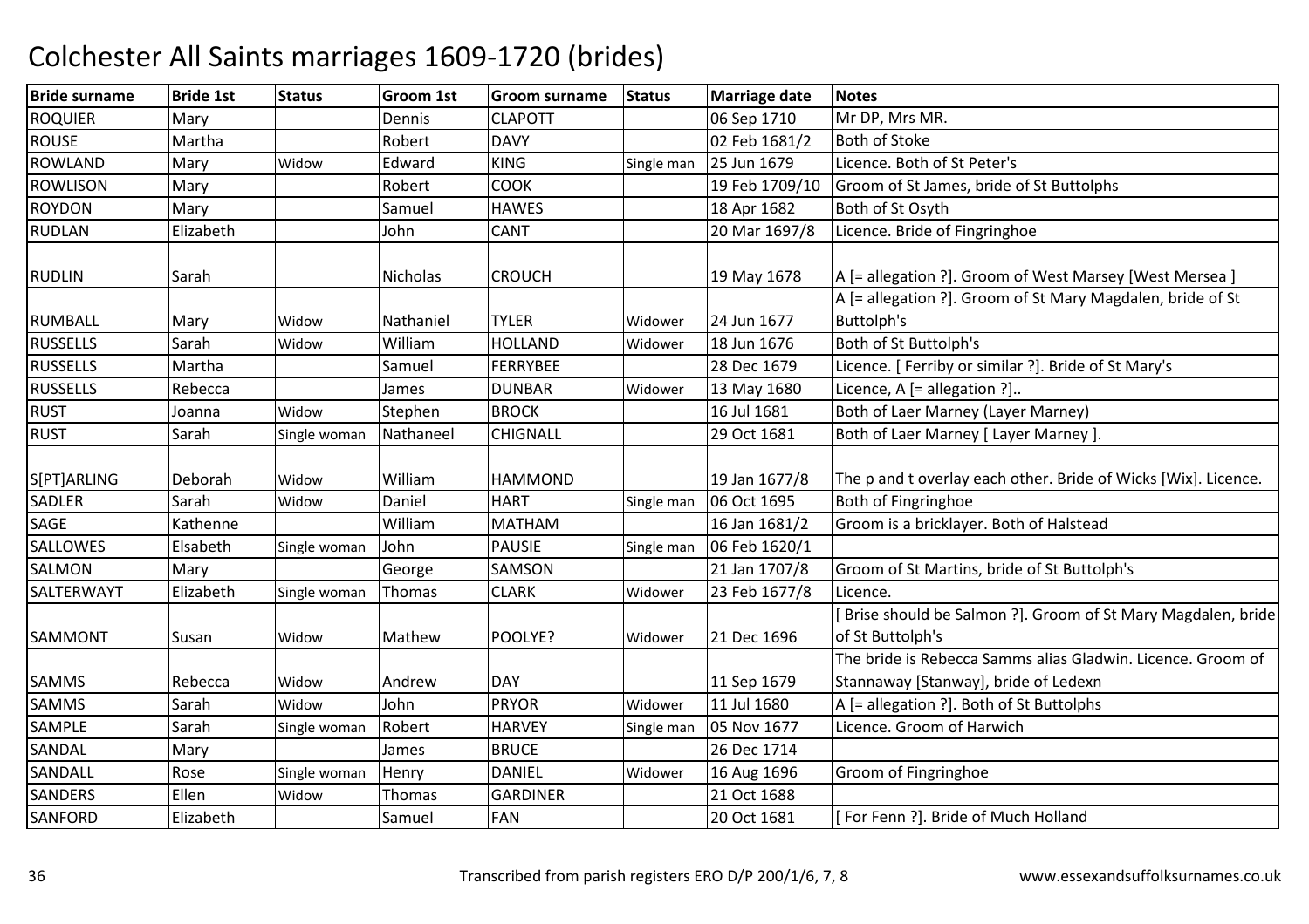# Colchester All Saints marriages 1609-1720 (brides)

| Bride surname | Bride 1st | Status | Groom 1st | Groom surname | Status | Marriage date | Notes |
|---|---|---|---|---|---|---|---|
| ROQUIER | Mary | | Dennis | CLAPOTT | | 06 Sep 1710 | Mr DP, Mrs MR. |
| ROUSE | Martha | | Robert | DAVY | | 02 Feb 1681/2 | Both of Stoke |
| ROWLAND | Mary | Widow | Edward | KING | Single man | 25 Jun 1679 | Licence. Both of St Peter's |
| ROWLISON | Mary | | Robert | COOK | | 19 Feb 1709/10 | Groom of St James, bride of St Buttolphs |
| ROYDON | Mary | | Samuel | HAWES | | 18 Apr 1682 | Both of St Osyth |
| RUDLAN | Elizabeth | | John | CANT | | 20 Mar 1697/8 | Licence. Bride of Fingringhoe |
| RUDLIN | Sarah | | Nicholas | CROUCH | | 19 May 1678 | A [= allegation ?]. Groom of West Marsey [West Mersea ] |
| RUMBALL | Mary | Widow | Nathaniel | TYLER | Widower | 24 Jun 1677 | A [= allegation ?]. Groom of St Mary Magdalen, bride of St Buttolph's |
| RUSSELLS | Sarah | Widow | William | HOLLAND | Widower | 18 Jun 1676 | Both of St Buttolph's |
| RUSSELLS | Martha | | Samuel | FERRYBEE | | 28 Dec 1679 | Licence. [ Ferriby or similar ?]. Bride of St Mary's |
| RUSSELLS | Rebecca | | James | DUNBAR | Widower | 13 May 1680 | Licence, A [= allegation ?].. |
| RUST | Joanna | Widow | Stephen | BROCK | | 16 Jul 1681 | Both of Laer Marney (Layer Marney) |
| RUST | Sarah | Single woman | Nathaneel | CHIGNALL | | 29 Oct 1681 | Both of Laer Marney [ Layer Marney ]. |
| S[PT]ARLING | Deborah | Widow | William | HAMMOND | | 19 Jan 1677/8 | The p and t overlay each other. Bride of Wicks [Wix]. Licence. |
| SADLER | Sarah | Widow | Daniel | HART | Single man | 06 Oct 1695 | Both of Fingringhoe |
| SAGE | Kathenne | | William | MATHAM | | 16 Jan 1681/2 | Groom is a bricklayer. Both of Halstead |
| SALLOWES | Elsabeth | Single woman | John | PAUSIE | Single man | 06 Feb 1620/1 | |
| SALMON | Mary | | George | SAMSON | | 21 Jan 1707/8 | Groom of St Martins, bride of St Buttolph's |
| SALTERWAYT | Elizabeth | Single woman | Thomas | CLARK | Widower | 23 Feb 1677/8 | Licence. |
| SAMMONT | Susan | Widow | Mathew | POOLYE? | Widower | 21 Dec 1696 | [ Brise should be Salmon ?]. Groom of St Mary Magdalen, bride of St Buttolph's |
| SAMMS | Rebecca | Widow | Andrew | DAY | | 11 Sep 1679 | The bride is Rebecca Samms alias Gladwin. Licence. Groom of Stannaway [Stanway], bride of Ledexn |
| SAMMS | Sarah | Widow | John | PRYOR | Widower | 11 Jul 1680 | A [= allegation ?]. Both of St Buttolphs |
| SAMPLE | Sarah | Single woman | Robert | HARVEY | Single man | 05 Nov 1677 | Licence. Groom of Harwich |
| SANDAL | Mary | | James | BRUCE | | 26 Dec 1714 | |
| SANDALL | Rose | Single woman | Henry | DANIEL | Widower | 16 Aug 1696 | Groom of Fingringhoe |
| SANDERS | Ellen | Widow | Thomas | GARDINER | | 21 Oct 1688 | |
| SANFORD | Elizabeth | | Samuel | FAN | | 20 Oct 1681 | [ For Fenn ?]. Bride of Much Holland |

Transcribed from parish registers ERO D/P 200/1/6, 7, 8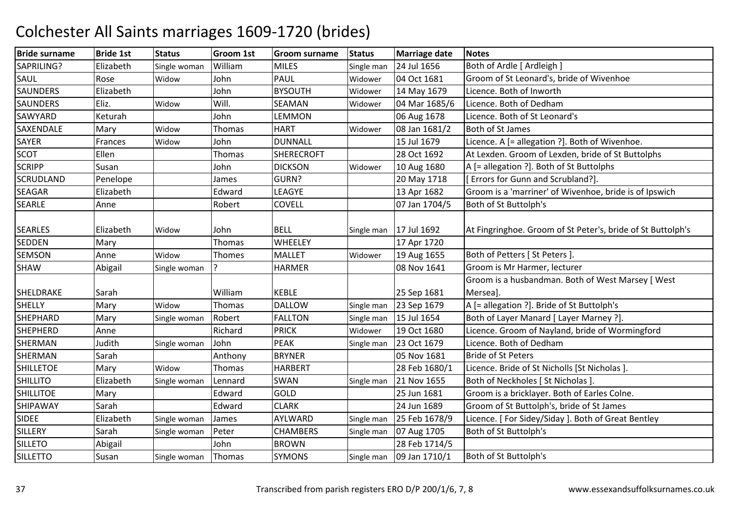# Colchester All Saints marriages 1609-1720 (brides)

| Bride surname | Bride 1st | Status | Groom 1st | Groom surname | Status | Marriage date | Notes |
|---|---|---|---|---|---|---|---|
| SAPRILING? | Elizabeth | Single woman | William | MILES | Single man | 24 Jul 1656 | Both of Ardle [ Ardleigh ] |
| SAUL | Rose | Widow | John | PAUL | Widower | 04 Oct 1681 | Groom of St Leonard's, bride of Wivenhoe |
| SAUNDERS | Elizabeth | | John | BYSOUTH | Widower | 14 May 1679 | Licence. Both of Inworth |
| SAUNDERS | Eliz. | Widow | Will. | SEAMAN | Widower | 04 Mar 1685/6 | Licence. Both of Dedham |
| SAWYARD | Keturah | | John | LEMMON | | 06 Aug 1678 | Licence. Both of St Leonard's |
| SAXENDALE | Mary | Widow | Thomas | HART | Widower | 08 Jan 1681/2 | Both of St James |
| SAYER | Frances | Widow | John | DUNNALL | | 15 Jul 1679 | Licence. A [= allegation ?]. Both of Wivenhoe. |
| SCOT | Ellen | | Thomas | SHERECROFT | | 28 Oct 1692 | At Lexden. Groom of Lexden, bride of St Buttolphs |
| SCRIPP | Susan | | John | DICKSON | Widower | 10 Aug 1680 | A [= allegation ?]. Both of St Buttolphs |
| SCRUDLAND | Penelope | | James | GURN? | | 20 May 1718 | [ Errors for Gunn and Scrubland?]. |
| SEAGAR | Elizabeth | | Edward | LEAGYE | | 13 Apr 1682 | Groom is a 'marriner' of Wivenhoe, bride is of Ipswich |
| SEARLE | Anne | | Robert | COVELL | | 07 Jan 1704/5 | Both of St Buttolph's |
| SEARLES | Elizabeth | Widow | John | BELL | Single man | 17 Jul 1692 | At Fingringhoe. Groom of St Peter's, bride of St Buttolph's |
| SEDDEN | Mary | | Thomas | WHEELEY | | 17 Apr 1720 | |
| SEMSON | Anne | Widow | Thomes | MALLET | Widower | 19 Aug 1655 | Both of Petters [ St Peters ]. |
| SHAW | Abigail | Single woman | ? | HARMER | | 08 Nov 1641 | Groom is Mr Harmer, lecturer |
| SHELDRAKE | Sarah | | William | KEBLE | | 25 Sep 1681 | Groom is a husbandman. Both of West Marsey [ West Mersea]. |
| SHELLY | Mary | Widow | Thomas | DALLOW | Single man | 23 Sep 1679 | A [= allegation ?]. Bride of St Buttolph's |
| SHEPHARD | Mary | Single woman | Robert | FALLTON | Single man | 15 Jul 1654 | Both of Layer Manard [ Layer Marney ?]. |
| SHEPHERD | Anne | | Richard | PRICK | Widower | 19 Oct 1680 | Licence. Groom of Nayland, bride of Wormingford |
| SHERMAN | Judith | Single woman | John | PEAK | Single man | 23 Oct 1679 | Licence. Both of Dedham |
| SHERMAN | Sarah | | Anthony | BRYNER | | 05 Nov 1681 | Bride of St Peters |
| SHILLETOE | Mary | Widow | Thomas | HARBERT | | 28 Feb 1680/1 | Licence. Bride of St Nicholls [St Nicholas ]. |
| SHILLITO | Elizabeth | Single woman | Lennard | SWAN | Single man | 21 Nov 1655 | Both of Neckholes [ St Nicholas ]. |
| SHILLITOE | Mary | | Edward | GOLD | | 25 Jun 1681 | Groom is a bricklayer. Both of Earles Colne. |
| SHIPAWAY | Sarah | | Edward | CLARK | | 24 Jun 1689 | Groom of St Buttolph's, bride of St James |
| SIDEE | Elizabeth | Single woman | James | AYLWARD | Single man | 25 Feb 1678/9 | Licence. [ For Sidey/Siday ]. Both of Great Bentley |
| SILLERY | Sarah | Single woman | Peter | CHAMBERS | Single man | 07 Aug 1705 | Both of St Buttolph's |
| SILLETO | Abigail | | John | BROWN | | 28 Feb 1714/5 | |
| SILLETTO | Susan | Single woman | Thomas | SYMONS | Single man | 09 Jan 1710/1 | Both of St Buttolph's |

Transcribed from parish registers ERO D/P 200/1/6, 7, 8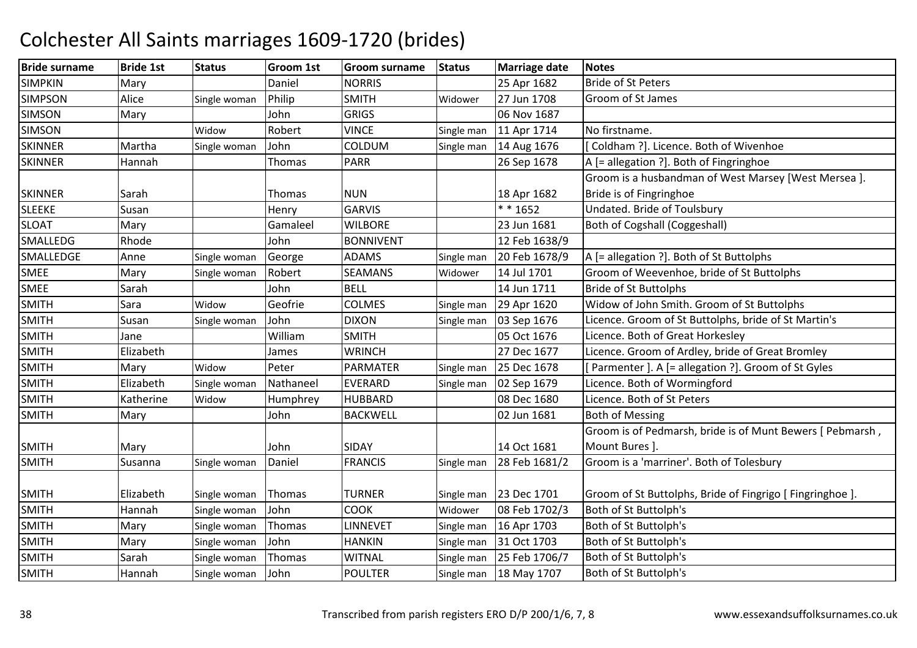# Colchester All Saints marriages 1609-1720 (brides)

| Bride surname | Bride 1st | Status | Groom 1st | Groom surname | Status | Marriage date | Notes |
|---|---|---|---|---|---|---|---|
| SIMPKIN | Mary | | Daniel | NORRIS | | 25 Apr 1682 | Bride of St Peters |
| SIMPSON | Alice | Single woman | Philip | SMITH | Widower | 27 Jun 1708 | Groom of St James |
| SIMSON | Mary | | John | GRIGS | | 06 Nov 1687 | |
| SIMSON | | Widow | Robert | VINCE | Single man | 11 Apr 1714 | No firstname. |
| SKINNER | Martha | Single woman | John | COLDUM | Single man | 14 Aug 1676 | [ Coldham ?]. Licence. Both of Wivenhoe |
| SKINNER | Hannah | | Thomas | PARR | | 26 Sep 1678 | A [= allegation ?]. Both of Fingringhoe |
| SKINNER | Sarah | | Thomas | NUN | | 18 Apr 1682 | Groom is a husbandman of West Marsey [West Mersea ]. Bride is of Fingringhoe |
| SLEEKE | Susan | | Henry | GARVIS | | * * 1652 | Undated. Bride of Toulsbury |
| SLOAT | Mary | | Gamaleel | WILBORE | | 23 Jun 1681 | Both of Cogshall (Coggeshall) |
| SMALLEDG | Rhode | | John | BONNIVENT | | 12 Feb 1638/9 | |
| SMALLEDGE | Anne | Single woman | George | ADAMS | Single man | 20 Feb 1678/9 | A [= allegation ?]. Both of St Buttolphs |
| SMEE | Mary | Single woman | Robert | SEAMANS | Widower | 14 Jul 1701 | Groom of Weevenhoe, bride of St Buttolphs |
| SMEE | Sarah | | John | BELL | | 14 Jun 1711 | Bride of St Buttolphs |
| SMITH | Sara | Widow | Geofrie | COLMES | Single man | 29 Apr 1620 | Widow of John Smith. Groom of St Buttolphs |
| SMITH | Susan | Single woman | John | DIXON | Single man | 03 Sep 1676 | Licence. Groom of St Buttolphs, bride of St Martin's |
| SMITH | Jane | | William | SMITH | | 05 Oct 1676 | Licence. Both of Great Horkesley |
| SMITH | Elizabeth | | James | WRINCH | | 27 Dec 1677 | Licence. Groom of Ardley, bride of Great Bromley |
| SMITH | Mary | Widow | Peter | PARMATER | Single man | 25 Dec 1678 | [ Parmenter ]. A [= allegation ?]. Groom of St Gyles |
| SMITH | Elizabeth | Single woman | Nathaneel | EVERARD | Single man | 02 Sep 1679 | Licence. Both of Wormingford |
| SMITH | Katherine | Widow | Humphrey | HUBBARD | | 08 Dec 1680 | Licence. Both of St Peters |
| SMITH | Mary | | John | BACKWELL | | 02 Jun 1681 | Both of Messing |
| SMITH | Mary | | John | SIDAY | | 14 Oct 1681 | Groom is of Pedmarsh, bride is of Munt Bewers [ Pebmarsh , Mount Bures ]. |
| SMITH | Susanna | Single woman | Daniel | FRANCIS | Single man | 28 Feb 1681/2 | Groom is a 'marriner'. Both of Tolesbury |
| SMITH | Elizabeth | Single woman | Thomas | TURNER | Single man | 23 Dec 1701 | Groom of St Buttolphs, Bride of Fingrigo [ Fingringhoe ]. |
| SMITH | Hannah | Single woman | John | COOK | Widower | 08 Feb 1702/3 | Both of St Buttolph's |
| SMITH | Mary | Single woman | Thomas | LINNEVET | Single man | 16 Apr 1703 | Both of St Buttolph's |
| SMITH | Mary | Single woman | John | HANKIN | Single man | 31 Oct 1703 | Both of St Buttolph's |
| SMITH | Sarah | Single woman | Thomas | WITNAL | Single man | 25 Feb 1706/7 | Both of St Buttolph's |
| SMITH | Hannah | Single woman | John | POULTER | Single man | 18 May 1707 | Both of St Buttolph's |

Transcribed from parish registers ERO D/P 200/1/6, 7, 8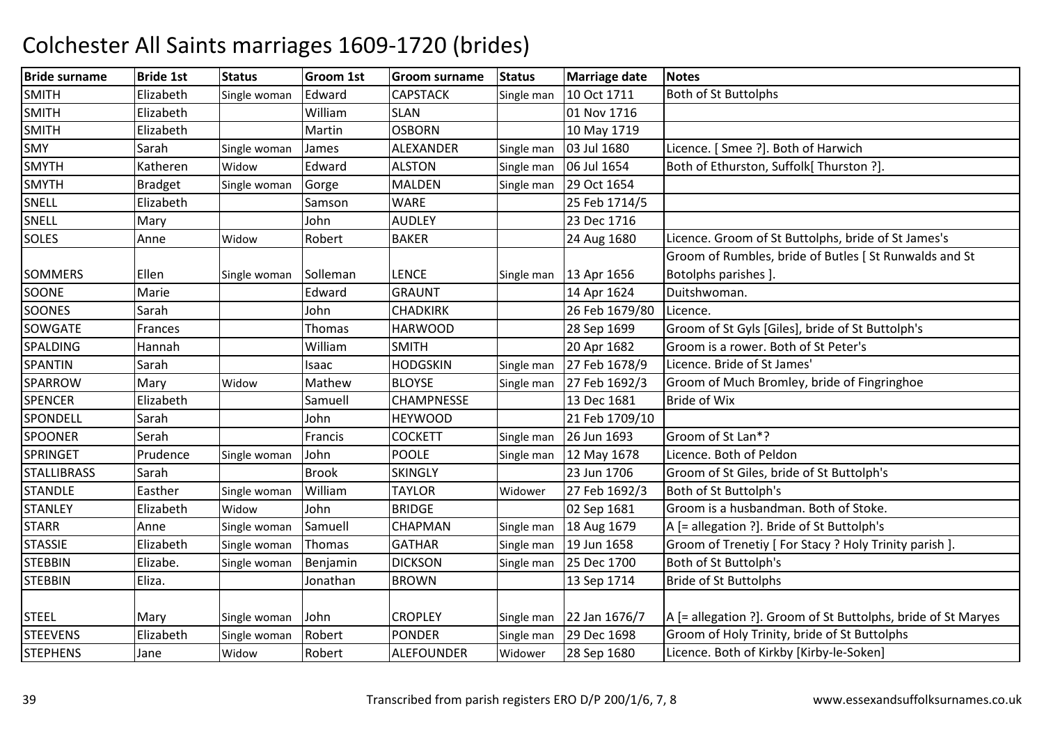# Colchester All Saints marriages 1609-1720 (brides)

| Bride surname | Bride 1st | Status | Groom 1st | Groom surname | Status | Marriage date | Notes |
|---|---|---|---|---|---|---|---|
| SMITH | Elizabeth | Single woman | Edward | CAPSTACK | Single man | 10 Oct 1711 | Both of St Buttolphs |
| SMITH | Elizabeth | | William | SLAN | | 01 Nov 1716 | |
| SMITH | Elizabeth | | Martin | OSBORN | | 10 May 1719 | |
| SMY | Sarah | Single woman | James | ALEXANDER | Single man | 03 Jul 1680 | Licence. [ Smee ?]. Both of Harwich |
| SMYTH | Katheren | Widow | Edward | ALSTON | Single man | 06 Jul 1654 | Both of Ethurston, Suffolk[ Thurston ?]. |
| SMYTH | Bradget | Single woman | Gorge | MALDEN | Single man | 29 Oct 1654 | |
| SNELL | Elizabeth | | Samson | WARE | | 25 Feb 1714/5 | |
| SNELL | Mary | | John | AUDLEY | | 23 Dec 1716 | |
| SOLES | Anne | Widow | Robert | BAKER | | 24 Aug 1680 | Licence. Groom of St Buttolphs, bride of St James's |
| SOMMERS | Ellen | Single woman | Solleman | LENCE | Single man | 13 Apr 1656 | Groom of Rumbles, bride of Butles [ St Runwalds and St Botolphs parishes ]. |
| SOONE | Marie | | Edward | GRAUNT | | 14 Apr 1624 | Duitshwoman. |
| SOONES | Sarah | | John | CHADKIRK | | 26 Feb 1679/80 | Licence. |
| SOWGATE | Frances | | Thomas | HARWOOD | | 28 Sep 1699 | Groom of St Gyls [Giles], bride of St Buttolph's |
| SPALDING | Hannah | | William | SMITH | | 20 Apr 1682 | Groom is a rower. Both of St Peter's |
| SPANTIN | Sarah | | Isaac | HODGSKIN | Single man | 27 Feb 1678/9 | Licence. Bride of St James' |
| SPARROW | Mary | Widow | Mathew | BLOYSE | Single man | 27 Feb 1692/3 | Groom of Much Bromley, bride of Fingringhoe |
| SPENCER | Elizabeth | | Samuell | CHAMPNESSE | | 13 Dec 1681 | Bride of Wix |
| SPONDELL | Sarah | | John | HEYWOOD | | 21 Feb 1709/10 | |
| SPOONER | Serah | | Francis | COCKETT | Single man | 26 Jun 1693 | Groom of St Lan*? |
| SPRINGET | Prudence | Single woman | John | POOLE | Single man | 12 May 1678 | Licence. Both of Peldon |
| STALLIBRASS | Sarah | | Brook | SKINGLY | | 23 Jun 1706 | Groom of St Giles, bride of St Buttolph's |
| STANDLE | Easther | Single woman | William | TAYLOR | Widower | 27 Feb 1692/3 | Both of St Buttolph's |
| STANLEY | Elizabeth | Widow | John | BRIDGE | | 02 Sep 1681 | Groom is a husbandman. Both of Stoke. |
| STARR | Anne | Single woman | Samuell | CHAPMAN | Single man | 18 Aug 1679 | A [= allegation ?]. Bride of St Buttolph's |
| STASSIE | Elizabeth | Single woman | Thomas | GATHAR | Single man | 19 Jun 1658 | Groom of Trenetiy [ For Stacy ? Holy Trinity parish ]. |
| STEBBIN | Elizabe. | Single woman | Benjamin | DICKSON | Single man | 25 Dec 1700 | Both of St Buttolph's |
| STEBBIN | Eliza. | | Jonathan | BROWN | | 13 Sep 1714 | Bride of St Buttolphs |
| STEEL | Mary | Single woman | John | CROPLEY | Single man | 22 Jan 1676/7 | A [= allegation ?]. Groom of St Buttolphs, bride of St Maryes |
| STEEVENS | Elizabeth | Single woman | Robert | PONDER | Single man | 29 Dec 1698 | Groom of Holy Trinity, bride of St Buttolphs |
| STEPHENS | Jane | Widow | Robert | ALEFOUNDER | Widower | 28 Sep 1680 | Licence. Both of Kirkby [Kirby-le-Soken] |

Transcribed from parish registers ERO D/P 200/1/6, 7, 8 www.essexandsuffolksurnames.co.uk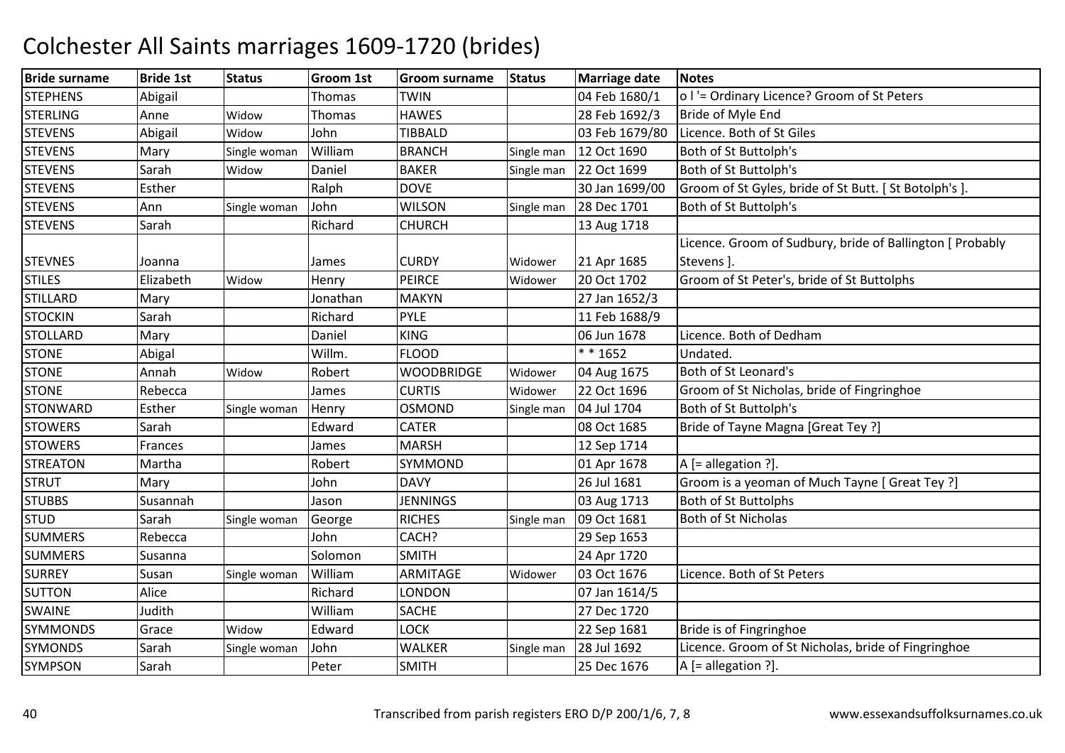# Colchester All Saints marriages 1609-1720 (brides)

| Bride surname | Bride 1st | Status | Groom 1st | Groom surname | Status | Marriage date | Notes |
|---|---|---|---|---|---|---|---|
| STEPHENS | Abigail | | Thomas | TWIN | | 04 Feb 1680/1 | o l '= Ordinary Licence? Groom of St Peters |
| STERLING | Anne | Widow | Thomas | HAWES | | 28 Feb 1692/3 | Bride of Myle End |
| STEVENS | Abigail | Widow | John | TIBBALD | | 03 Feb 1679/80 | Licence. Both of St Giles |
| STEVENS | Mary | Single woman | William | BRANCH | Single man | 12 Oct 1690 | Both of St Buttolph's |
| STEVENS | Sarah | Widow | Daniel | BAKER | Single man | 22 Oct 1699 | Both of St Buttolph's |
| STEVENS | Esther | | Ralph | DOVE | | 30 Jan 1699/00 | Groom of St Gyles, bride of St Butt. [ St Botolph's ]. |
| STEVENS | Ann | Single woman | John | WILSON | Single man | 28 Dec 1701 | Both of St Buttolph's |
| STEVENS | Sarah | | Richard | CHURCH | | 13 Aug 1718 | |
| STEVNES | Joanna | | James | CURDY | Widower | 21 Apr 1685 | Licence. Groom of Sudbury, bride of Ballington [ Probably Stevens ]. |
| STILES | Elizabeth | Widow | Henry | PEIRCE | Widower | 20 Oct 1702 | Groom of St Peter's, bride of St Buttolphs |
| STILLARD | Mary | | Jonathan | MAKYN | | 27 Jan 1652/3 | |
| STOCKIN | Sarah | | Richard | PYLE | | 11 Feb 1688/9 | |
| STOLLARD | Mary | | Daniel | KING | | 06 Jun 1678 | Licence. Both of Dedham |
| STONE | Abigal | | Willm. | FLOOD | | * * 1652 | Undated. |
| STONE | Annah | Widow | Robert | WOODBRIDGE | Widower | 04 Aug 1675 | Both of St Leonard's |
| STONE | Rebecca | | James | CURTIS | Widower | 22 Oct 1696 | Groom of St Nicholas, bride of Fingringhoe |
| STONWARD | Esther | Single woman | Henry | OSMOND | Single man | 04 Jul 1704 | Both of St Buttolph's |
| STOWERS | Sarah | | Edward | CATER | | 08 Oct 1685 | Bride of Tayne Magna [Great Tey ?] |
| STOWERS | Frances | | James | MARSH | | 12 Sep 1714 | |
| STREATON | Martha | | Robert | SYMMOND | | 01 Apr 1678 | A [= allegation ?]. |
| STRUT | Mary | | John | DAVY | | 26 Jul 1681 | Groom is a yeoman of Much Tayne [ Great Tey ?] |
| STUBBS | Susannah | | Jason | JENNINGS | | 03 Aug 1713 | Both of St Buttolphs |
| STUD | Sarah | Single woman | George | RICHES | Single man | 09 Oct 1681 | Both of St Nicholas |
| SUMMERS | Rebecca | | John | CACH? | | 29 Sep 1653 | |
| SUMMERS | Susanna | | Solomon | SMITH | | 24 Apr 1720 | |
| SURREY | Susan | Single woman | William | ARMITAGE | Widower | 03 Oct 1676 | Licence. Both of St Peters |
| SUTTON | Alice | | Richard | LONDON | | 07 Jan 1614/5 | |
| SWAINE | Judith | | William | SACHE | | 27 Dec 1720 | |
| SYMMONDS | Grace | Widow | Edward | LOCK | | 22 Sep 1681 | Bride is of Fingringhoe |
| SYMONDS | Sarah | Single woman | John | WALKER | Single man | 28 Jul 1692 | Licence. Groom of St Nicholas, bride of Fingringhoe |
| SYMPSON | Sarah | | Peter | SMITH | | 25 Dec 1676 | A [= allegation ?]. |

Transcribed from parish registers ERO D/P 200/1/6, 7, 8 www.essexandsuffolksurnames.co.uk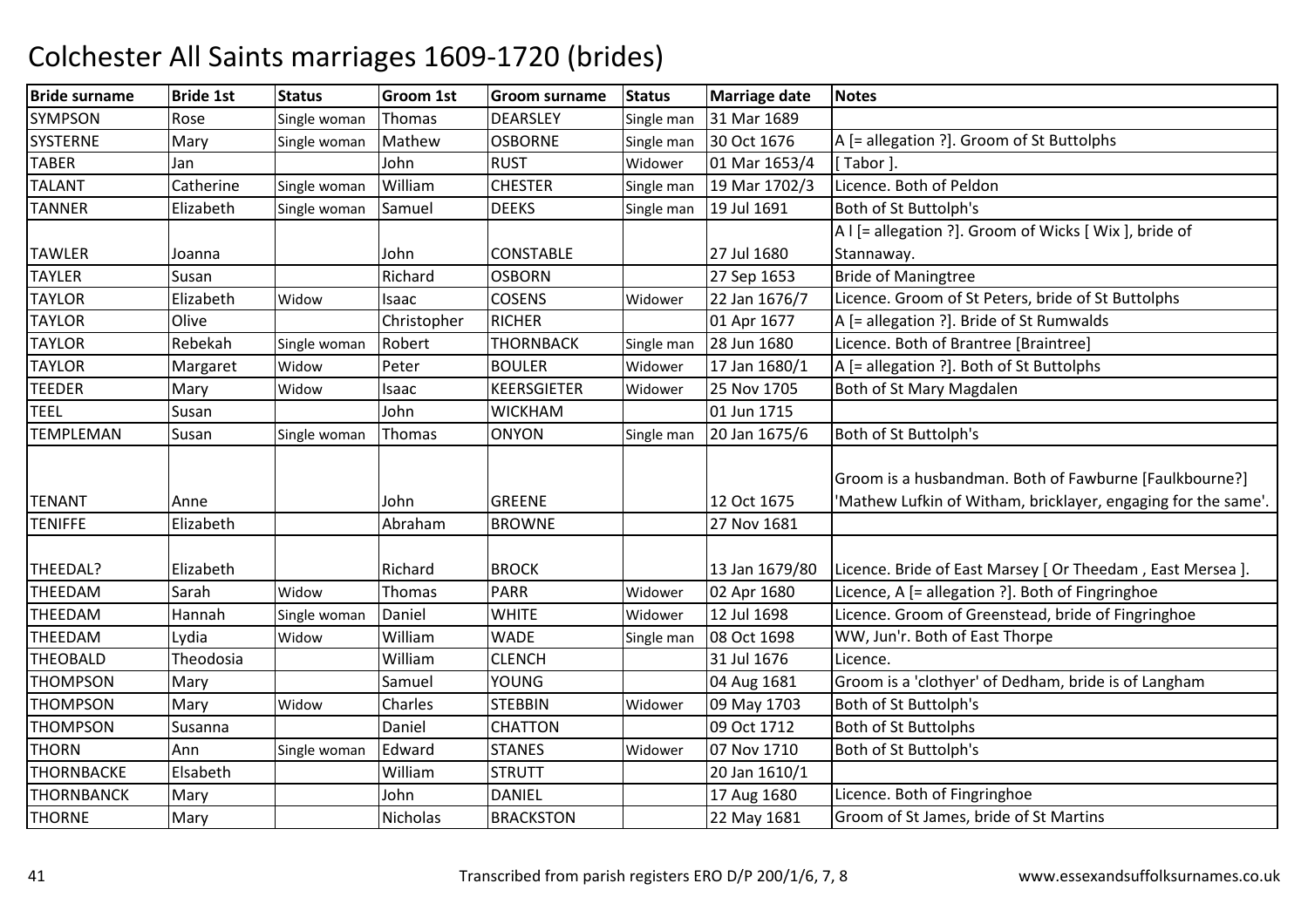# Colchester All Saints marriages 1609-1720 (brides)

| Bride surname | Bride 1st | Status | Groom 1st | Groom surname | Status | Marriage date | Notes |
|---|---|---|---|---|---|---|---|
| SYMPSON | Rose | Single woman | Thomas | DEARSLEY | Single man | 31 Mar 1689 | |
| SYSTERNE | Mary | Single woman | Mathew | OSBORNE | Single man | 30 Oct 1676 | A [= allegation ?]. Groom of St Buttolphs |
| TABER | Jan | | John | RUST | Widower | 01 Mar 1653/4 | [ Tabor ]. |
| TALANT | Catherine | Single woman | William | CHESTER | Single man | 19 Mar 1702/3 | Licence. Both of Peldon |
| TANNER | Elizabeth | Single woman | Samuel | DEEKS | Single man | 19 Jul 1691 | Both of St Buttolph's |
| TAWLER | Joanna | | John | CONSTABLE | | 27 Jul 1680 | A I [= allegation ?]. Groom of Wicks [ Wix ], bride of Stannaway. |
| TAYLER | Susan | | Richard | OSBORN | | 27 Sep 1653 | Bride of Maningtree |
| TAYLOR | Elizabeth | Widow | Isaac | COSENS | Widower | 22 Jan 1676/7 | Licence. Groom of St Peters, bride of St Buttolphs |
| TAYLOR | Olive | | Christopher | RICHER | | 01 Apr 1677 | A [= allegation ?]. Bride of St Rumwalds |
| TAYLOR | Rebekah | Single woman | Robert | THORNBACK | Single man | 28 Jun 1680 | Licence. Both of Brantree [Braintree] |
| TAYLOR | Margaret | Widow | Peter | BOULER | Widower | 17 Jan 1680/1 | A [= allegation ?]. Both of St Buttolphs |
| TEEDER | Mary | Widow | Isaac | KEERSGIETER | Widower | 25 Nov 1705 | Both of St Mary Magdalen |
| TEEL | Susan | | John | WICKHAM | | 01 Jun 1715 | |
| TEMPLEMAN | Susan | Single woman | Thomas | ONYON | Single man | 20 Jan 1675/6 | Both of St Buttolph's |
| TENANT | Anne | | John | GREENE | | 12 Oct 1675 | Groom is a husbandman. Both of Fawburne [Faulkbourne?] 'Mathew Lufkin of Witham, bricklayer, engaging for the same'. |
| TENIFFE | Elizabeth | | Abraham | BROWNE | | 27 Nov 1681 | |
| THEEDAL? | Elizabeth | | Richard | BROCK | | 13 Jan 1679/80 | Licence. Bride of East Marsey [ Or Theedam , East Mersea ]. |
| THEEDAM | Sarah | Widow | Thomas | PARR | Widower | 02 Apr 1680 | Licence, A [= allegation ?]. Both of Fingringhoe |
| THEEDAM | Hannah | Single woman | Daniel | WHITE | Widower | 12 Jul 1698 | Licence. Groom of Greenstead, bride of Fingringhoe |
| THEEDAM | Lydia | Widow | William | WADE | Single man | 08 Oct 1698 | WW, Jun'r. Both of East Thorpe |
| THEOBALD | Theodosia | | William | CLENCH | | 31 Jul 1676 | Licence. |
| THOMPSON | Mary | | Samuel | YOUNG | | 04 Aug 1681 | Groom is a 'clothyer' of Dedham, bride is of Langham |
| THOMPSON | Mary | Widow | Charles | STEBBIN | Widower | 09 May 1703 | Both of St Buttolph's |
| THOMPSON | Susanna | | Daniel | CHATTON | | 09 Oct 1712 | Both of St Buttolphs |
| THORN | Ann | Single woman | Edward | STANES | Widower | 07 Nov 1710 | Both of St Buttolph's |
| THORNBACKE | Elsabeth | | William | STRUTT | | 20 Jan 1610/1 | |
| THORNBANCK | Mary | | John | DANIEL | | 17 Aug 1680 | Licence. Both of Fingringhoe |
| THORNE | Mary | | Nicholas | BRACKSTON | | 22 May 1681 | Groom of St James, bride of St Martins |

Transcribed from parish registers ERO D/P 200/1/6, 7, 8 www.essexandsuffolksurnames.co.uk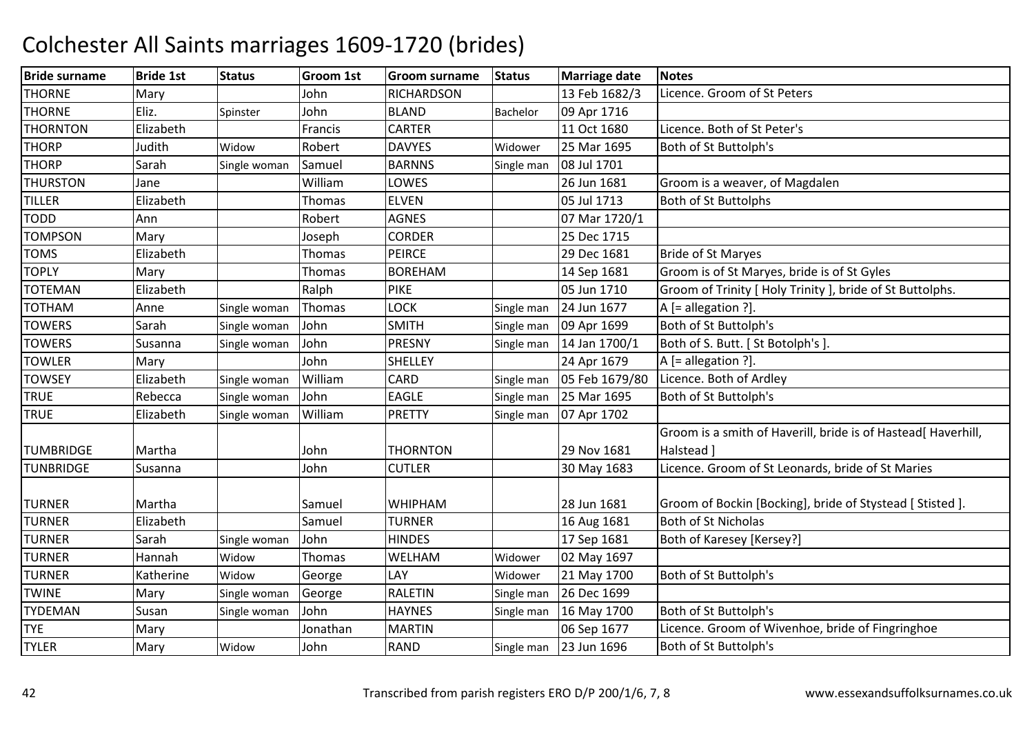# Colchester All Saints marriages 1609-1720 (brides)

| Bride surname | Bride 1st | Status | Groom 1st | Groom surname | Status | Marriage date | Notes |
|---|---|---|---|---|---|---|---|
| THORNE | Mary | | John | RICHARDSON | | 13 Feb 1682/3 | Licence. Groom of St Peters |
| THORNE | Eliz. | Spinster | John | BLAND | Bachelor | 09 Apr 1716 | |
| THORNTON | Elizabeth | | Francis | CARTER | | 11 Oct 1680 | Licence. Both of St Peter's |
| THORP | Judith | Widow | Robert | DAVYES | Widower | 25 Mar 1695 | Both of St Buttolph's |
| THORP | Sarah | Single woman | Samuel | BARNNS | Single man | 08 Jul 1701 | |
| THURSTON | Jane | | William | LOWES | | 26 Jun 1681 | Groom is a weaver, of Magdalen |
| TILLER | Elizabeth | | Thomas | ELVEN | | 05 Jul 1713 | Both of St Buttolphs |
| TODD | Ann | | Robert | AGNES | | 07 Mar 1720/1 | |
| TOMPSON | Mary | | Joseph | CORDER | | 25 Dec 1715 | |
| TOMS | Elizabeth | | Thomas | PEIRCE | | 29 Dec 1681 | Bride of St Maryes |
| TOPLY | Mary | | Thomas | BOREHAM | | 14 Sep 1681 | Groom is of St Maryes, bride is of St Gyles |
| TOTEMAN | Elizabeth | | Ralph | PIKE | | 05 Jun 1710 | Groom of Trinity [ Holy Trinity ], bride of St Buttolphs. |
| TOTHAM | Anne | Single woman | Thomas | LOCK | Single man | 24 Jun 1677 | A [= allegation ?]. |
| TOWERS | Sarah | Single woman | John | SMITH | Single man | 09 Apr 1699 | Both of St Buttolph's |
| TOWERS | Susanna | Single woman | John | PRESNY | Single man | 14 Jan 1700/1 | Both of S. Butt. [ St Botolph's ]. |
| TOWLER | Mary | | John | SHELLEY | | 24 Apr 1679 | A [= allegation ?]. |
| TOWSEY | Elizabeth | Single woman | William | CARD | Single man | 05 Feb 1679/80 | Licence. Both of Ardley |
| TRUE | Rebecca | Single woman | John | EAGLE | Single man | 25 Mar 1695 | Both of St Buttolph's |
| TRUE | Elizabeth | Single woman | William | PRETTY | Single man | 07 Apr 1702 | |
| TUMBRIDGE | Martha | | John | THORNTON | | 29 Nov 1681 | Groom is a smith of Haverill, bride is of Hastead[ Haverhill, Halstead ] |
| TUNBRIDGE | Susanna | | John | CUTLER | | 30 May 1683 | Licence. Groom of St Leonards, bride of St Maries |
| TURNER | Martha | | Samuel | WHIPHAM | | 28 Jun 1681 | Groom of Bockin [Bocking], bride of Stystead [ Stisted ]. |
| TURNER | Elizabeth | | Samuel | TURNER | | 16 Aug 1681 | Both of St Nicholas |
| TURNER | Sarah | Single woman | John | HINDES | | 17 Sep 1681 | Both of Karesey [Kersey?] |
| TURNER | Hannah | Widow | Thomas | WELHAM | Widower | 02 May 1697 | |
| TURNER | Katherine | Widow | George | LAY | Widower | 21 May 1700 | Both of St Buttolph's |
| TWINE | Mary | Single woman | George | RALETIN | Single man | 26 Dec 1699 | |
| TYDEMAN | Susan | Single woman | John | HAYNES | Single man | 16 May 1700 | Both of St Buttolph's |
| TYE | Mary | | Jonathan | MARTIN | | 06 Sep 1677 | Licence. Groom of Wivenhoe, bride of Fingringhoe |
| TYLER | Mary | Widow | John | RAND | Single man | 23 Jun 1696 | Both of St Buttolph's |

Transcribed from parish registers ERO D/P 200/1/6, 7, 8 www.essexandsuffolksurnames.co.uk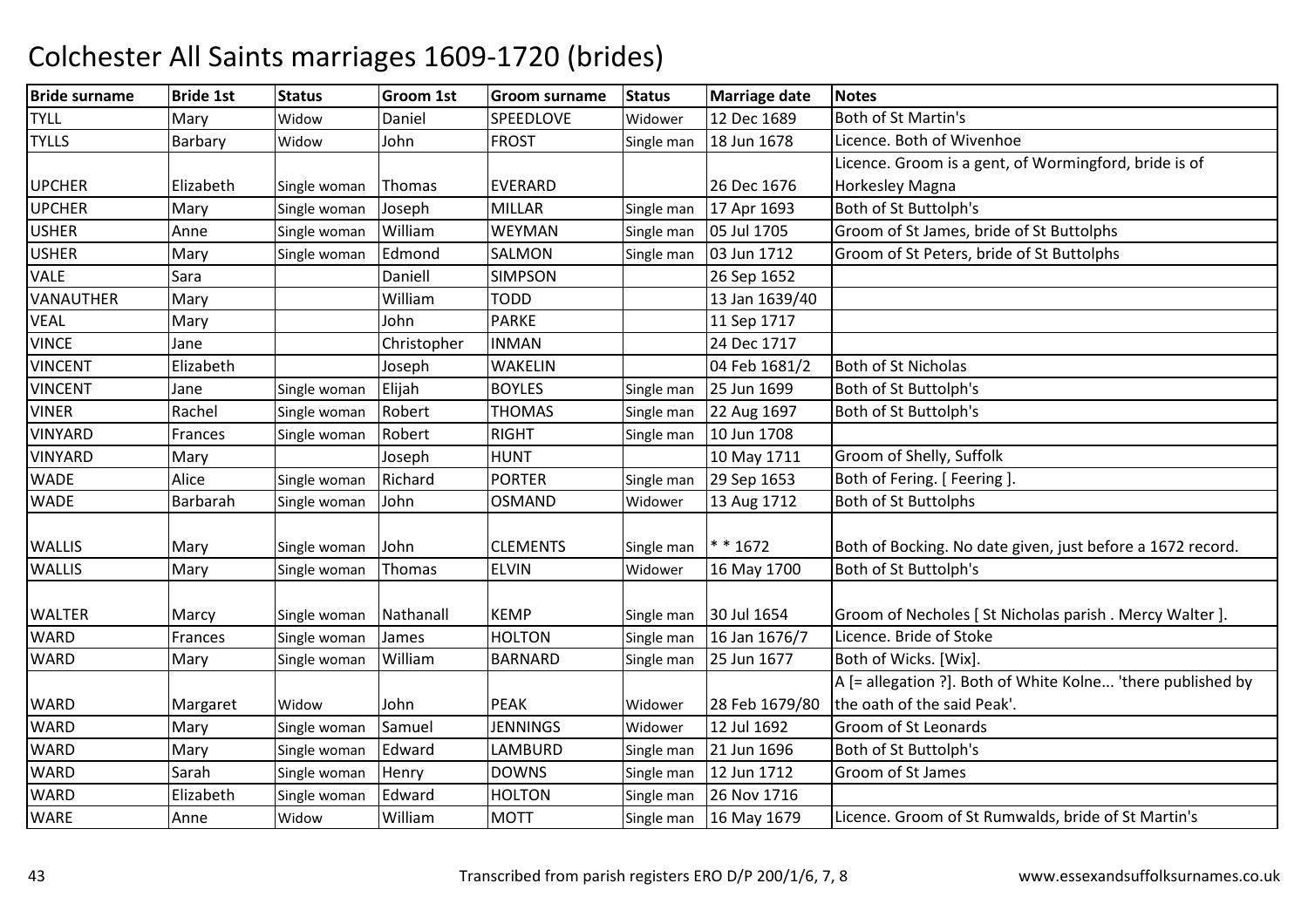# Colchester All Saints marriages 1609-1720 (brides)

| Bride surname | Bride 1st | Status | Groom 1st | Groom surname | Status | Marriage date | Notes |
|---|---|---|---|---|---|---|---|
| TYLL | Mary | Widow | Daniel | SPEEDLOVE | Widower | 12 Dec 1689 | Both of St Martin's |
| TYLLS | Barbary | Widow | John | FROST | Single man | 18 Jun 1678 | Licence. Both of Wivenhoe |
| UPCHER | Elizabeth | Single woman | Thomas | EVERARD | | 26 Dec 1676 | Licence. Groom is a gent, of Wormingford, bride is of Horkesley Magna |
| UPCHER | Mary | Single woman | Joseph | MILLAR | Single man | 17 Apr 1693 | Both of St Buttolph's |
| USHER | Anne | Single woman | William | WEYMAN | Single man | 05 Jul 1705 | Groom of St James, bride of St Buttolphs |
| USHER | Mary | Single woman | Edmond | SALMON | Single man | 03 Jun 1712 | Groom of St Peters, bride of St Buttolphs |
| VALE | Sara | | Daniell | SIMPSON | | 26 Sep 1652 | |
| VANAUTHER | Mary | | William | TODD | | 13 Jan 1639/40 | |
| VEAL | Mary | | John | PARKE | | 11 Sep 1717 | |
| VINCE | Jane | | Christopher | INMAN | | 24 Dec 1717 | |
| VINCENT | Elizabeth | | Joseph | WAKELIN | | 04 Feb 1681/2 | Both of St Nicholas |
| VINCENT | Jane | Single woman | Elijah | BOYLES | Single man | 25 Jun 1699 | Both of St Buttolph's |
| VINER | Rachel | Single woman | Robert | THOMAS | Single man | 22 Aug 1697 | Both of St Buttolph's |
| VINYARD | Frances | Single woman | Robert | RIGHT | Single man | 10 Jun 1708 | |
| VINYARD | Mary | | Joseph | HUNT | | 10 May 1711 | Groom of Shelly, Suffolk |
| WADE | Alice | Single woman | Richard | PORTER | Single man | 29 Sep 1653 | Both of Fering. [ Feering ]. |
| WADE | Barbarah | Single woman | John | OSMAND | Widower | 13 Aug 1712 | Both of St Buttolphs |
| WALLIS | Mary | Single woman | John | CLEMENTS | Single man | * * 1672 | Both of Bocking. No date given, just before a 1672 record. |
| WALLIS | Mary | Single woman | Thomas | ELVIN | Widower | 16 May 1700 | Both of St Buttolph's |
| WALTER | Marcy | Single woman | Nathanall | KEMP | Single man | 30 Jul 1654 | Groom of Necholes [ St Nicholas parish . Mercy Walter ]. |
| WARD | Frances | Single woman | James | HOLTON | Single man | 16 Jan 1676/7 | Licence. Bride of Stoke |
| WARD | Mary | Single woman | William | BARNARD | Single man | 25 Jun 1677 | Both of Wicks. [Wix]. |
| WARD | Margaret | Widow | John | PEAK | Widower | 28 Feb 1679/80 | A [= allegation ?]. Both of White Kolne... 'there published by the oath of the said Peak'. |
| WARD | Mary | Single woman | Samuel | JENNINGS | Widower | 12 Jul 1692 | Groom of St Leonards |
| WARD | Mary | Single woman | Edward | LAMBURD | Single man | 21 Jun 1696 | Both of St Buttolph's |
| WARD | Sarah | Single woman | Henry | DOWNS | Single man | 12 Jun 1712 | Groom of St James |
| WARD | Elizabeth | Single woman | Edward | HOLTON | Single man | 26 Nov 1716 | |
| WARE | Anne | Widow | William | MOTT | Single man | 16 May 1679 | Licence. Groom of St Rumwalds, bride of St Martin's |

Transcribed from parish registers ERO D/P 200/1/6, 7, 8

www.essexandsuffolksurnames.co.uk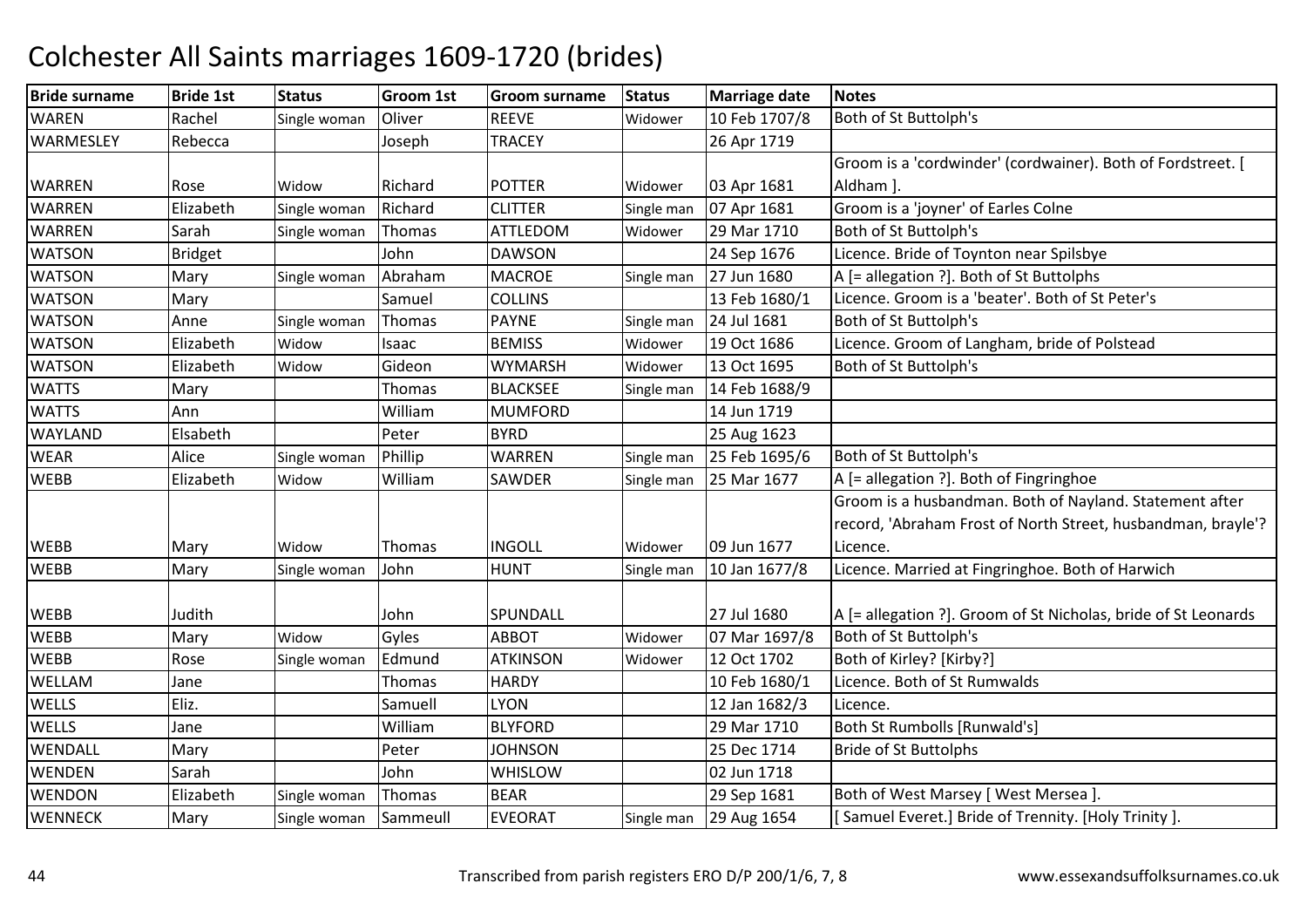# Colchester All Saints marriages 1609-1720 (brides)

| Bride surname | Bride 1st | Status | Groom 1st | Groom surname | Status | Marriage date | Notes |
|---|---|---|---|---|---|---|---|
| WAREN | Rachel | Single woman | Oliver | REEVE | Widower | 10 Feb 1707/8 | Both of St Buttolph's |
| WARMESLEY | Rebecca | | Joseph | TRACEY | | 26 Apr 1719 | |
| WARREN | Rose | Widow | Richard | POTTER | Widower | 03 Apr 1681 | Groom is a 'cordwinder' (cordwainer). Both of Fordstreet. [ Aldham ]. |
| WARREN | Elizabeth | Single woman | Richard | CLITTER | Single man | 07 Apr 1681 | Groom is a 'joyner' of Earles Colne |
| WARREN | Sarah | Single woman | Thomas | ATTLEDOM | Widower | 29 Mar 1710 | Both of St Buttolph's |
| WATSON | Bridget | | John | DAWSON | | 24 Sep 1676 | Licence. Bride of Toynton near Spilsbye |
| WATSON | Mary | Single woman | Abraham | MACROE | Single man | 27 Jun 1680 | A [= allegation ?]. Both of St Buttolphs |
| WATSON | Mary | | Samuel | COLLINS | | 13 Feb 1680/1 | Licence. Groom is a 'beater'. Both of St Peter's |
| WATSON | Anne | Single woman | Thomas | PAYNE | Single man | 24 Jul 1681 | Both of St Buttolph's |
| WATSON | Elizabeth | Widow | Isaac | BEMISS | Widower | 19 Oct 1686 | Licence. Groom of Langham, bride of Polstead |
| WATSON | Elizabeth | Widow | Gideon | WYMARSH | Widower | 13 Oct 1695 | Both of St Buttolph's |
| WATTS | Mary | | Thomas | BLACKSEE | Single man | 14 Feb 1688/9 | |
| WATTS | Ann | | William | MUMFORD | | 14 Jun 1719 | |
| WAYLAND | Elsabeth | | Peter | BYRD | | 25 Aug 1623 | |
| WEAR | Alice | Single woman | Phillip | WARREN | Single man | 25 Feb 1695/6 | Both of St Buttolph's |
| WEBB | Elizabeth | Widow | William | SAWDER | Single man | 25 Mar 1677 | A [= allegation ?]. Both of Fingringhoe |
| WEBB | Mary | Widow | Thomas | INGOLL | Widower | 09 Jun 1677 | Groom is a husbandman. Both of Nayland. Statement after record, 'Abraham Frost of North Street, husbandman, brayle'? Licence. |
| WEBB | Mary | Single woman | John | HUNT | Single man | 10 Jan 1677/8 | Licence. Married at Fingringhoe. Both of Harwich |
| WEBB | Judith | | John | SPUNDALL | | 27 Jul 1680 | A [= allegation ?]. Groom of St Nicholas, bride of St Leonards |
| WEBB | Mary | Widow | Gyles | ABBOT | Widower | 07 Mar 1697/8 | Both of St Buttolph's |
| WEBB | Rose | Single woman | Edmund | ATKINSON | Widower | 12 Oct 1702 | Both of Kirley? [Kirby?] |
| WELLAM | Jane | | Thomas | HARDY | | 10 Feb 1680/1 | Licence. Both of St Rumwalds |
| WELLS | Eliz. | | Samuell | LYON | | 12 Jan 1682/3 | Licence. |
| WELLS | Jane | | William | BLYFORD | | 29 Mar 1710 | Both St Rumbolls [Runwald's] |
| WENDALL | Mary | | Peter | JOHNSON | | 25 Dec 1714 | Bride of St Buttolphs |
| WENDEN | Sarah | | John | WHISLOW | | 02 Jun 1718 | |
| WENDON | Elizabeth | Single woman | Thomas | BEAR | | 29 Sep 1681 | Both of West Marsey [ West Mersea ]. |
| WENNECK | Mary | Single woman | Sammeull | EVEORAT | Single man | 29 Aug 1654 | [ Samuel Everet.] Bride of Trennity. [Holy Trinity ]. |

Transcribed from parish registers ERO D/P 200/1/6, 7, 8 — www.essexandsuffolksurnames.co.uk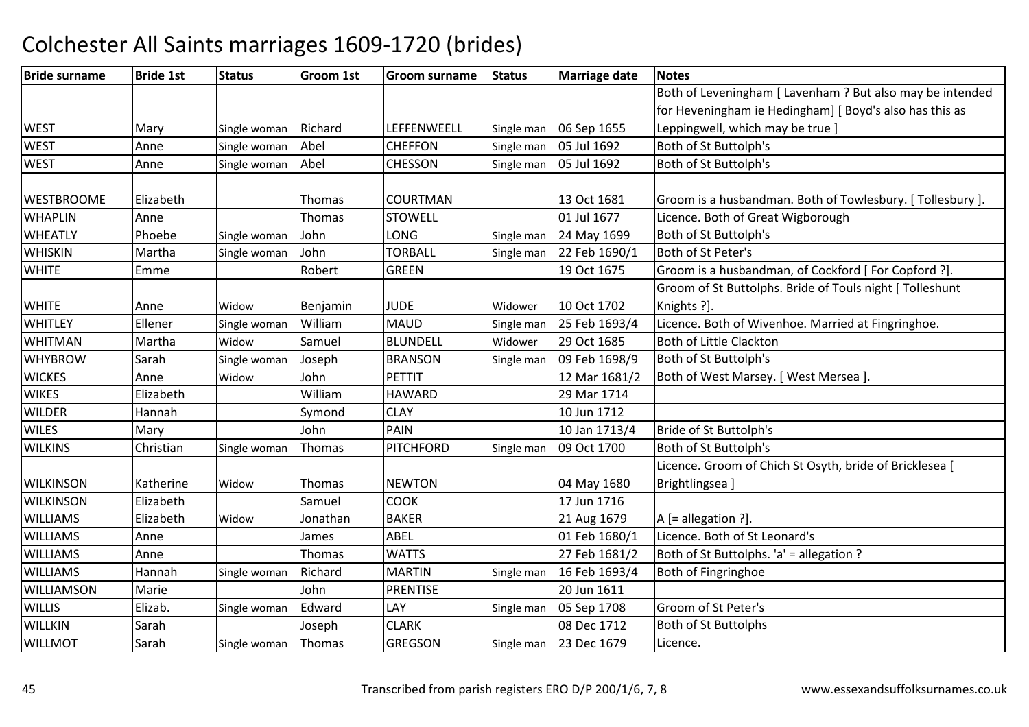# Colchester All Saints marriages 1609-1720 (brides)

| Bride surname | Bride 1st | Status | Groom 1st | Groom surname | Status | Marriage date | Notes |
|---|---|---|---|---|---|---|---|
| WEST | Mary | Single woman | Richard | LEFFENWEELL | Single man | 06 Sep 1655 | Both of Leveningham [ Lavenham ? But also may be intended for Heveningham ie Hedingham] [ Boyd's also has this as Leppingwell, which may be true ] |
| WEST | Anne | Single woman | Abel | CHEFFON | Single man | 05 Jul 1692 | Both of St Buttolph's |
| WEST | Anne | Single woman | Abel | CHESSON | Single man | 05 Jul 1692 | Both of St Buttolph's |
| WESTBROOME | Elizabeth | | Thomas | COURTMAN | | 13 Oct 1681 | Groom is a husbandman. Both of Towlesbury. [ Tollesbury ]. |
| WHAPLIN | Anne | | Thomas | STOWELL | | 01 Jul 1677 | Licence. Both of Great Wigborough |
| WHEATLY | Phoebe | Single woman | John | LONG | Single man | 24 May 1699 | Both of St Buttolph's |
| WHISKIN | Martha | Single woman | John | TORBALL | Single man | 22 Feb 1690/1 | Both of St Peter's |
| WHITE | Emme | | Robert | GREEN | | 19 Oct 1675 | Groom is a husbandman, of Cockford [ For Copford ?]. |
| WHITE | Anne | Widow | Benjamin | JUDE | Widower | 10 Oct 1702 | Groom of St Buttolphs. Bride of Touls night [ Tolleshunt Knights ?]. |
| WHITLEY | Ellener | Single woman | William | MAUD | Single man | 25 Feb 1693/4 | Licence. Both of Wivenhoe. Married at Fingringhoe. |
| WHITMAN | Martha | Widow | Samuel | BLUNDELL | Widower | 29 Oct 1685 | Both of Little Clackton |
| WHYBROW | Sarah | Single woman | Joseph | BRANSON | Single man | 09 Feb 1698/9 | Both of St Buttolph's |
| WICKES | Anne | Widow | John | PETTIT | | 12 Mar 1681/2 | Both of West Marsey. [ West Mersea ]. |
| WIKES | Elizabeth | | William | HAWARD | | 29 Mar 1714 | |
| WILDER | Hannah | | Symond | CLAY | | 10 Jun 1712 | |
| WILES | Mary | | John | PAIN | | 10 Jan 1713/4 | Bride of St Buttolph's |
| WILKINS | Christian | Single woman | Thomas | PITCHFORD | Single man | 09 Oct 1700 | Both of St Buttolph's |
| WILKINSON | Katherine | Widow | Thomas | NEWTON | | 04 May 1680 | Licence. Groom of Chich St Osyth, bride of Bricklesea [ Brightlingsea ] |
| WILKINSON | Elizabeth | | Samuel | COOK | | 17 Jun 1716 | |
| WILLIAMS | Elizabeth | Widow | Jonathan | BAKER | | 21 Aug 1679 | A [= allegation ?]. |
| WILLIAMS | Anne | | James | ABEL | | 01 Feb 1680/1 | Licence. Both of St Leonard's |
| WILLIAMS | Anne | | Thomas | WATTS | | 27 Feb 1681/2 | Both of St Buttolphs. 'a' = allegation ? |
| WILLIAMS | Hannah | Single woman | Richard | MARTIN | Single man | 16 Feb 1693/4 | Both of Fingringhoe |
| WILLIAMSON | Marie | | John | PRENTISE | | 20 Jun 1611 | |
| WILLIS | Elizab. | Single woman | Edward | LAY | Single man | 05 Sep 1708 | Groom of St Peter's |
| WILLKIN | Sarah | | Joseph | CLARK | | 08 Dec 1712 | Both of St Buttolphs |
| WILLMOT | Sarah | Single woman | Thomas | GREGSON | Single man | 23 Dec 1679 | Licence. |

Transcribed from parish registers ERO D/P 200/1/6, 7, 8 www.essexandsuffolksurnames.co.uk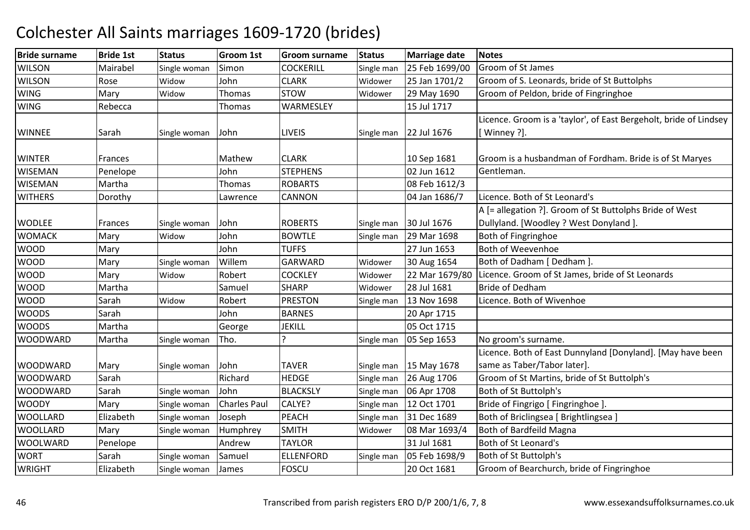# Colchester All Saints marriages 1609-1720 (brides)

| Bride surname | Bride 1st | Status | Groom 1st | Groom surname | Status | Marriage date | Notes |
|---|---|---|---|---|---|---|---|
| WILSON | Mairabel | Single woman | Simon | COCKERILL | Single man | 25 Feb 1699/00 | Groom of St James |
| WILSON | Rose | Widow | John | CLARK | Widower | 25 Jan 1701/2 | Groom of S. Leonards, bride of St Buttolphs |
| WING | Mary | Widow | Thomas | STOW | Widower | 29 May 1690 | Groom of Peldon, bride of Fingringhoe |
| WING | Rebecca | | Thomas | WARMESLEY | | 15 Jul 1717 | |
| WINNEE | Sarah | Single woman | John | LIVEIS | Single man | 22 Jul 1676 | Licence. Groom is a 'taylor', of East Bergeholt, bride of Lindsey [ Winney ?]. |
| WINTER | Frances | | Mathew | CLARK | | 10 Sep 1681 | Groom is a husbandman of Fordham. Bride is of St Maryes |
| WISEMAN | Penelope | | John | STEPHENS | | 02 Jun 1612 | Gentleman. |
| WISEMAN | Martha | | Thomas | ROBARTS | | 08 Feb 1612/3 | |
| WITHERS | Dorothy | | Lawrence | CANNON | | 04 Jan 1686/7 | Licence. Both of St Leonard's |
| WODLEE | Frances | Single woman | John | ROBERTS | Single man | 30 Jul 1676 | A [= allegation ?]. Groom of St Buttolphs Bride of West Dullyland. [Woodley ? West Donyland ]. |
| WOMACK | Mary | Widow | John | BOWTLE | Single man | 29 Mar 1698 | Both of Fingringhoe |
| WOOD | Mary | | John | TUFFS | | 27 Jun 1653 | Both of Weevenhoe |
| WOOD | Mary | Single woman | Willem | GARWARD | Widower | 30 Aug 1654 | Both of Dadham [ Dedham ]. |
| WOOD | Mary | Widow | Robert | COCKLEY | Widower | 22 Mar 1679/80 | Licence. Groom of St James, bride of St Leonards |
| WOOD | Martha | | Samuel | SHARP | Widower | 28 Jul 1681 | Bride of Dedham |
| WOOD | Sarah | Widow | Robert | PRESTON | Single man | 13 Nov 1698 | Licence. Both of Wivenhoe |
| WOODS | Sarah | | John | BARNES | | 20 Apr 1715 | |
| WOODS | Martha | | George | JEKILL | | 05 Oct 1715 | |
| WOODWARD | Martha | Single woman | Tho. | ? | Single man | 05 Sep 1653 | No groom's surname. |
| WOODWARD | Mary | Single woman | John | TAVER | Single man | 15 May 1678 | Licence. Both of East Dunnyland [Donyland]. [May have been same as Taber/Tabor later]. |
| WOODWARD | Sarah | | Richard | HEDGE | Single man | 26 Aug 1706 | Groom of St Martins, bride of St Buttolph's |
| WOODWARD | Sarah | Single woman | John | BLACKSLY | Single man | 06 Apr 1708 | Both of St Buttolph's |
| WOODY | Mary | Single woman | Charles Paul | CALYE? | Single man | 12 Oct 1701 | Bride of Fingrigo [ Fingringhoe ]. |
| WOOLLARD | Elizabeth | Single woman | Joseph | PEACH | Single man | 31 Dec 1689 | Both of Briclingsea [ Brightlingsea ] |
| WOOLLARD | Mary | Single woman | Humphrey | SMITH | Widower | 08 Mar 1693/4 | Both of Bardfeild Magna |
| WOOLWARD | Penelope | | Andrew | TAYLOR | | 31 Jul 1681 | Both of St Leonard's |
| WORT | Sarah | Single woman | Samuel | ELLENFORD | Single man | 05 Feb 1698/9 | Both of St Buttolph's |
| WRIGHT | Elizabeth | Single woman | James | FOSCU | | 20 Oct 1681 | Groom of Bearchurch, bride of Fingringhoe |

Transcribed from parish registers ERO D/P 200/1/6, 7, 8

www.essexandsuffolksurnames.co.uk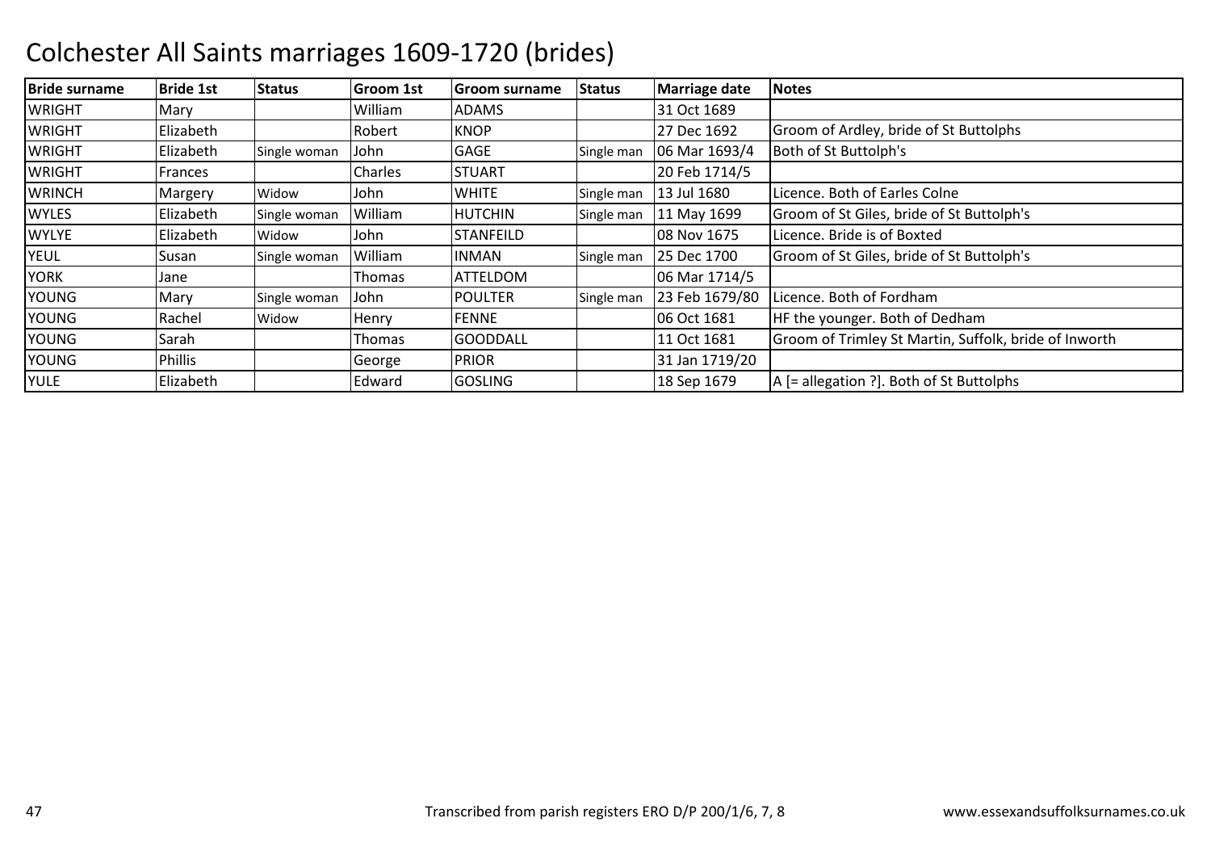# Colchester All Saints marriages 1609-1720 (brides)

| Bride surname | Bride 1st | Status | Groom 1st | Groom surname | Status | Marriage date | Notes |
|---|---|---|---|---|---|---|---|
| WRIGHT | Mary | | William | ADAMS | | 31 Oct 1689 | |
| WRIGHT | Elizabeth | | Robert | KNOP | | 27 Dec 1692 | Groom of Ardley, bride of St Buttolphs |
| WRIGHT | Elizabeth | Single woman | John | GAGE | Single man | 06 Mar 1693/4 | Both of St Buttolph's |
| WRIGHT | Frances | | Charles | STUART | | 20 Feb 1714/5 | |
| WRINCH | Margery | Widow | John | WHITE | Single man | 13 Jul 1680 | Licence. Both of Earles Colne |
| WYLES | Elizabeth | Single woman | William | HUTCHIN | Single man | 11 May 1699 | Groom of St Giles, bride of St Buttolph's |
| WYLYE | Elizabeth | Widow | John | STANFEILD | | 08 Nov 1675 | Licence. Bride is of Boxted |
| YEUL | Susan | Single woman | William | INMAN | Single man | 25 Dec 1700 | Groom of St Giles, bride of St Buttolph's |
| YORK | Jane | | Thomas | ATTELDOM | | 06 Mar 1714/5 | |
| YOUNG | Mary | Single woman | John | POULTER | Single man | 23 Feb 1679/80 | Licence. Both of Fordham |
| YOUNG | Rachel | Widow | Henry | FENNE | | 06 Oct 1681 | HF the younger. Both of Dedham |
| YOUNG | Sarah | | Thomas | GOODDALL | | 11 Oct 1681 | Groom of Trimley St Martin, Suffolk, bride of Inworth |
| YOUNG | Phillis | | George | PRIOR | | 31 Jan 1719/20 | |
| YULE | Elizabeth | | Edward | GOSLING | | 18 Sep 1679 | A [= allegation ?]. Both of St Buttolphs |

Transcribed from parish registers ERO D/P 200/1/6, 7, 8

www.essexandsuffolksurnames.co.uk